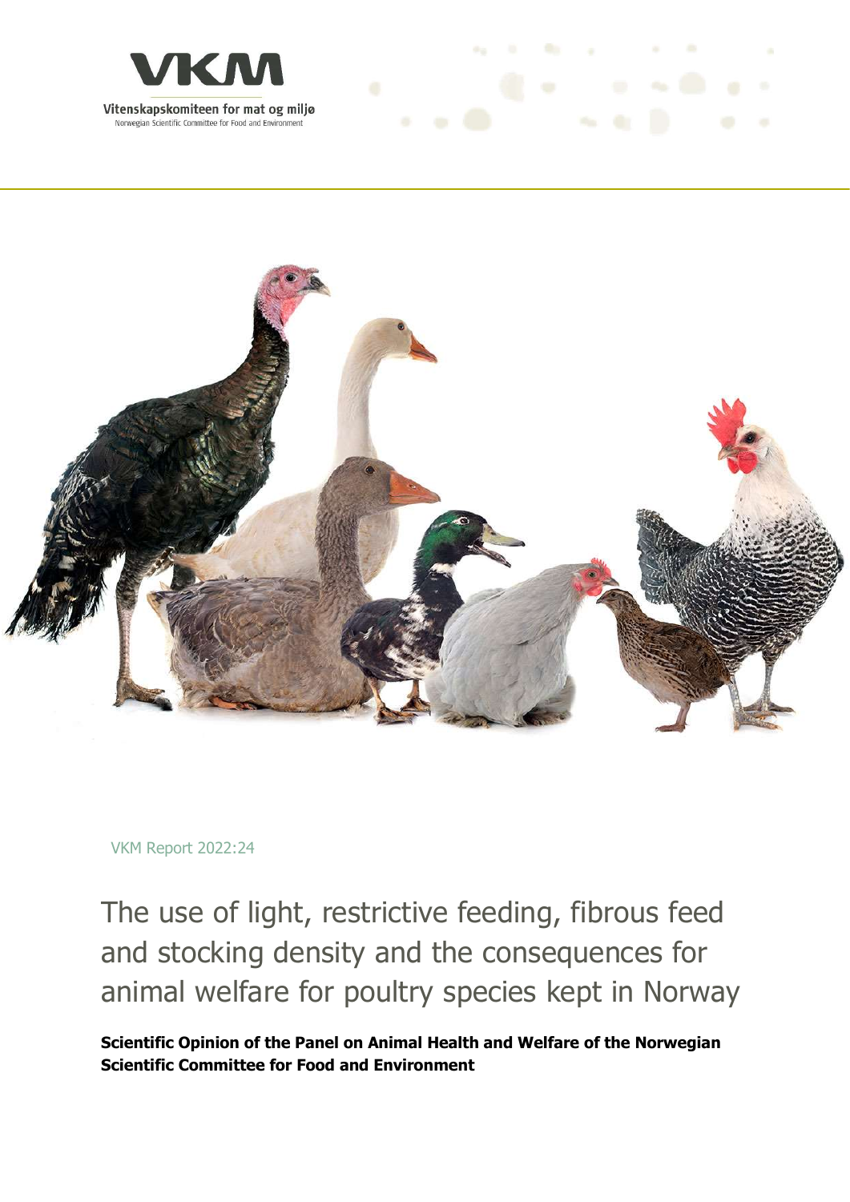VKM

Vitenskapskomiteen for mat og miljø

Norwegian Scientific Committee for Food and Environment

VKM Report 2022:24

# The use of light, restrictive feeding, fibrous feed and stocking density and the consequences for animal welfare for poultry species kept in Norway

**Scientific Opinion of the Panel on Animal Health and Welfare of the Norwegian Scientific Committee for Food and Environment**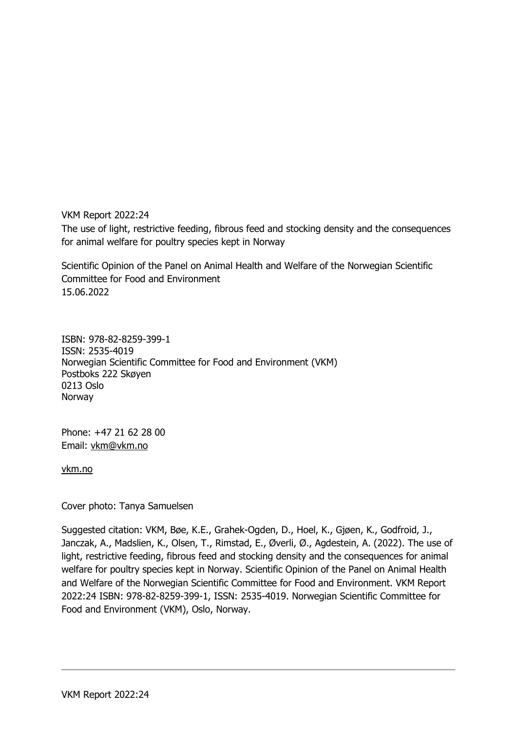VKM Report 2022:24

The use of light, restrictive feeding, fibrous feed and stocking density and the consequences for animal welfare for poultry species kept in Norway

Scientific Opinion of the Panel on Animal Health and Welfare of the Norwegian Scientific Committee for Food and Environment
15.06.2022

ISBN: 978-82-8259-399-1
ISSN: 2535-4019
Norwegian Scientific Committee for Food and Environment (VKM)
Postboks 222 Skøyen
0213 Oslo
Norway

Phone: +47 21 62 28 00
Email: vkm@vkm.no

vkm.no

Cover photo: Tanya Samuelsen

Suggested citation: VKM, Bøe, K.E., Grahek-Ogden, D., Hoel, K., Gjøen, K., Godfroid, J., Janczak, A., Madslien, K., Olsen, T., Rimstad, E., Øverli, Ø., Agdestein, A. (2022). The use of light, restrictive feeding, fibrous feed and stocking density and the consequences for animal welfare for poultry species kept in Norway. Scientific Opinion of the Panel on Animal Health and Welfare of the Norwegian Scientific Committee for Food and Environment. VKM Report 2022:24 ISBN: 978-82-8259-399-1, ISSN: 2535-4019. Norwegian Scientific Committee for Food and Environment (VKM), Oslo, Norway.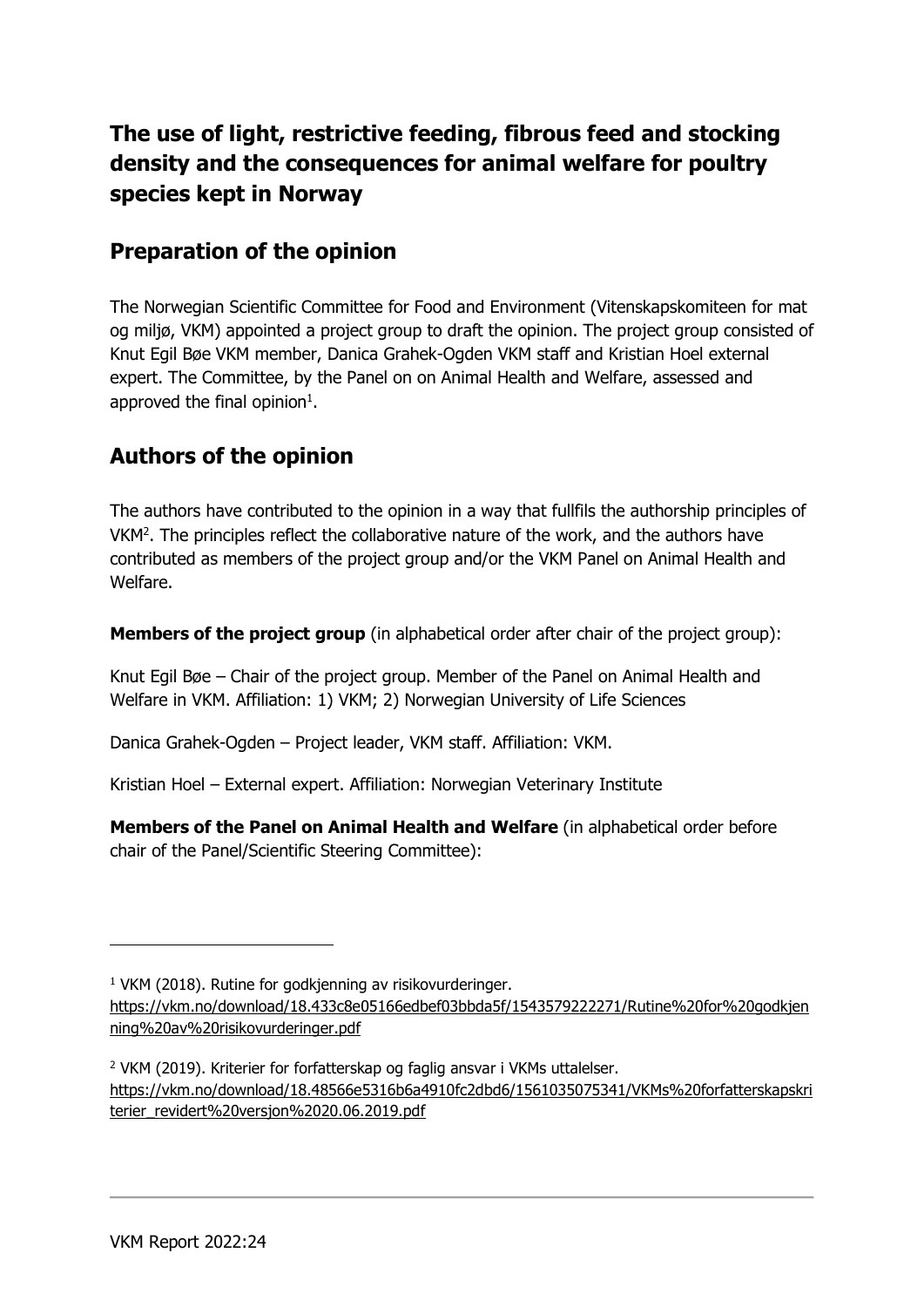# The use of light, restrictive feeding, fibrous feed and stocking density and the consequences for animal welfare for poultry species kept in Norway

## Preparation of the opinion

The Norwegian Scientific Committee for Food and Environment (Vitenskapskomiteen for mat og miljø, VKM) appointed a project group to draft the opinion. The project group consisted of Knut Egil Bøe VKM member, Danica Grahek-Ogden VKM staff and Kristian Hoel external expert. The Committee, by the Panel on on Animal Health and Welfare, assessed and approved the final opinion[1].

## Authors of the opinion

The authors have contributed to the opinion in a way that fullfils the authorship principles of VKM[2]. The principles reflect the collaborative nature of the work, and the authors have contributed as members of the project group and/or the VKM Panel on Animal Health and Welfare.

**Members of the project group** (in alphabetical order after chair of the project group):

Knut Egil Bøe – Chair of the project group. Member of the Panel on Animal Health and Welfare in VKM. Affiliation: 1) VKM; 2) Norwegian University of Life Sciences

Danica Grahek-Ogden – Project leader, VKM staff. Affiliation: VKM.

Kristian Hoel – External expert. Affiliation: Norwegian Veterinary Institute

**Members of the Panel on Animal Health and Welfare** (in alphabetical order before chair of the Panel/Scientific Steering Committee):

---

[1] VKM (2018). Rutine for godkjenning av risikovurderinger. https://vkm.no/download/18.433c8e05166edbef03bbda5f/1543579222271/Rutine%20for%20godkjenning%20av%20risikovurderinger.pdf

[2] VKM (2019). Kriterier for forfatterskap og faglig ansvar i VKMs uttalelser. https://vkm.no/download/18.48566e5316b6a4910fc2dbd6/1561035075341/VKMs%20forfatterskapskriterier_revidert%20versjon%2020.06.2019.pdf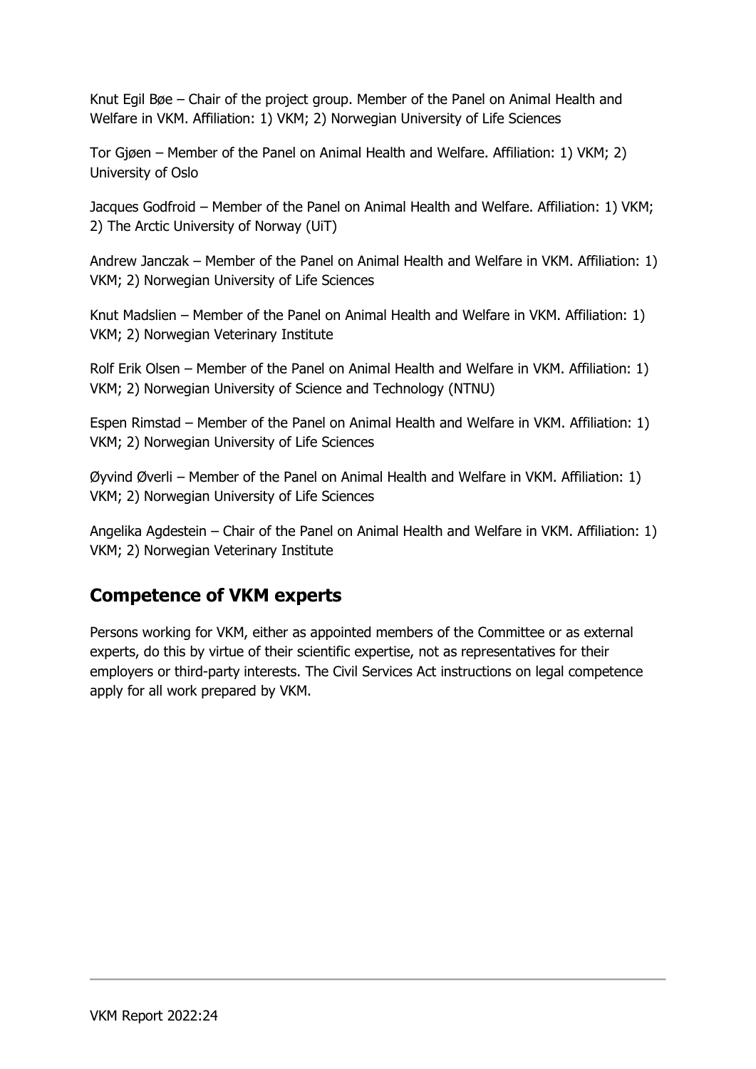Knut Egil Bøe – Chair of the project group. Member of the Panel on Animal Health and Welfare in VKM. Affiliation: 1) VKM; 2) Norwegian University of Life Sciences

Tor Gjøen – Member of the Panel on Animal Health and Welfare. Affiliation: 1) VKM; 2) University of Oslo

Jacques Godfroid – Member of the Panel on Animal Health and Welfare. Affiliation: 1) VKM; 2) The Arctic University of Norway (UiT)

Andrew Janczak – Member of the Panel on Animal Health and Welfare in VKM. Affiliation: 1) VKM; 2) Norwegian University of Life Sciences

Knut Madslien – Member of the Panel on Animal Health and Welfare in VKM. Affiliation: 1) VKM; 2) Norwegian Veterinary Institute

Rolf Erik Olsen – Member of the Panel on Animal Health and Welfare in VKM. Affiliation: 1) VKM; 2) Norwegian University of Science and Technology (NTNU)

Espen Rimstad – Member of the Panel on Animal Health and Welfare in VKM. Affiliation: 1) VKM; 2) Norwegian University of Life Sciences

Øyvind Øverli – Member of the Panel on Animal Health and Welfare in VKM. Affiliation: 1) VKM; 2) Norwegian University of Life Sciences

Angelika Agdestein – Chair of the Panel on Animal Health and Welfare in VKM. Affiliation: 1) VKM; 2) Norwegian Veterinary Institute

## Competence of VKM experts

Persons working for VKM, either as appointed members of the Committee or as external experts, do this by virtue of their scientific expertise, not as representatives for their employers or third-party interests. The Civil Services Act instructions on legal competence apply for all work prepared by VKM.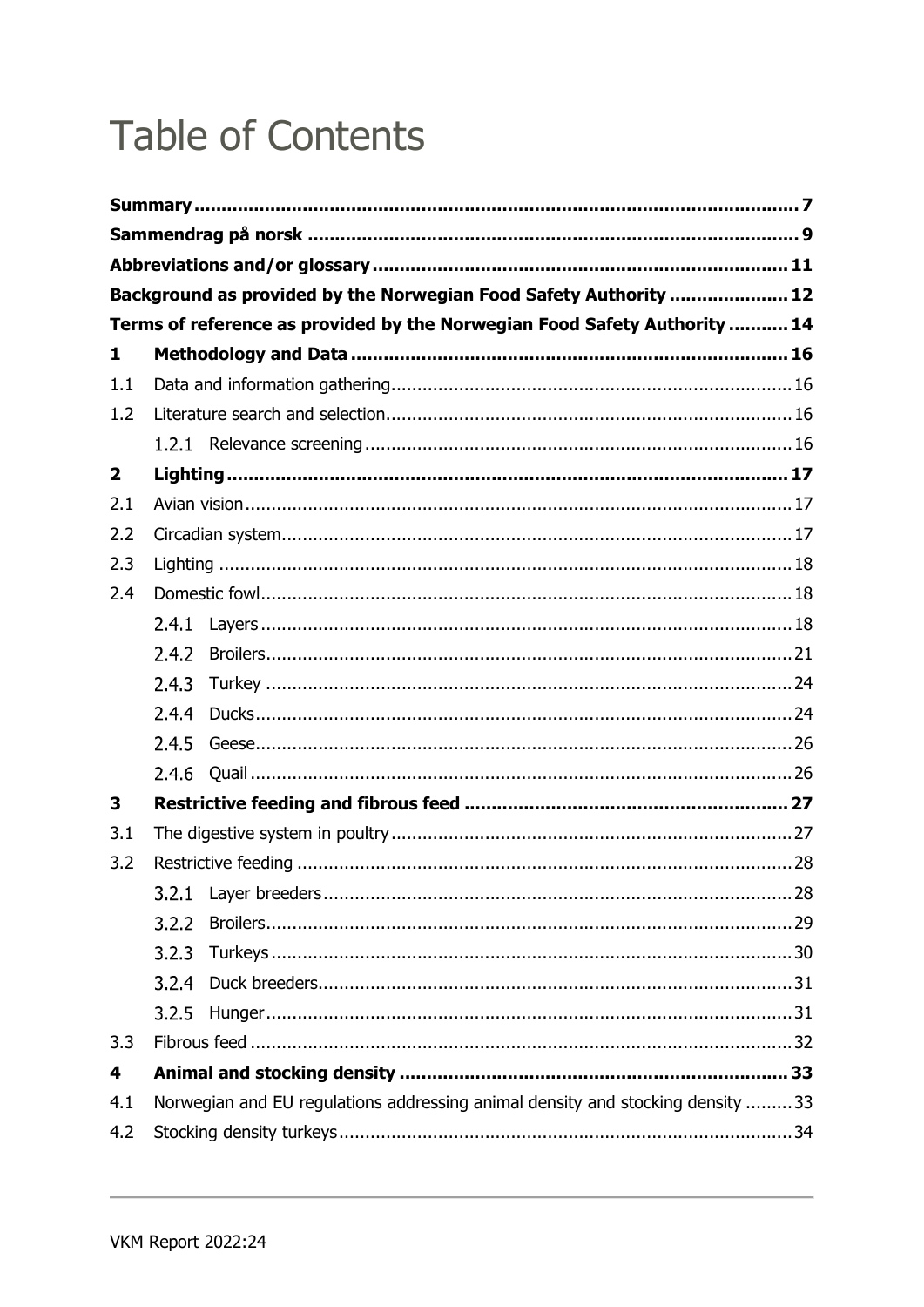# Table of Contents

**Summary** ........................................................................................................ **7**

**Sammendrag på norsk** ........................................................................................ **9**

**Abbreviations and/or glossary** ............................................................................ **11**

**Background as provided by the Norwegian Food Safety Authority** ........................ **12**

**Terms of reference as provided by the Norwegian Food Safety Authority** ............. **14**

**1 Methodology and Data** ..................................................................................... **16**

1.1 Data and information gathering ........................................................................ 16

1.2 Literature search and selection ......................................................................... 16

1.2.1 Relevance screening ...................................................................................... 16

**2 Lighting** .......................................................................................................... **17**

2.1 Avian vision ..................................................................................................... 17

2.2 Circadian system ............................................................................................. 17

2.3 Lighting .......................................................................................................... 18

2.4 Domestic fowl .................................................................................................. 18

2.4.1 Layers ......................................................................................................... 18

2.4.2 Broilers ........................................................................................................ 21

2.4.3 Turkey ......................................................................................................... 24

2.4.4 Ducks .......................................................................................................... 24

2.4.5 Geese .......................................................................................................... 26

2.4.6 Quail ........................................................................................................... 26

**3 Restrictive feeding and fibrous feed** ................................................................ **27**

3.1 The digestive system in poultry ......................................................................... 27

3.2 Restrictive feeding ........................................................................................... 28

3.2.1 Layer breeders ............................................................................................. 28

3.2.2 Broilers ........................................................................................................ 29

3.2.3 Turkeys ....................................................................................................... 30

3.2.4 Duck breeders .............................................................................................. 31

3.2.5 Hunger ........................................................................................................ 31

3.3 Fibrous feed .................................................................................................... 32

**4 Animal and stocking density** ........................................................................... **33**

4.1 Norwegian and EU regulations addressing animal density and stocking density ......... 33

4.2 Stocking density turkeys ................................................................................... 34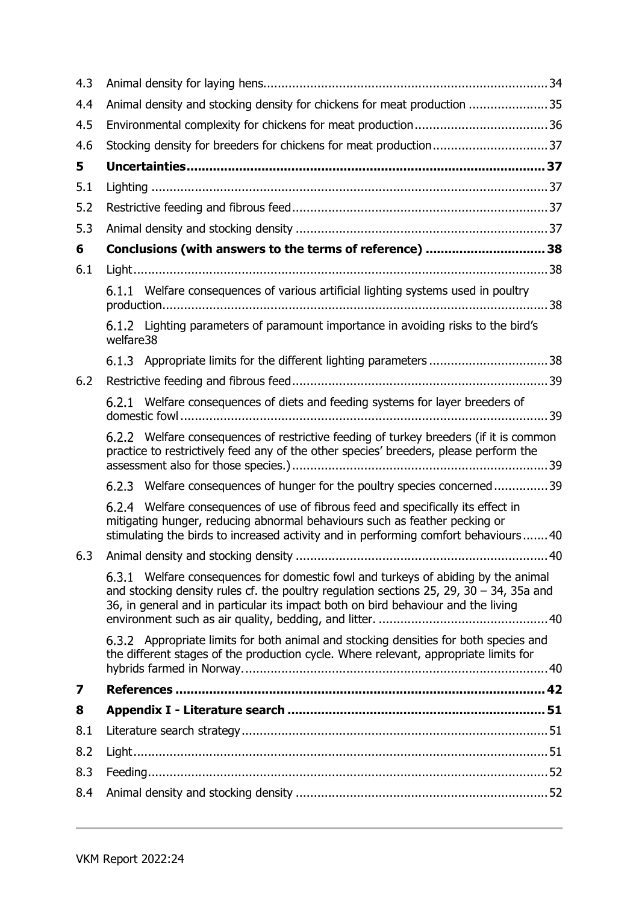| | | |
|---|---|---|
| 4.3 | Animal density for laying hens | 34 |
| 4.4 | Animal density and stocking density for chickens for meat production | 35 |
| 4.5 | Environmental complexity for chickens for meat production | 36 |
| 4.6 | Stocking density for breeders for chickens for meat production | 37 |
| **5** | **Uncertainties** | **37** |
| 5.1 | Lighting | 37 |
| 5.2 | Restrictive feeding and fibrous feed | 37 |
| 5.3 | Animal density and stocking density | 37 |
| **6** | **Conclusions (with answers to the terms of reference)** | **38** |
| 6.1 | Light | 38 |
| | 6.1.1 Welfare consequences of various artificial lighting systems used in poultry production | 38 |
| | 6.1.2 Lighting parameters of paramount importance in avoiding risks to the bird's welfare | 38 |
| | 6.1.3 Appropriate limits for the different lighting parameters | 38 |
| 6.2 | Restrictive feeding and fibrous feed | 39 |
| | 6.2.1 Welfare consequences of diets and feeding systems for layer breeders of domestic fowl | 39 |
| | 6.2.2 Welfare consequences of restrictive feeding of turkey breeders (if it is common practice to restrictively feed any of the other species' breeders, please perform the assessment also for those species.) | 39 |
| | 6.2.3 Welfare consequences of hunger for the poultry species concerned | 39 |
| | 6.2.4 Welfare consequences of use of fibrous feed and specifically its effect in mitigating hunger, reducing abnormal behaviours such as feather pecking or stimulating the birds to increased activity and in performing comfort behaviours | 40 |
| 6.3 | Animal density and stocking density | 40 |
| | 6.3.1 Welfare consequences for domestic fowl and turkeys of abiding by the animal and stocking density rules cf. the poultry regulation sections 25, 29, 30 – 34, 35a and 36, in general and in particular its impact both on bird behaviour and the living environment such as air quality, bedding, and litter. | 40 |
| | 6.3.2 Appropriate limits for both animal and stocking densities for both species and the different stages of the production cycle. Where relevant, appropriate limits for hybrids farmed in Norway. | 40 |
| **7** | **References** | **42** |
| **8** | **Appendix I - Literature search** | **51** |
| 8.1 | Literature search strategy | 51 |
| 8.2 | Light | 51 |
| 8.3 | Feeding | 52 |
| 8.4 | Animal density and stocking density | 52 |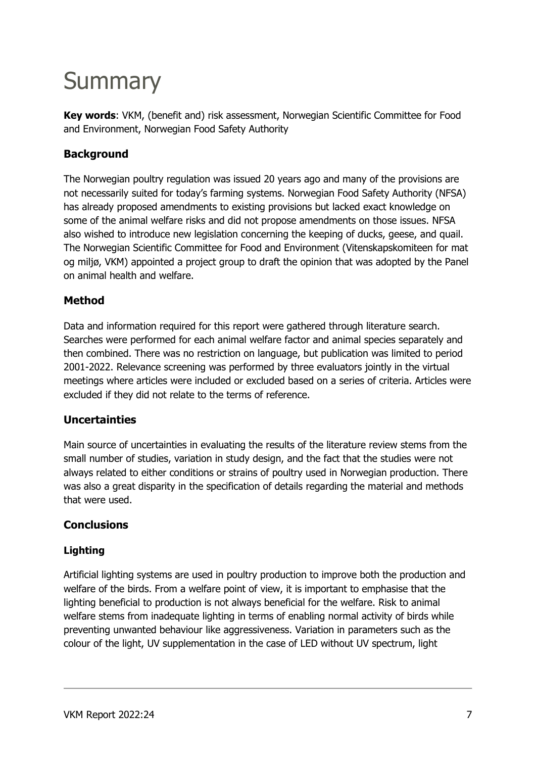# Summary

**Key words**: VKM, (benefit and) risk assessment, Norwegian Scientific Committee for Food and Environment, Norwegian Food Safety Authority

## Background

The Norwegian poultry regulation was issued 20 years ago and many of the provisions are not necessarily suited for today's farming systems. Norwegian Food Safety Authority (NFSA) has already proposed amendments to existing provisions but lacked exact knowledge on some of the animal welfare risks and did not propose amendments on those issues. NFSA also wished to introduce new legislation concerning the keeping of ducks, geese, and quail. The Norwegian Scientific Committee for Food and Environment (Vitenskapskomiteen for mat og miljø, VKM) appointed a project group to draft the opinion that was adopted by the Panel on animal health and welfare.

## Method

Data and information required for this report were gathered through literature search. Searches were performed for each animal welfare factor and animal species separately and then combined. There was no restriction on language, but publication was limited to period 2001-2022. Relevance screening was performed by three evaluators jointly in the virtual meetings where articles were included or excluded based on a series of criteria. Articles were excluded if they did not relate to the terms of reference.

## Uncertainties

Main source of uncertainties in evaluating the results of the literature review stems from the small number of studies, variation in study design, and the fact that the studies were not always related to either conditions or strains of poultry used in Norwegian production. There was also a great disparity in the specification of details regarding the material and methods that were used.

## Conclusions

### Lighting

Artificial lighting systems are used in poultry production to improve both the production and welfare of the birds. From a welfare point of view, it is important to emphasise that the lighting beneficial to production is not always beneficial for the welfare. Risk to animal welfare stems from inadequate lighting in terms of enabling normal activity of birds while preventing unwanted behaviour like aggressiveness. Variation in parameters such as the colour of the light, UV supplementation in the case of LED without UV spectrum, light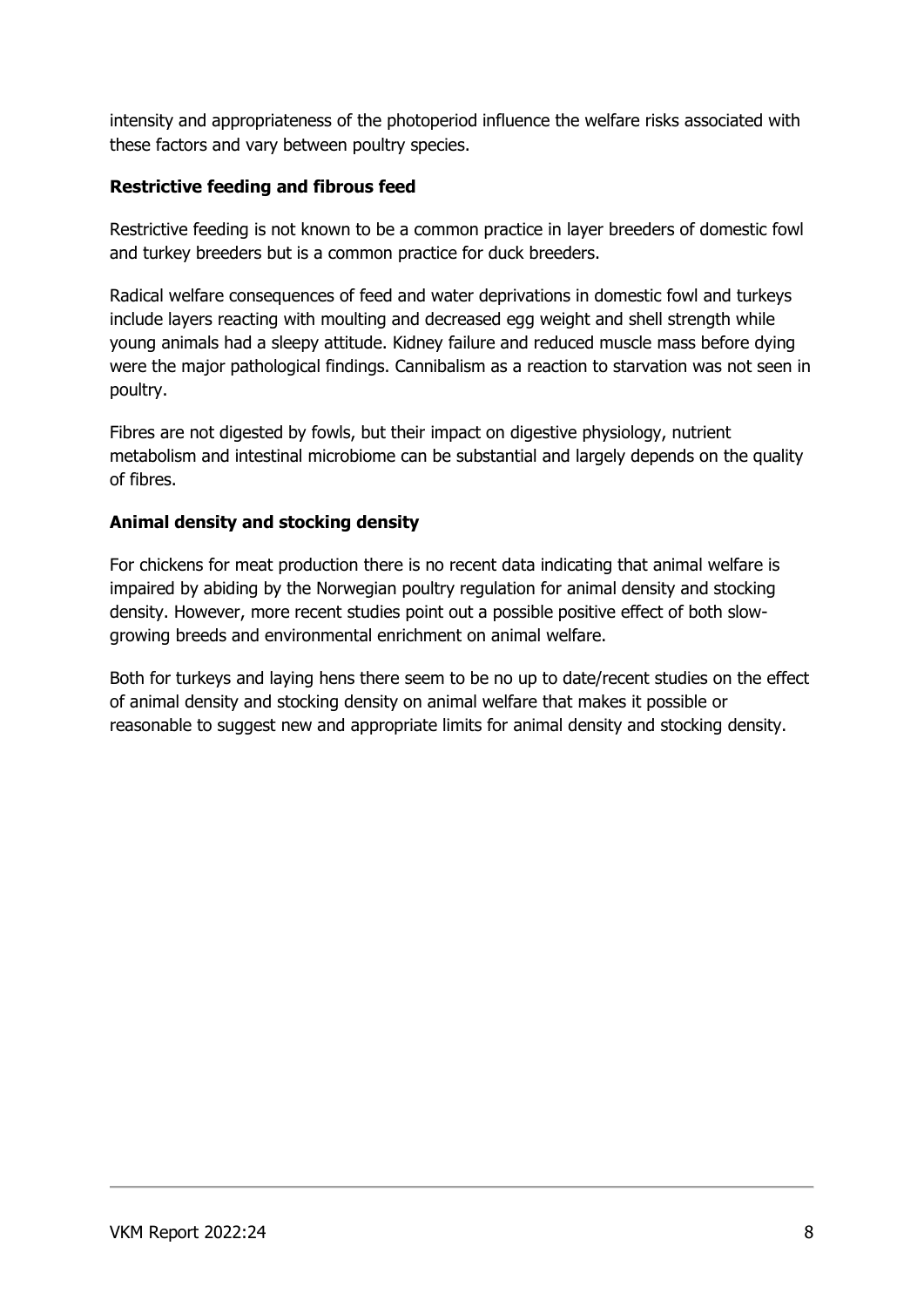intensity and appropriateness of the photoperiod influence the welfare risks associated with these factors and vary between poultry species.

**Restrictive feeding and fibrous feed**

Restrictive feeding is not known to be a common practice in layer breeders of domestic fowl and turkey breeders but is a common practice for duck breeders.

Radical welfare consequences of feed and water deprivations in domestic fowl and turkeys include layers reacting with moulting and decreased egg weight and shell strength while young animals had a sleepy attitude. Kidney failure and reduced muscle mass before dying were the major pathological findings. Cannibalism as a reaction to starvation was not seen in poultry.

Fibres are not digested by fowls, but their impact on digestive physiology, nutrient metabolism and intestinal microbiome can be substantial and largely depends on the quality of fibres.

**Animal density and stocking density**

For chickens for meat production there is no recent data indicating that animal welfare is impaired by abiding by the Norwegian poultry regulation for animal density and stocking density. However, more recent studies point out a possible positive effect of both slow-growing breeds and environmental enrichment on animal welfare.

Both for turkeys and laying hens there seem to be no up to date/recent studies on the effect of animal density and stocking density on animal welfare that makes it possible or reasonable to suggest new and appropriate limits for animal density and stocking density.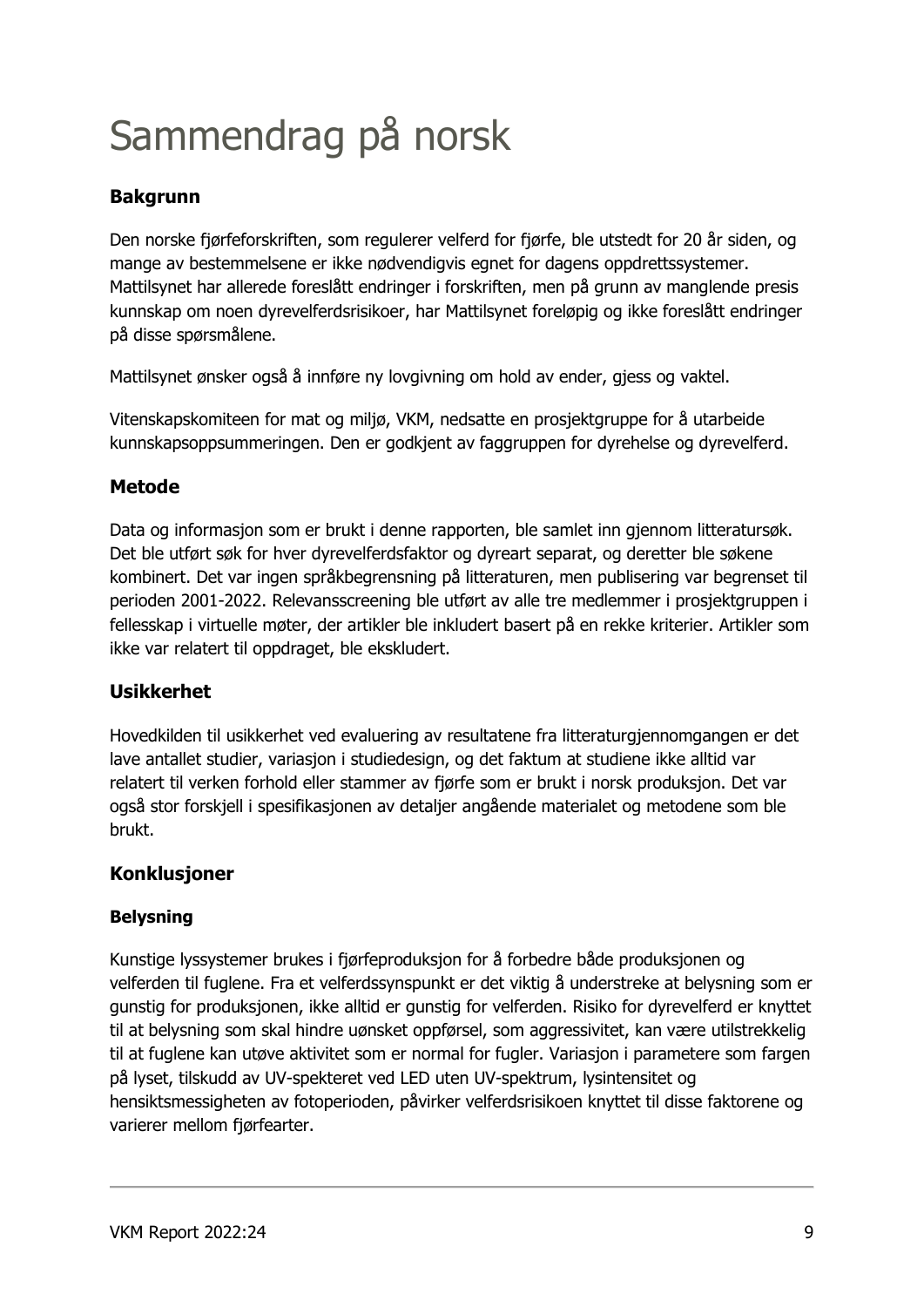# Sammendrag på norsk

## Bakgrunn

Den norske fjørfeforskriften, som regulerer velferd for fjørfe, ble utstedt for 20 år siden, og mange av bestemmelsene er ikke nødvendigvis egnet for dagens oppdrettssystemer. Mattilsynet har allerede foreslått endringer i forskriften, men på grunn av manglende presis kunnskap om noen dyrevelferdsrisikoer, har Mattilsynet foreløpig og ikke foreslått endringer på disse spørsmålene.

Mattilsynet ønsker også å innføre ny lovgivning om hold av ender, gjess og vaktel.

Vitenskapskomiteen for mat og miljø, VKM, nedsatte en prosjektgruppe for å utarbeide kunnskapsoppsummeringen. Den er godkjent av faggruppen for dyrehelse og dyrevelferd.

## Metode

Data og informasjon som er brukt i denne rapporten, ble samlet inn gjennom litteratursøk. Det ble utført søk for hver dyrevelferdsfaktor og dyreart separat, og deretter ble søkene kombinert. Det var ingen språkbegrensning på litteraturen, men publisering var begrenset til perioden 2001-2022. Relevansscreening ble utført av alle tre medlemmer i prosjektgruppen i fellesskap i virtuelle møter, der artikler ble inkludert basert på en rekke kriterier. Artikler som ikke var relatert til oppdraget, ble ekskludert.

## Usikkerhet

Hovedkilden til usikkerhet ved evaluering av resultatene fra litteraturgjennomgangen er det lave antallet studier, variasjon i studiedesign, og det faktum at studiene ikke alltid var relatert til verken forhold eller stammer av fjørfe som er brukt i norsk produksjon. Det var også stor forskjell i spesifikasjonen av detaljer angående materialet og metodene som ble brukt.

## Konklusjoner

### Belysning

Kunstige lyssystemer brukes i fjørfeproduksjon for å forbedre både produksjonen og velferden til fuglene. Fra et velferdssynspunkt er det viktig å understreke at belysning som er gunstig for produksjonen, ikke alltid er gunstig for velferden. Risiko for dyrevelferd er knyttet til at belysning som skal hindre uønsket oppførsel, som aggressivitet, kan være utilstrekkelig til at fuglene kan utøve aktivitet som er normal for fugler. Variasjon i parametere som fargen på lyset, tilskudd av UV-spekteret ved LED uten UV-spektrum, lysintensitet og hensiktsmessigheten av fotoperioden, påvirker velferdsrisikoen knyttet til disse faktorene og varierer mellom fjørfearter.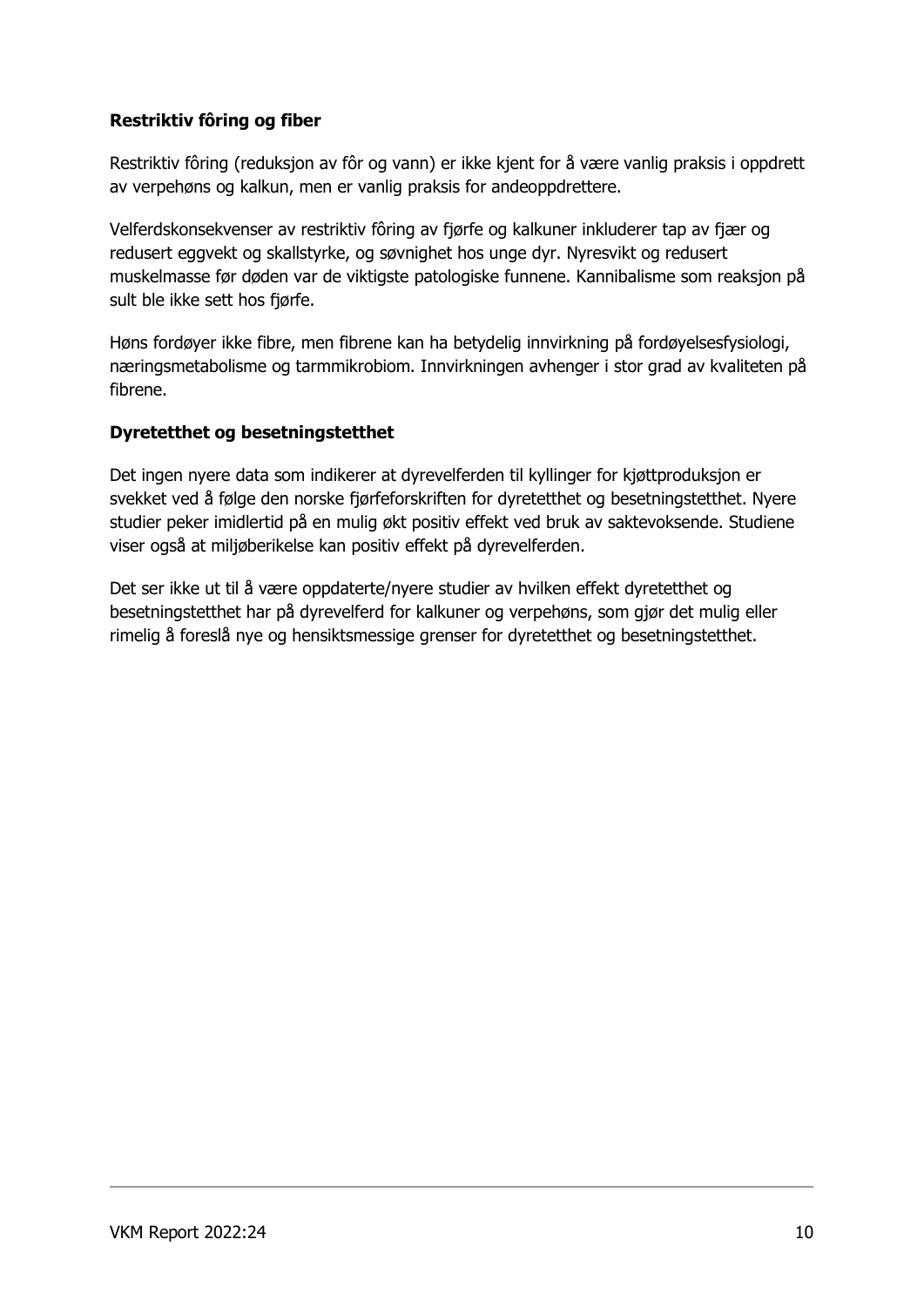**Restriktiv fôring og fiber**

Restriktiv fôring (reduksjon av fôr og vann) er ikke kjent for å være vanlig praksis i oppdrett av verpehøns og kalkun, men er vanlig praksis for andeoppdrettere.

Velferdskonsekvenser av restriktiv fôring av fjørfe og kalkuner inkluderer tap av fjær og redusert eggvekt og skallstyrke, og søvnighet hos unge dyr. Nyresvikt og redusert muskelmasse før døden var de viktigste patologiske funnene. Kannibalisme som reaksjon på sult ble ikke sett hos fjørfe.

Høns fordøyer ikke fibre, men fibrene kan ha betydelig innvirkning på fordøyelsesfysiologi, næringsmetabolisme og tarmmikrobiom. Innvirkningen avhenger i stor grad av kvaliteten på fibrene.

**Dyretetthet og besetningstetthet**

Det ingen nyere data som indikerer at dyrevelferden til kyllinger for kjøttproduksjon er svekket ved å følge den norske fjørfeforskriften for dyretetthet og besetningstetthet. Nyere studier peker imidlertid på en mulig økt positiv effekt ved bruk av saktevoksende. Studiene viser også at miljøberikelse kan positiv effekt på dyrevelferden.

Det ser ikke ut til å være oppdaterte/nyere studier av hvilken effekt dyretetthet og besetningstetthet har på dyrevelferd for kalkuner og verpehøns, som gjør det mulig eller rimelig å foreslå nye og hensiktsmessige grenser for dyretetthet og besetningstetthet.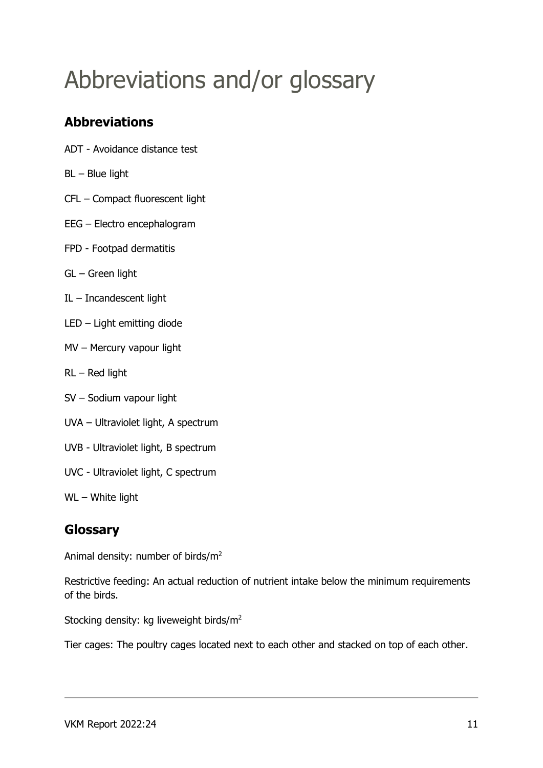# Abbreviations and/or glossary

## Abbreviations

ADT - Avoidance distance test

BL – Blue light

CFL – Compact fluorescent light

EEG – Electro encephalogram

FPD - Footpad dermatitis

GL – Green light

IL – Incandescent light

LED – Light emitting diode

MV – Mercury vapour light

RL – Red light

SV – Sodium vapour light

UVA – Ultraviolet light, A spectrum

UVB - Ultraviolet light, B spectrum

UVC - Ultraviolet light, C spectrum

WL – White light

## Glossary

Animal density: number of birds/$m^2$

Restrictive feeding: An actual reduction of nutrient intake below the minimum requirements of the birds.

Stocking density: kg liveweight birds/$m^2$

Tier cages: The poultry cages located next to each other and stacked on top of each other.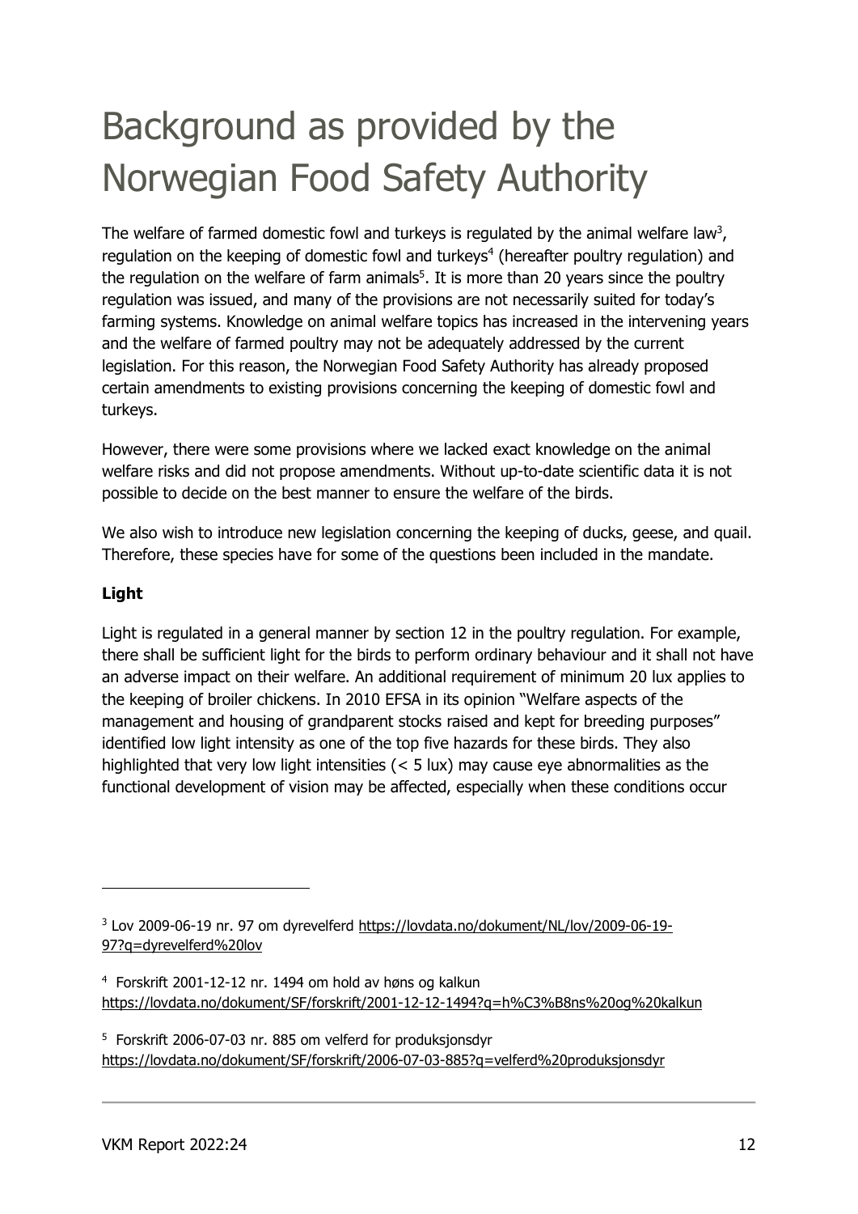# Background as provided by the Norwegian Food Safety Authority

The welfare of farmed domestic fowl and turkeys is regulated by the animal welfare law[3], regulation on the keeping of domestic fowl and turkeys[4] (hereafter poultry regulation) and the regulation on the welfare of farm animals[5]. It is more than 20 years since the poultry regulation was issued, and many of the provisions are not necessarily suited for today's farming systems. Knowledge on animal welfare topics has increased in the intervening years and the welfare of farmed poultry may not be adequately addressed by the current legislation. For this reason, the Norwegian Food Safety Authority has already proposed certain amendments to existing provisions concerning the keeping of domestic fowl and turkeys.

However, there were some provisions where we lacked exact knowledge on the animal welfare risks and did not propose amendments. Without up-to-date scientific data it is not possible to decide on the best manner to ensure the welfare of the birds.

We also wish to introduce new legislation concerning the keeping of ducks, geese, and quail. Therefore, these species have for some of the questions been included in the mandate.

**Light**

Light is regulated in a general manner by section 12 in the poultry regulation. For example, there shall be sufficient light for the birds to perform ordinary behaviour and it shall not have an adverse impact on their welfare. An additional requirement of minimum 20 lux applies to the keeping of broiler chickens. In 2010 EFSA in its opinion "Welfare aspects of the management and housing of grandparent stocks raised and kept for breeding purposes" identified low light intensity as one of the top five hazards for these birds. They also highlighted that very low light intensities (< 5 lux) may cause eye abnormalities as the functional development of vision may be affected, especially when these conditions occur

---

[3] Lov 2009-06-19 nr. 97 om dyrevelferd https://lovdata.no/dokument/NL/lov/2009-06-19-97?q=dyrevelferd%20lov

[4] Forskrift 2001-12-12 nr. 1494 om hold av høns og kalkun https://lovdata.no/dokument/SF/forskrift/2001-12-12-1494?q=h%C3%B8ns%20og%20kalkun

[5] Forskrift 2006-07-03 nr. 885 om velferd for produksjonsdyr https://lovdata.no/dokument/SF/forskrift/2006-07-03-885?q=velferd%20produksjonsdyr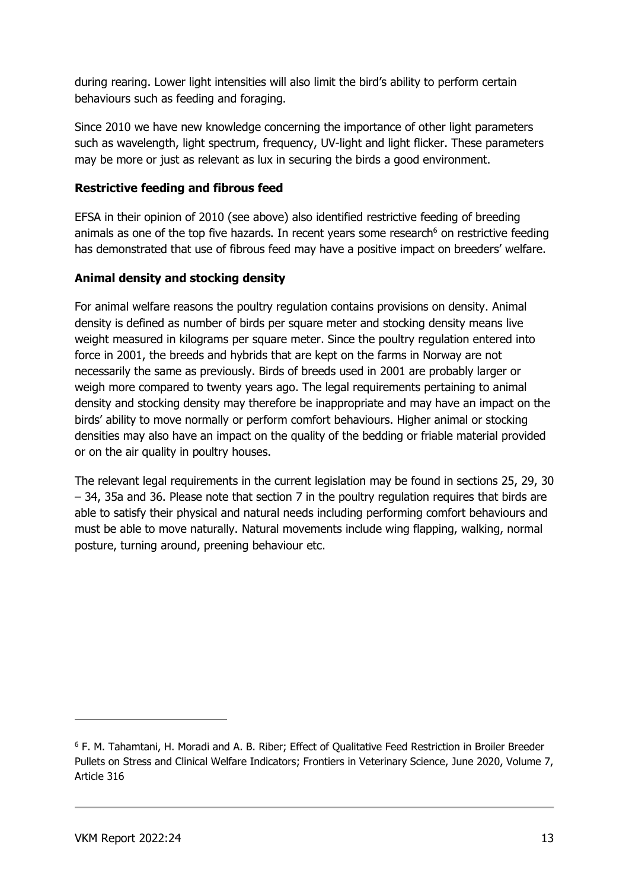during rearing. Lower light intensities will also limit the bird's ability to perform certain behaviours such as feeding and foraging.

Since 2010 we have new knowledge concerning the importance of other light parameters such as wavelength, light spectrum, frequency, UV-light and light flicker. These parameters may be more or just as relevant as lux in securing the birds a good environment.

**Restrictive feeding and fibrous feed**

EFSA in their opinion of 2010 (see above) also identified restrictive feeding of breeding animals as one of the top five hazards. In recent years some research[6] on restrictive feeding has demonstrated that use of fibrous feed may have a positive impact on breeders' welfare.

**Animal density and stocking density**

For animal welfare reasons the poultry regulation contains provisions on density. Animal density is defined as number of birds per square meter and stocking density means live weight measured in kilograms per square meter. Since the poultry regulation entered into force in 2001, the breeds and hybrids that are kept on the farms in Norway are not necessarily the same as previously. Birds of breeds used in 2001 are probably larger or weigh more compared to twenty years ago. The legal requirements pertaining to animal density and stocking density may therefore be inappropriate and may have an impact on the birds' ability to move normally or perform comfort behaviours. Higher animal or stocking densities may also have an impact on the quality of the bedding or friable material provided or on the air quality in poultry houses.

The relevant legal requirements in the current legislation may be found in sections 25, 29, 30 – 34, 35a and 36. Please note that section 7 in the poultry regulation requires that birds are able to satisfy their physical and natural needs including performing comfort behaviours and must be able to move naturally. Natural movements include wing flapping, walking, normal posture, turning around, preening behaviour etc.

---

[6] F. M. Tahamtani, H. Moradi and A. B. Riber; Effect of Qualitative Feed Restriction in Broiler Breeder Pullets on Stress and Clinical Welfare Indicators; Frontiers in Veterinary Science, June 2020, Volume 7, Article 316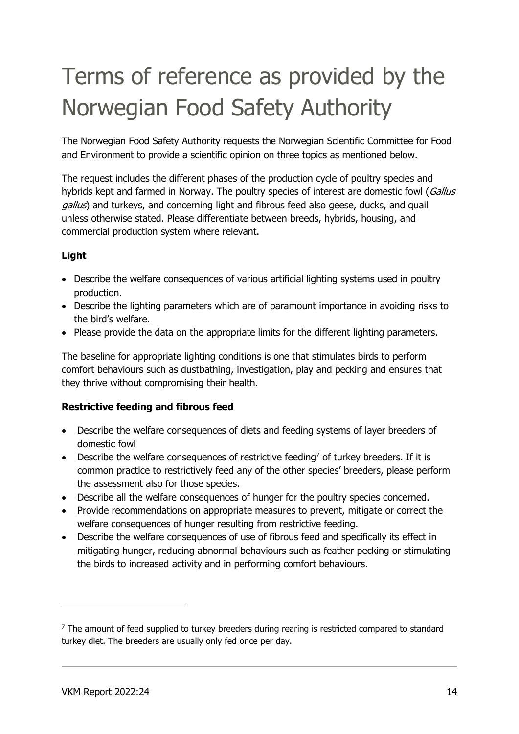# Terms of reference as provided by the Norwegian Food Safety Authority

The Norwegian Food Safety Authority requests the Norwegian Scientific Committee for Food and Environment to provide a scientific opinion on three topics as mentioned below.

The request includes the different phases of the production cycle of poultry species and hybrids kept and farmed in Norway. The poultry species of interest are domestic fowl (*Gallus gallus*) and turkeys, and concerning light and fibrous feed also geese, ducks, and quail unless otherwise stated. Please differentiate between breeds, hybrids, housing, and commercial production system where relevant.

**Light**

- Describe the welfare consequences of various artificial lighting systems used in poultry production.
- Describe the lighting parameters which are of paramount importance in avoiding risks to the bird's welfare.
- Please provide the data on the appropriate limits for the different lighting parameters.

The baseline for appropriate lighting conditions is one that stimulates birds to perform comfort behaviours such as dustbathing, investigation, play and pecking and ensures that they thrive without compromising their health.

**Restrictive feeding and fibrous feed**

- Describe the welfare consequences of diets and feeding systems of layer breeders of domestic fowl
- Describe the welfare consequences of restrictive feeding[7] of turkey breeders. If it is common practice to restrictively feed any of the other species' breeders, please perform the assessment also for those species.
- Describe all the welfare consequences of hunger for the poultry species concerned.
- Provide recommendations on appropriate measures to prevent, mitigate or correct the welfare consequences of hunger resulting from restrictive feeding.
- Describe the welfare consequences of use of fibrous feed and specifically its effect in mitigating hunger, reducing abnormal behaviours such as feather pecking or stimulating the birds to increased activity and in performing comfort behaviours.

---

[7] The amount of feed supplied to turkey breeders during rearing is restricted compared to standard turkey diet. The breeders are usually only fed once per day.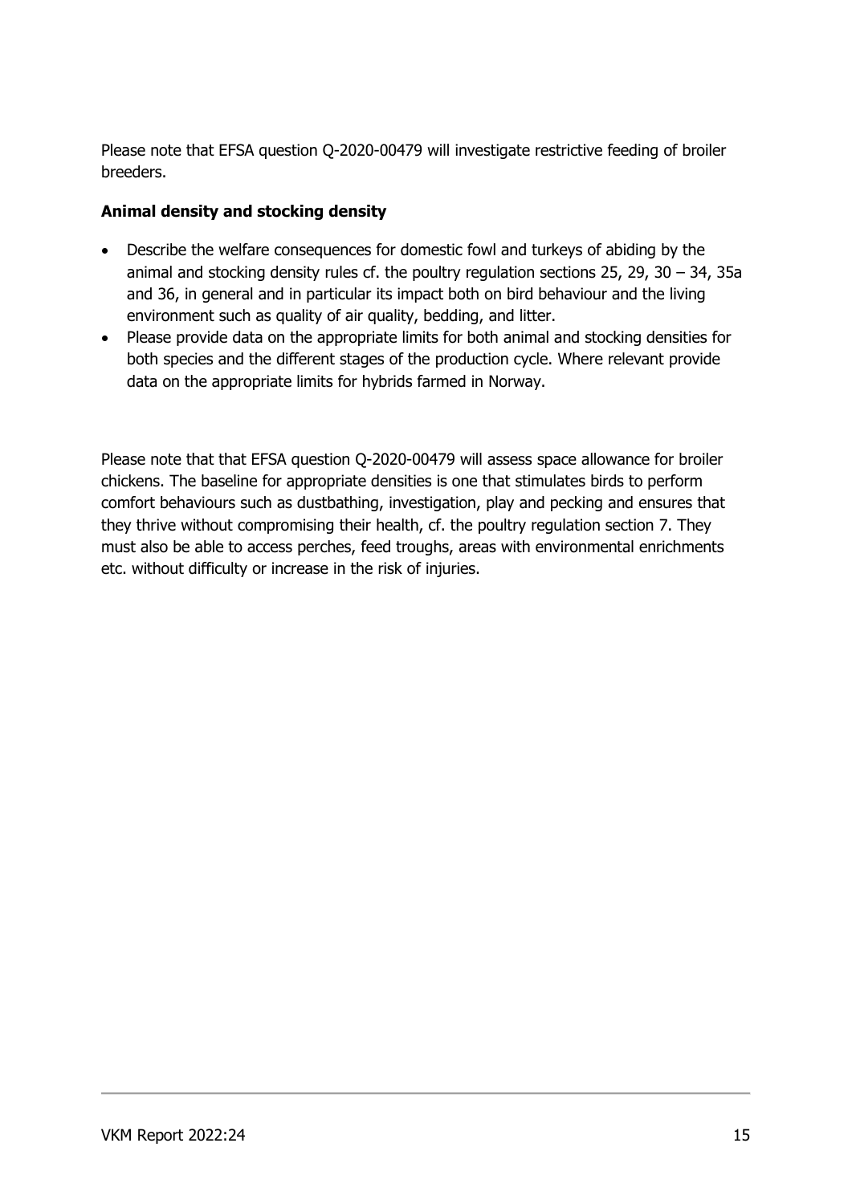Please note that EFSA question Q-2020-00479 will investigate restrictive feeding of broiler breeders.

**Animal density and stocking density**

- Describe the welfare consequences for domestic fowl and turkeys of abiding by the animal and stocking density rules cf. the poultry regulation sections 25, 29, 30 – 34, 35a and 36, in general and in particular its impact both on bird behaviour and the living environment such as quality of air quality, bedding, and litter.
- Please provide data on the appropriate limits for both animal and stocking densities for both species and the different stages of the production cycle. Where relevant provide data on the appropriate limits for hybrids farmed in Norway.

Please note that that EFSA question Q-2020-00479 will assess space allowance for broiler chickens. The baseline for appropriate densities is one that stimulates birds to perform comfort behaviours such as dustbathing, investigation, play and pecking and ensures that they thrive without compromising their health, cf. the poultry regulation section 7. They must also be able to access perches, feed troughs, areas with environmental enrichments etc. without difficulty or increase in the risk of injuries.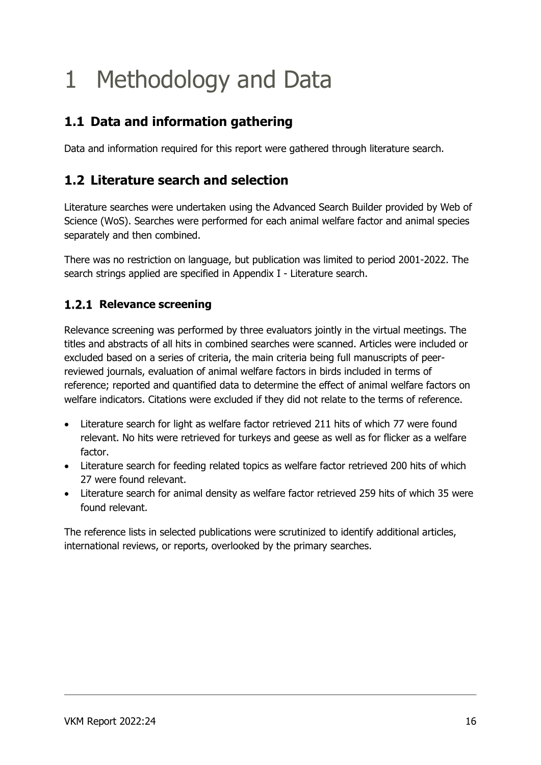# 1 Methodology and Data

## 1.1 Data and information gathering

Data and information required for this report were gathered through literature search.

## 1.2 Literature search and selection

Literature searches were undertaken using the Advanced Search Builder provided by Web of Science (WoS). Searches were performed for each animal welfare factor and animal species separately and then combined.

There was no restriction on language, but publication was limited to period 2001-2022. The search strings applied are specified in Appendix I - Literature search.

### 1.2.1 Relevance screening

Relevance screening was performed by three evaluators jointly in the virtual meetings. The titles and abstracts of all hits in combined searches were scanned. Articles were included or excluded based on a series of criteria, the main criteria being full manuscripts of peer-reviewed journals, evaluation of animal welfare factors in birds included in terms of reference; reported and quantified data to determine the effect of animal welfare factors on welfare indicators. Citations were excluded if they did not relate to the terms of reference.

- Literature search for light as welfare factor retrieved 211 hits of which 77 were found relevant. No hits were retrieved for turkeys and geese as well as for flicker as a welfare factor.
- Literature search for feeding related topics as welfare factor retrieved 200 hits of which 27 were found relevant.
- Literature search for animal density as welfare factor retrieved 259 hits of which 35 were found relevant.

The reference lists in selected publications were scrutinized to identify additional articles, international reviews, or reports, overlooked by the primary searches.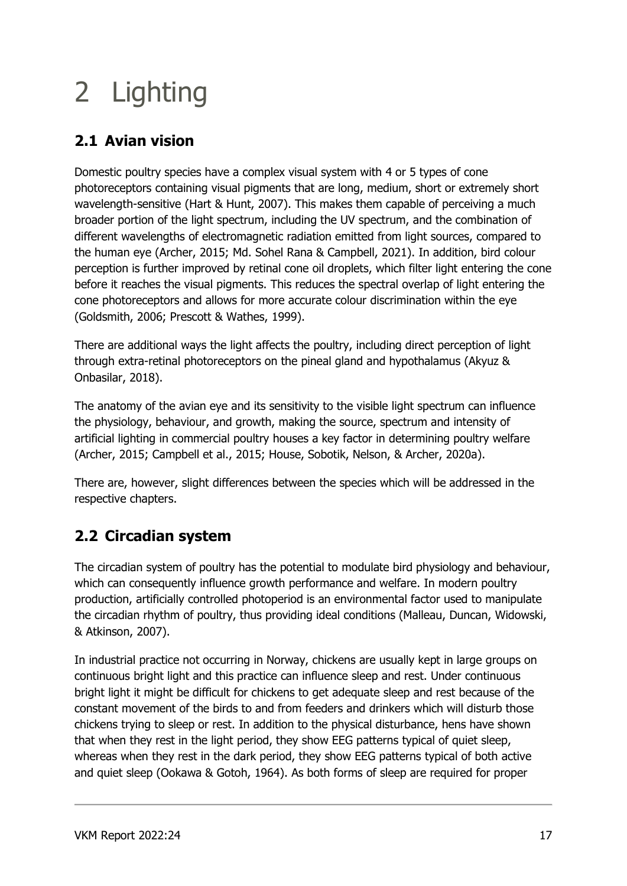# 2 Lighting

## 2.1 Avian vision

Domestic poultry species have a complex visual system with 4 or 5 types of cone photoreceptors containing visual pigments that are long, medium, short or extremely short wavelength-sensitive (Hart & Hunt, 2007). This makes them capable of perceiving a much broader portion of the light spectrum, including the UV spectrum, and the combination of different wavelengths of electromagnetic radiation emitted from light sources, compared to the human eye (Archer, 2015; Md. Sohel Rana & Campbell, 2021). In addition, bird colour perception is further improved by retinal cone oil droplets, which filter light entering the cone before it reaches the visual pigments. This reduces the spectral overlap of light entering the cone photoreceptors and allows for more accurate colour discrimination within the eye (Goldsmith, 2006; Prescott & Wathes, 1999).

There are additional ways the light affects the poultry, including direct perception of light through extra-retinal photoreceptors on the pineal gland and hypothalamus (Akyuz & Onbasilar, 2018).

The anatomy of the avian eye and its sensitivity to the visible light spectrum can influence the physiology, behaviour, and growth, making the source, spectrum and intensity of artificial lighting in commercial poultry houses a key factor in determining poultry welfare (Archer, 2015; Campbell et al., 2015; House, Sobotik, Nelson, & Archer, 2020a).

There are, however, slight differences between the species which will be addressed in the respective chapters.

## 2.2 Circadian system

The circadian system of poultry has the potential to modulate bird physiology and behaviour, which can consequently influence growth performance and welfare. In modern poultry production, artificially controlled photoperiod is an environmental factor used to manipulate the circadian rhythm of poultry, thus providing ideal conditions (Malleau, Duncan, Widowski, & Atkinson, 2007).

In industrial practice not occurring in Norway, chickens are usually kept in large groups on continuous bright light and this practice can influence sleep and rest. Under continuous bright light it might be difficult for chickens to get adequate sleep and rest because of the constant movement of the birds to and from feeders and drinkers which will disturb those chickens trying to sleep or rest. In addition to the physical disturbance, hens have shown that when they rest in the light period, they show EEG patterns typical of quiet sleep, whereas when they rest in the dark period, they show EEG patterns typical of both active and quiet sleep (Ookawa & Gotoh, 1964). As both forms of sleep are required for proper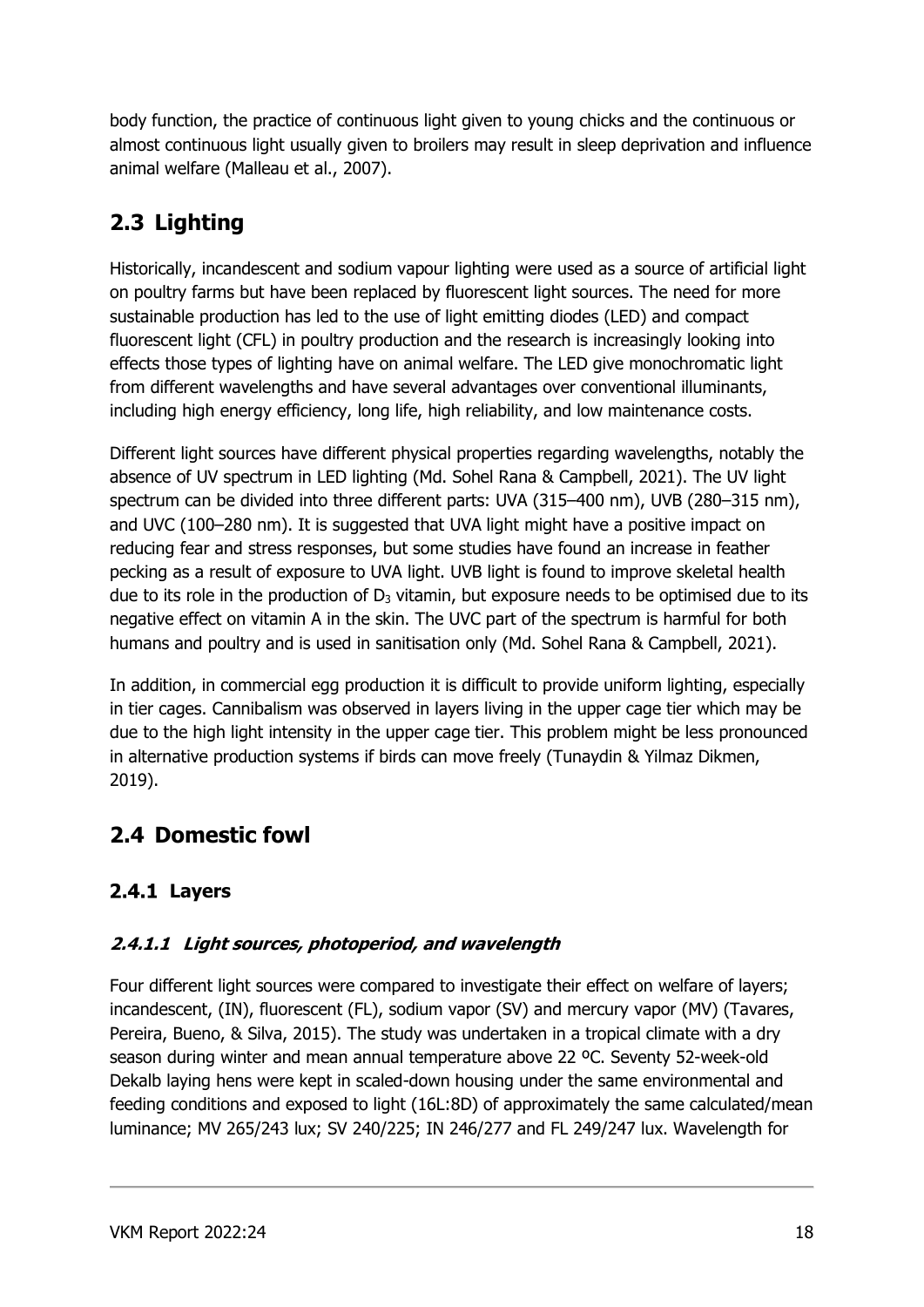body function, the practice of continuous light given to young chicks and the continuous or almost continuous light usually given to broilers may result in sleep deprivation and influence animal welfare (Malleau et al., 2007).

## 2.3 Lighting

Historically, incandescent and sodium vapour lighting were used as a source of artificial light on poultry farms but have been replaced by fluorescent light sources. The need for more sustainable production has led to the use of light emitting diodes (LED) and compact fluorescent light (CFL) in poultry production and the research is increasingly looking into effects those types of lighting have on animal welfare. The LED give monochromatic light from different wavelengths and have several advantages over conventional illuminants, including high energy efficiency, long life, high reliability, and low maintenance costs.

Different light sources have different physical properties regarding wavelengths, notably the absence of UV spectrum in LED lighting (Md. Sohel Rana & Campbell, 2021). The UV light spectrum can be divided into three different parts: UVA (315–400 nm), UVB (280–315 nm), and UVC (100–280 nm). It is suggested that UVA light might have a positive impact on reducing fear and stress responses, but some studies have found an increase in feather pecking as a result of exposure to UVA light. UVB light is found to improve skeletal health due to its role in the production of $D_3$ vitamin, but exposure needs to be optimised due to its negative effect on vitamin A in the skin. The UVC part of the spectrum is harmful for both humans and poultry and is used in sanitisation only (Md. Sohel Rana & Campbell, 2021).

In addition, in commercial egg production it is difficult to provide uniform lighting, especially in tier cages. Cannibalism was observed in layers living in the upper cage tier which may be due to the high light intensity in the upper cage tier. This problem might be less pronounced in alternative production systems if birds can move freely (Tunaydin & Yilmaz Dikmen, 2019).

## 2.4 Domestic fowl

### 2.4.1 Layers

#### *2.4.1.1 Light sources, photoperiod, and wavelength*

Four different light sources were compared to investigate their effect on welfare of layers; incandescent, (IN), fluorescent (FL), sodium vapor (SV) and mercury vapor (MV) (Tavares, Pereira, Bueno, & Silva, 2015). The study was undertaken in a tropical climate with a dry season during winter and mean annual temperature above 22 ºC. Seventy 52-week-old Dekalb laying hens were kept in scaled-down housing under the same environmental and feeding conditions and exposed to light (16L:8D) of approximately the same calculated/mean luminance; MV 265/243 lux; SV 240/225; IN 246/277 and FL 249/247 lux. Wavelength for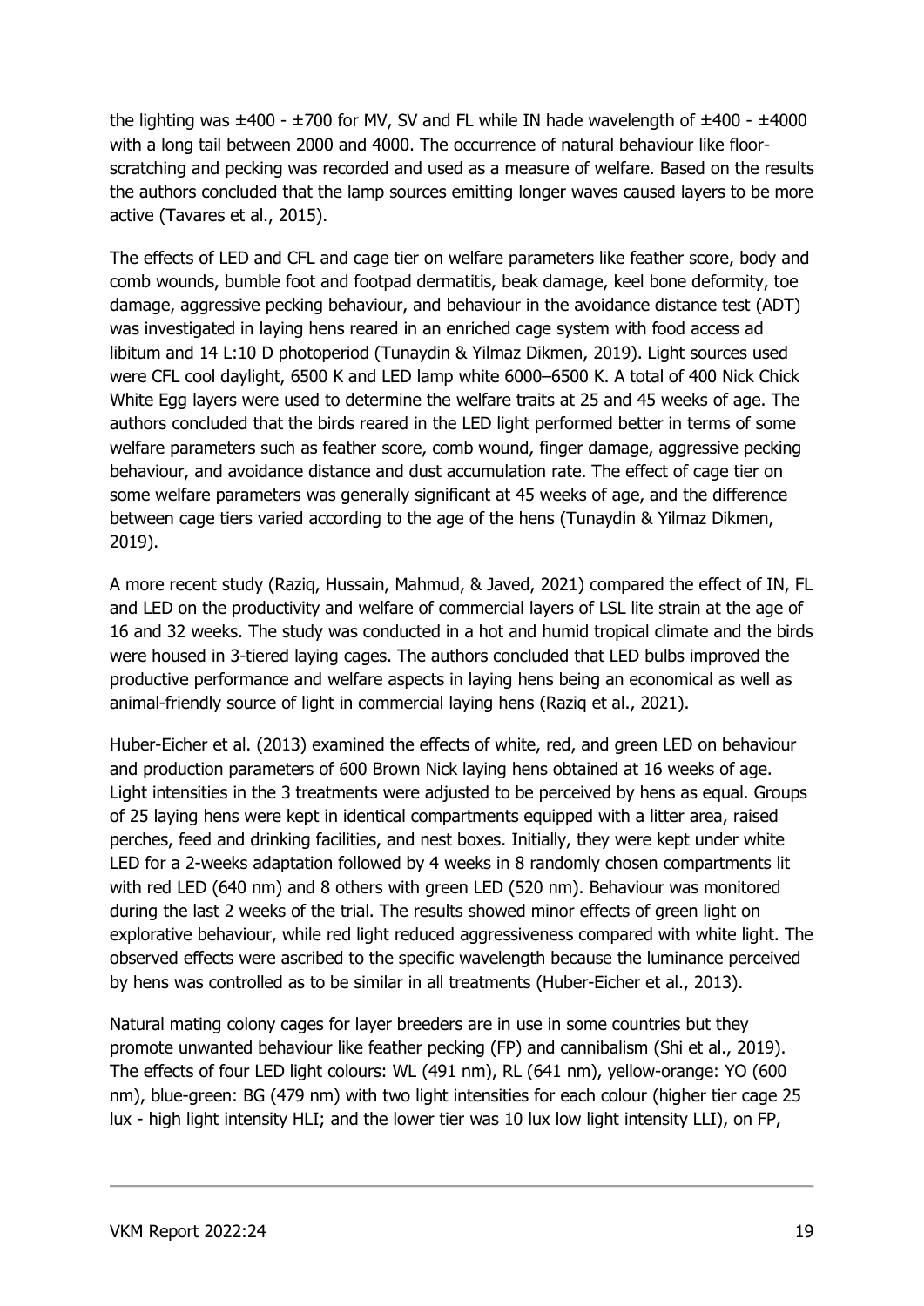the lighting was ±400 - ±700 for MV, SV and FL while IN hade wavelength of ±400 - ±4000 with a long tail between 2000 and 4000. The occurrence of natural behaviour like floor-scratching and pecking was recorded and used as a measure of welfare. Based on the results the authors concluded that the lamp sources emitting longer waves caused layers to be more active (Tavares et al., 2015).

The effects of LED and CFL and cage tier on welfare parameters like feather score, body and comb wounds, bumble foot and footpad dermatitis, beak damage, keel bone deformity, toe damage, aggressive pecking behaviour, and behaviour in the avoidance distance test (ADT) was investigated in laying hens reared in an enriched cage system with food access ad libitum and 14 L:10 D photoperiod (Tunaydin & Yilmaz Dikmen, 2019). Light sources used were CFL cool daylight, 6500 K and LED lamp white 6000–6500 K. A total of 400 Nick Chick White Egg layers were used to determine the welfare traits at 25 and 45 weeks of age. The authors concluded that the birds reared in the LED light performed better in terms of some welfare parameters such as feather score, comb wound, finger damage, aggressive pecking behaviour, and avoidance distance and dust accumulation rate. The effect of cage tier on some welfare parameters was generally significant at 45 weeks of age, and the difference between cage tiers varied according to the age of the hens (Tunaydin & Yilmaz Dikmen, 2019).

A more recent study (Raziq, Hussain, Mahmud, & Javed, 2021) compared the effect of IN, FL and LED on the productivity and welfare of commercial layers of LSL lite strain at the age of 16 and 32 weeks. The study was conducted in a hot and humid tropical climate and the birds were housed in 3-tiered laying cages. The authors concluded that LED bulbs improved the productive performance and welfare aspects in laying hens being an economical as well as animal-friendly source of light in commercial laying hens (Raziq et al., 2021).

Huber-Eicher et al. (2013) examined the effects of white, red, and green LED on behaviour and production parameters of 600 Brown Nick laying hens obtained at 16 weeks of age. Light intensities in the 3 treatments were adjusted to be perceived by hens as equal. Groups of 25 laying hens were kept in identical compartments equipped with a litter area, raised perches, feed and drinking facilities, and nest boxes. Initially, they were kept under white LED for a 2-weeks adaptation followed by 4 weeks in 8 randomly chosen compartments lit with red LED (640 nm) and 8 others with green LED (520 nm). Behaviour was monitored during the last 2 weeks of the trial. The results showed minor effects of green light on explorative behaviour, while red light reduced aggressiveness compared with white light. The observed effects were ascribed to the specific wavelength because the luminance perceived by hens was controlled as to be similar in all treatments (Huber-Eicher et al., 2013).

Natural mating colony cages for layer breeders are in use in some countries but they promote unwanted behaviour like feather pecking (FP) and cannibalism (Shi et al., 2019). The effects of four LED light colours: WL (491 nm), RL (641 nm), yellow-orange: YO (600 nm), blue-green: BG (479 nm) with two light intensities for each colour (higher tier cage 25 lux - high light intensity HLI; and the lower tier was 10 lux low light intensity LLI), on FP,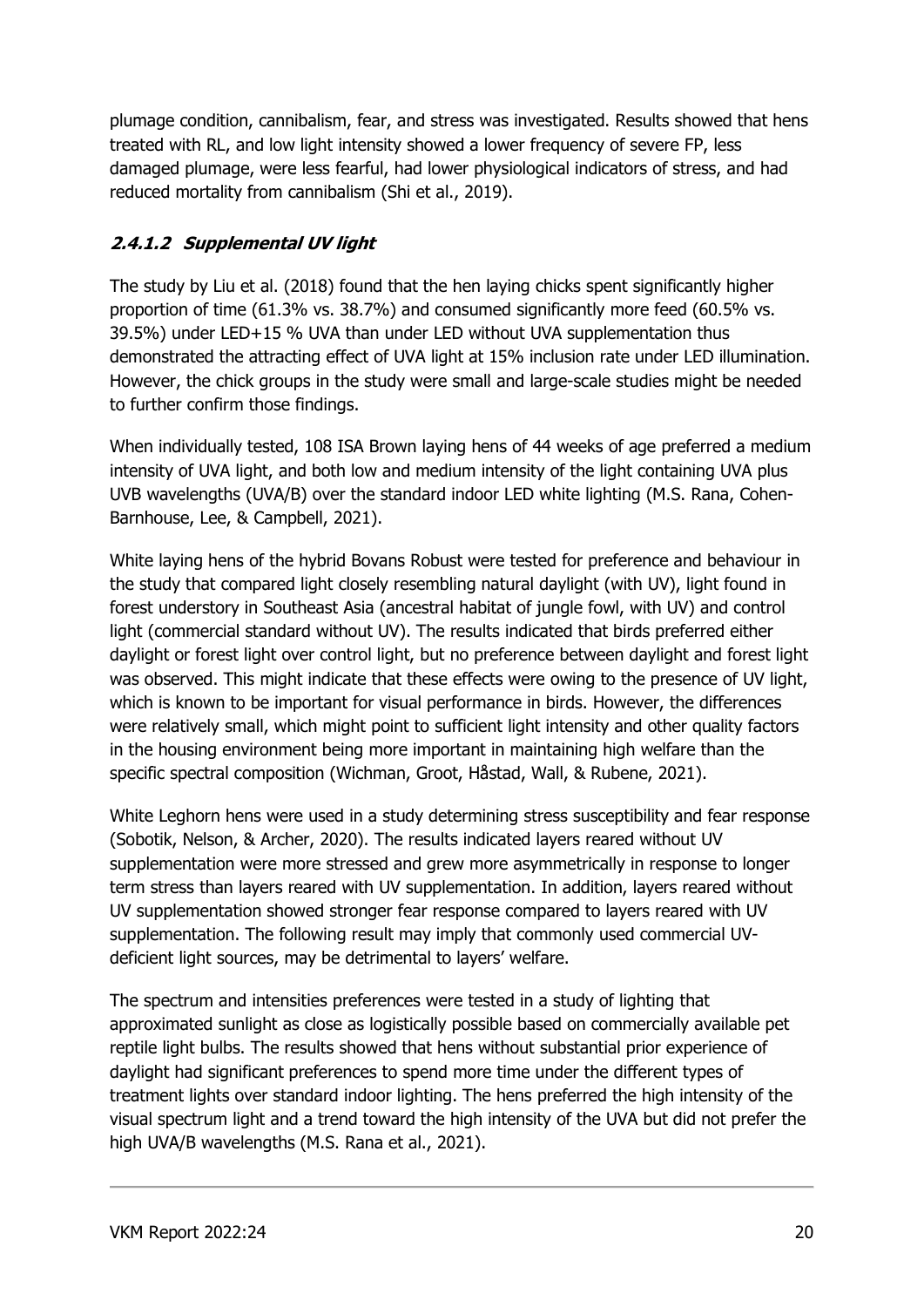plumage condition, cannibalism, fear, and stress was investigated. Results showed that hens treated with RL, and low light intensity showed a lower frequency of severe FP, less damaged plumage, were less fearful, had lower physiological indicators of stress, and had reduced mortality from cannibalism (Shi et al., 2019).

#### ***2.4.1.2 Supplemental UV light***

The study by Liu et al. (2018) found that the hen laying chicks spent significantly higher proportion of time (61.3% vs. 38.7%) and consumed significantly more feed (60.5% vs. 39.5%) under LED+15 % UVA than under LED without UVA supplementation thus demonstrated the attracting effect of UVA light at 15% inclusion rate under LED illumination. However, the chick groups in the study were small and large-scale studies might be needed to further confirm those findings.

When individually tested, 108 ISA Brown laying hens of 44 weeks of age preferred a medium intensity of UVA light, and both low and medium intensity of the light containing UVA plus UVB wavelengths (UVA/B) over the standard indoor LED white lighting (M.S. Rana, Cohen-Barnhouse, Lee, & Campbell, 2021).

White laying hens of the hybrid Bovans Robust were tested for preference and behaviour in the study that compared light closely resembling natural daylight (with UV), light found in forest understory in Southeast Asia (ancestral habitat of jungle fowl, with UV) and control light (commercial standard without UV). The results indicated that birds preferred either daylight or forest light over control light, but no preference between daylight and forest light was observed. This might indicate that these effects were owing to the presence of UV light, which is known to be important for visual performance in birds. However, the differences were relatively small, which might point to sufficient light intensity and other quality factors in the housing environment being more important in maintaining high welfare than the specific spectral composition (Wichman, Groot, Håstad, Wall, & Rubene, 2021).

White Leghorn hens were used in a study determining stress susceptibility and fear response (Sobotik, Nelson, & Archer, 2020). The results indicated layers reared without UV supplementation were more stressed and grew more asymmetrically in response to longer term stress than layers reared with UV supplementation. In addition, layers reared without UV supplementation showed stronger fear response compared to layers reared with UV supplementation. The following result may imply that commonly used commercial UV-deficient light sources, may be detrimental to layers' welfare.

The spectrum and intensities preferences were tested in a study of lighting that approximated sunlight as close as logistically possible based on commercially available pet reptile light bulbs. The results showed that hens without substantial prior experience of daylight had significant preferences to spend more time under the different types of treatment lights over standard indoor lighting. The hens preferred the high intensity of the visual spectrum light and a trend toward the high intensity of the UVA but did not prefer the high UVA/B wavelengths (M.S. Rana et al., 2021).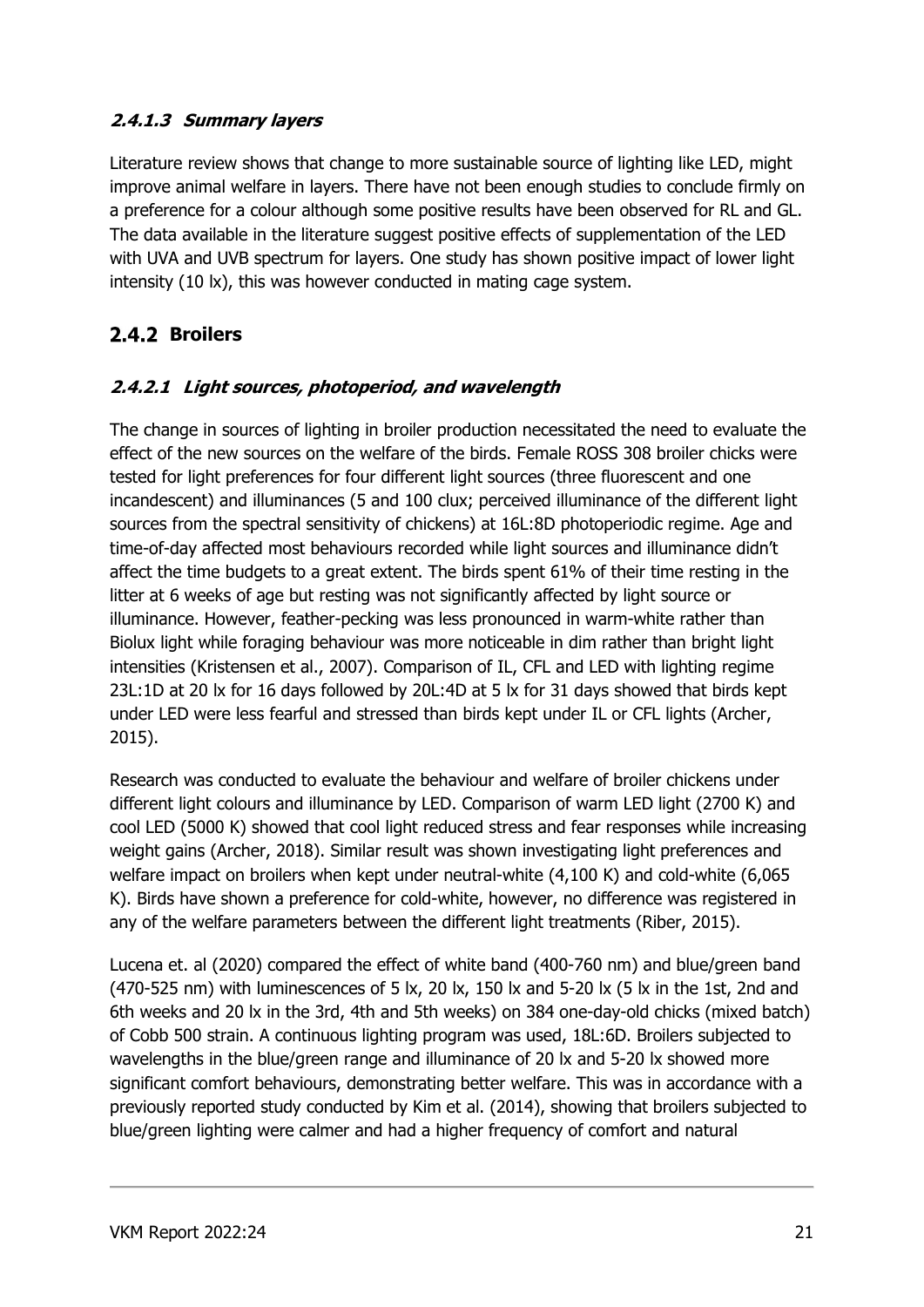#### *2.4.1.3 Summary layers*

Literature review shows that change to more sustainable source of lighting like LED, might improve animal welfare in layers. There have not been enough studies to conclude firmly on a preference for a colour although some positive results have been observed for RL and GL. The data available in the literature suggest positive effects of supplementation of the LED with UVA and UVB spectrum for layers. One study has shown positive impact of lower light intensity (10 lx), this was however conducted in mating cage system.

### 2.4.2 Broilers

#### *2.4.2.1 Light sources, photoperiod, and wavelength*

The change in sources of lighting in broiler production necessitated the need to evaluate the effect of the new sources on the welfare of the birds. Female ROSS 308 broiler chicks were tested for light preferences for four different light sources (three fluorescent and one incandescent) and illuminances (5 and 100 clux; perceived illuminance of the different light sources from the spectral sensitivity of chickens) at 16L:8D photoperiodic regime. Age and time-of-day affected most behaviours recorded while light sources and illuminance didn't affect the time budgets to a great extent. The birds spent 61% of their time resting in the litter at 6 weeks of age but resting was not significantly affected by light source or illuminance. However, feather-pecking was less pronounced in warm-white rather than Biolux light while foraging behaviour was more noticeable in dim rather than bright light intensities (Kristensen et al., 2007). Comparison of IL, CFL and LED with lighting regime 23L:1D at 20 lx for 16 days followed by 20L:4D at 5 lx for 31 days showed that birds kept under LED were less fearful and stressed than birds kept under IL or CFL lights (Archer, 2015).

Research was conducted to evaluate the behaviour and welfare of broiler chickens under different light colours and illuminance by LED. Comparison of warm LED light (2700 K) and cool LED (5000 K) showed that cool light reduced stress and fear responses while increasing weight gains (Archer, 2018). Similar result was shown investigating light preferences and welfare impact on broilers when kept under neutral-white (4,100 K) and cold-white (6,065 K). Birds have shown a preference for cold-white, however, no difference was registered in any of the welfare parameters between the different light treatments (Riber, 2015).

Lucena et. al (2020) compared the effect of white band (400-760 nm) and blue/green band (470-525 nm) with luminescences of 5 lx, 20 lx, 150 lx and 5-20 lx (5 lx in the 1st, 2nd and 6th weeks and 20 lx in the 3rd, 4th and 5th weeks) on 384 one-day-old chicks (mixed batch) of Cobb 500 strain. A continuous lighting program was used, 18L:6D. Broilers subjected to wavelengths in the blue/green range and illuminance of 20 lx and 5-20 lx showed more significant comfort behaviours, demonstrating better welfare. This was in accordance with a previously reported study conducted by Kim et al. (2014), showing that broilers subjected to blue/green lighting were calmer and had a higher frequency of comfort and natural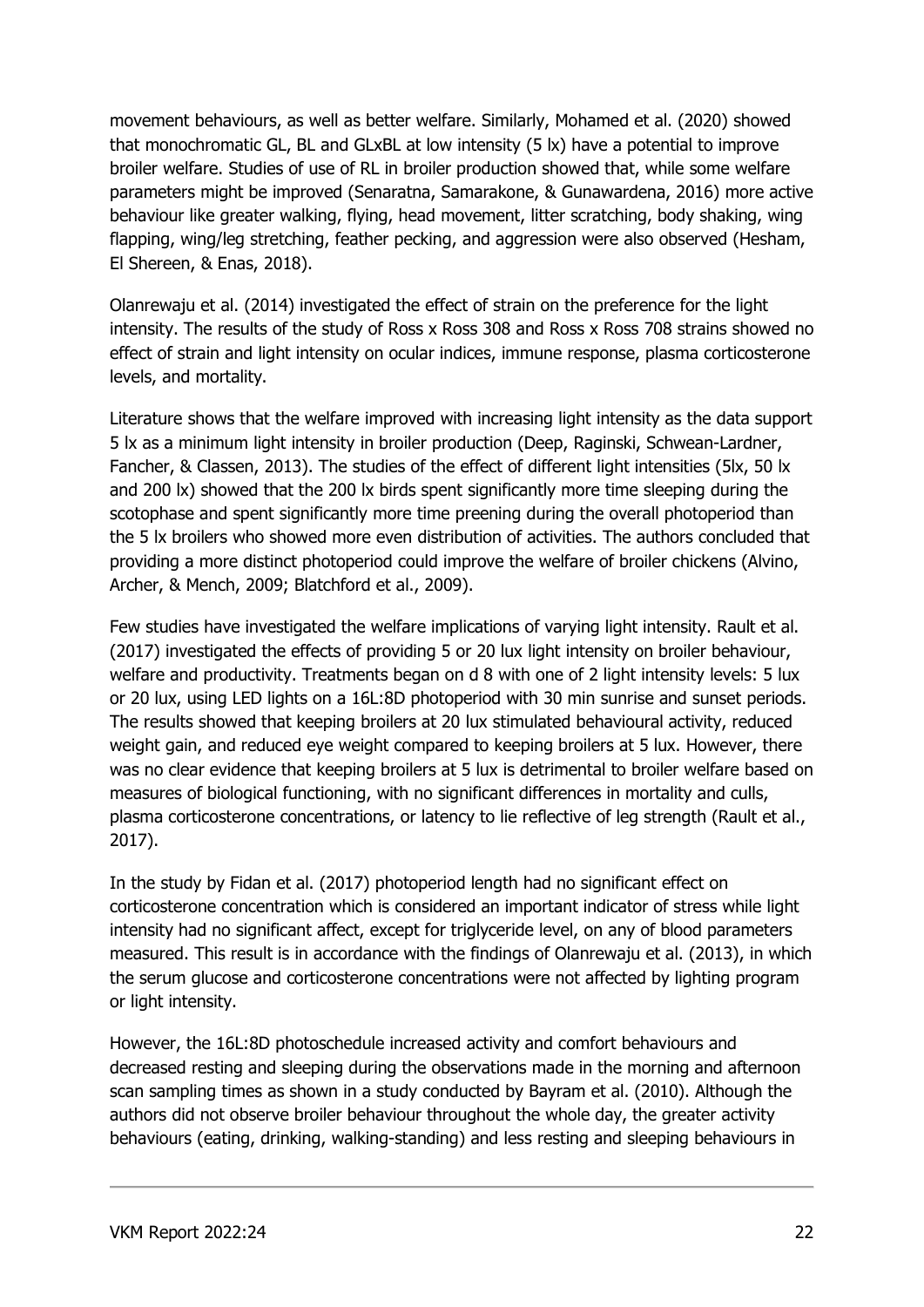movement behaviours, as well as better welfare. Similarly, Mohamed et al. (2020) showed that monochromatic GL, BL and GLxBL at low intensity (5 lx) have a potential to improve broiler welfare. Studies of use of RL in broiler production showed that, while some welfare parameters might be improved (Senaratna, Samarakone, & Gunawardena, 2016) more active behaviour like greater walking, flying, head movement, litter scratching, body shaking, wing flapping, wing/leg stretching, feather pecking, and aggression were also observed (Hesham, El Shereen, & Enas, 2018).

Olanrewaju et al. (2014) investigated the effect of strain on the preference for the light intensity. The results of the study of Ross x Ross 308 and Ross x Ross 708 strains showed no effect of strain and light intensity on ocular indices, immune response, plasma corticosterone levels, and mortality.

Literature shows that the welfare improved with increasing light intensity as the data support 5 lx as a minimum light intensity in broiler production (Deep, Raginski, Schwean-Lardner, Fancher, & Classen, 2013). The studies of the effect of different light intensities (5lx, 50 lx and 200 lx) showed that the 200 lx birds spent significantly more time sleeping during the scotophase and spent significantly more time preening during the overall photoperiod than the 5 lx broilers who showed more even distribution of activities. The authors concluded that providing a more distinct photoperiod could improve the welfare of broiler chickens (Alvino, Archer, & Mench, 2009; Blatchford et al., 2009).

Few studies have investigated the welfare implications of varying light intensity. Rault et al. (2017) investigated the effects of providing 5 or 20 lux light intensity on broiler behaviour, welfare and productivity. Treatments began on d 8 with one of 2 light intensity levels: 5 lux or 20 lux, using LED lights on a 16L:8D photoperiod with 30 min sunrise and sunset periods. The results showed that keeping broilers at 20 lux stimulated behavioural activity, reduced weight gain, and reduced eye weight compared to keeping broilers at 5 lux. However, there was no clear evidence that keeping broilers at 5 lux is detrimental to broiler welfare based on measures of biological functioning, with no significant differences in mortality and culls, plasma corticosterone concentrations, or latency to lie reflective of leg strength (Rault et al., 2017).

In the study by Fidan et al. (2017) photoperiod length had no significant effect on corticosterone concentration which is considered an important indicator of stress while light intensity had no significant affect, except for triglyceride level, on any of blood parameters measured. This result is in accordance with the findings of Olanrewaju et al. (2013), in which the serum glucose and corticosterone concentrations were not affected by lighting program or light intensity.

However, the 16L:8D photoschedule increased activity and comfort behaviours and decreased resting and sleeping during the observations made in the morning and afternoon scan sampling times as shown in a study conducted by Bayram et al. (2010). Although the authors did not observe broiler behaviour throughout the whole day, the greater activity behaviours (eating, drinking, walking-standing) and less resting and sleeping behaviours in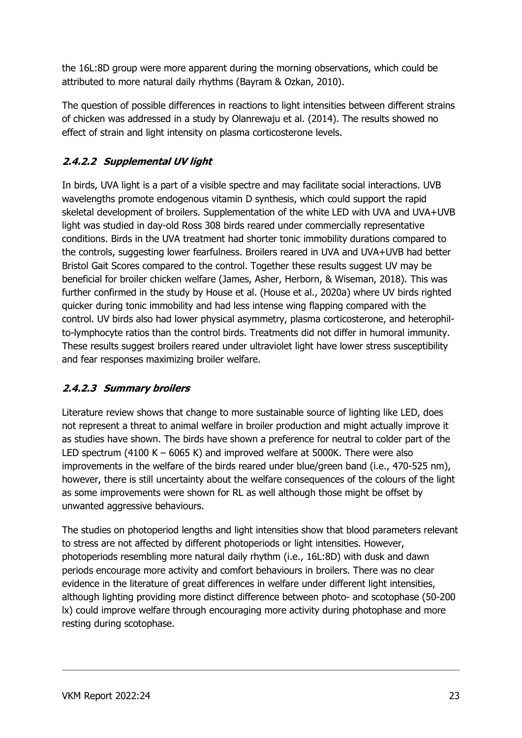the 16L:8D group were more apparent during the morning observations, which could be attributed to more natural daily rhythms (Bayram & Ozkan, 2010).

The question of possible differences in reactions to light intensities between different strains of chicken was addressed in a study by Olanrewaju et al. (2014). The results showed no effect of strain and light intensity on plasma corticosterone levels.

#### *2.4.2.2 Supplemental UV light*

In birds, UVA light is a part of a visible spectre and may facilitate social interactions. UVB wavelengths promote endogenous vitamin D synthesis, which could support the rapid skeletal development of broilers. Supplementation of the white LED with UVA and UVA+UVB light was studied in day-old Ross 308 birds reared under commercially representative conditions. Birds in the UVA treatment had shorter tonic immobility durations compared to the controls, suggesting lower fearfulness. Broilers reared in UVA and UVA+UVB had better Bristol Gait Scores compared to the control. Together these results suggest UV may be beneficial for broiler chicken welfare (James, Asher, Herborn, & Wiseman, 2018). This was further confirmed in the study by House et al. (House et al., 2020a) where UV birds righted quicker during tonic immobility and had less intense wing flapping compared with the control. UV birds also had lower physical asymmetry, plasma corticosterone, and heterophil-to-lymphocyte ratios than the control birds. Treatments did not differ in humoral immunity. These results suggest broilers reared under ultraviolet light have lower stress susceptibility and fear responses maximizing broiler welfare.

#### *2.4.2.3 Summary broilers*

Literature review shows that change to more sustainable source of lighting like LED, does not represent a threat to animal welfare in broiler production and might actually improve it as studies have shown. The birds have shown a preference for neutral to colder part of the LED spectrum (4100 K – 6065 K) and improved welfare at 5000K. There were also improvements in the welfare of the birds reared under blue/green band (i.e., 470-525 nm), however, there is still uncertainty about the welfare consequences of the colours of the light as some improvements were shown for RL as well although those might be offset by unwanted aggressive behaviours.

The studies on photoperiod lengths and light intensities show that blood parameters relevant to stress are not affected by different photoperiods or light intensities. However, photoperiods resembling more natural daily rhythm (i.e., 16L:8D) with dusk and dawn periods encourage more activity and comfort behaviours in broilers. There was no clear evidence in the literature of great differences in welfare under different light intensities, although lighting providing more distinct difference between photo- and scotophase (50-200 lx) could improve welfare through encouraging more activity during photophase and more resting during scotophase.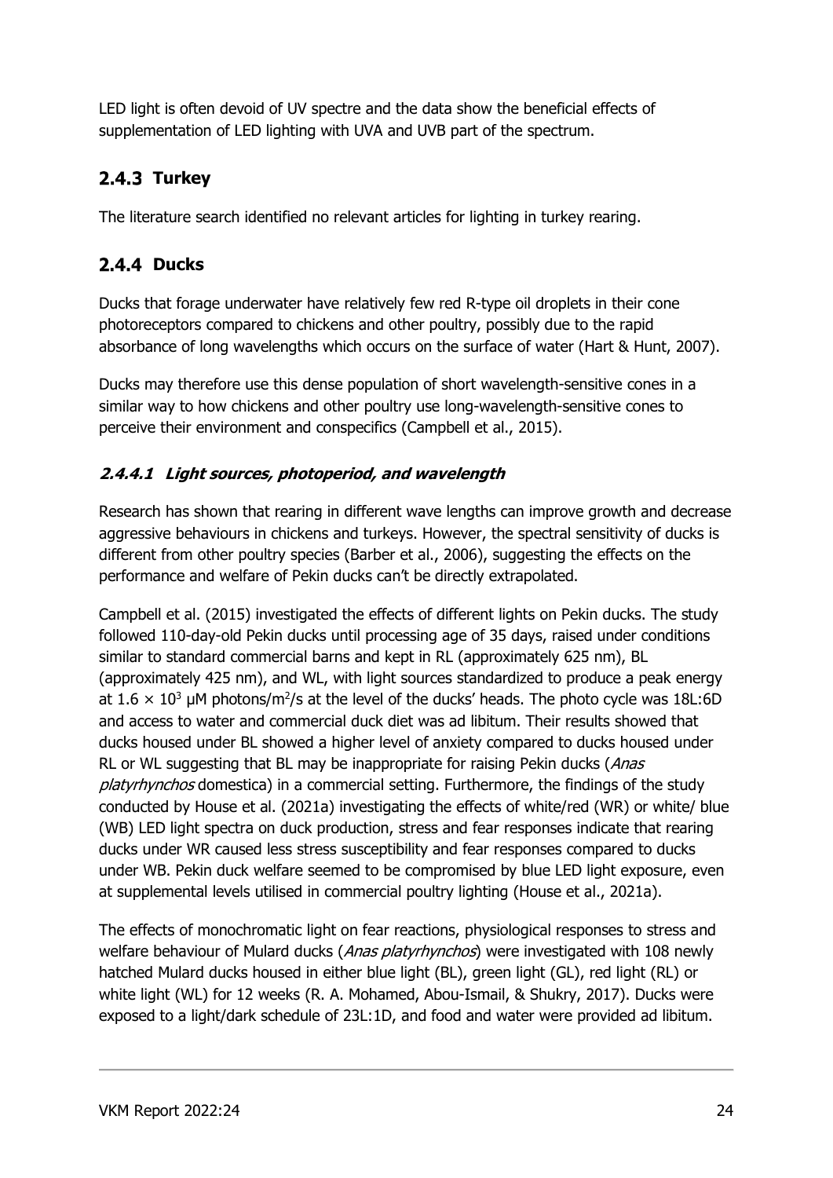LED light is often devoid of UV spectre and the data show the beneficial effects of supplementation of LED lighting with UVA and UVB part of the spectrum.

### 2.4.3 Turkey

The literature search identified no relevant articles for lighting in turkey rearing.

### 2.4.4 Ducks

Ducks that forage underwater have relatively few red R-type oil droplets in their cone photoreceptors compared to chickens and other poultry, possibly due to the rapid absorbance of long wavelengths which occurs on the surface of water (Hart & Hunt, 2007).

Ducks may therefore use this dense population of short wavelength-sensitive cones in a similar way to how chickens and other poultry use long-wavelength-sensitive cones to perceive their environment and conspecifics (Campbell et al., 2015).

#### *2.4.4.1 Light sources, photoperiod, and wavelength*

Research has shown that rearing in different wave lengths can improve growth and decrease aggressive behaviours in chickens and turkeys. However, the spectral sensitivity of ducks is different from other poultry species (Barber et al., 2006), suggesting the effects on the performance and welfare of Pekin ducks can't be directly extrapolated.

Campbell et al. (2015) investigated the effects of different lights on Pekin ducks. The study followed 110-day-old Pekin ducks until processing age of 35 days, raised under conditions similar to standard commercial barns and kept in RL (approximately 625 nm), BL (approximately 425 nm), and WL, with light sources standardized to produce a peak energy at $1.6 \times 10^3$ μM photons/m$^2$/s at the level of the ducks' heads. The photo cycle was 18L:6D and access to water and commercial duck diet was ad libitum. Their results showed that ducks housed under BL showed a higher level of anxiety compared to ducks housed under RL or WL suggesting that BL may be inappropriate for raising Pekin ducks (*Anas platyrhynchos* domestica) in a commercial setting. Furthermore, the findings of the study conducted by House et al. (2021a) investigating the effects of white/red (WR) or white/ blue (WB) LED light spectra on duck production, stress and fear responses indicate that rearing ducks under WR caused less stress susceptibility and fear responses compared to ducks under WB. Pekin duck welfare seemed to be compromised by blue LED light exposure, even at supplemental levels utilised in commercial poultry lighting (House et al., 2021a).

The effects of monochromatic light on fear reactions, physiological responses to stress and welfare behaviour of Mulard ducks (*Anas platyrhynchos*) were investigated with 108 newly hatched Mulard ducks housed in either blue light (BL), green light (GL), red light (RL) or white light (WL) for 12 weeks (R. A. Mohamed, Abou-Ismail, & Shukry, 2017). Ducks were exposed to a light/dark schedule of 23L:1D, and food and water were provided ad libitum.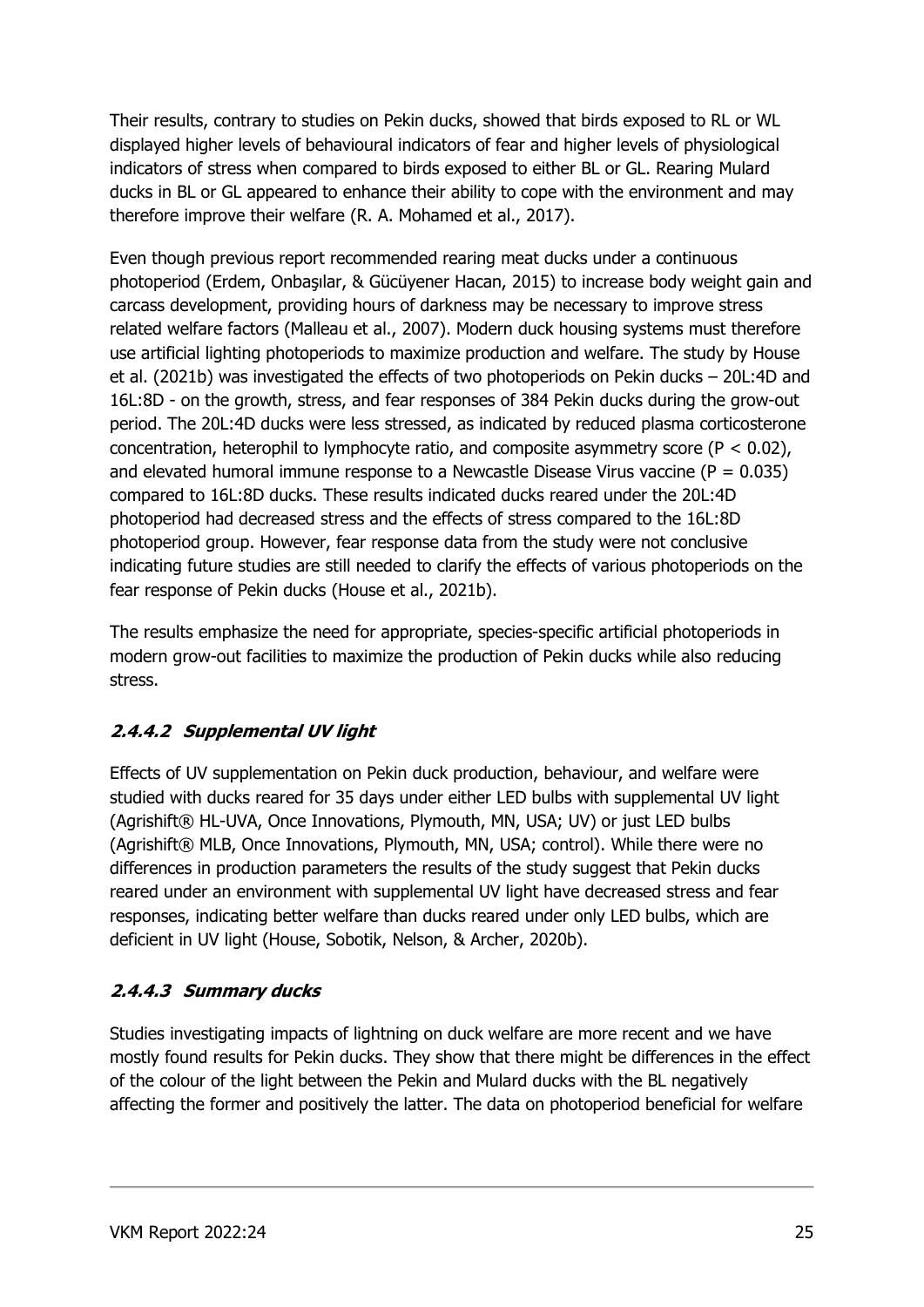Their results, contrary to studies on Pekin ducks, showed that birds exposed to RL or WL displayed higher levels of behavioural indicators of fear and higher levels of physiological indicators of stress when compared to birds exposed to either BL or GL. Rearing Mulard ducks in BL or GL appeared to enhance their ability to cope with the environment and may therefore improve their welfare (R. A. Mohamed et al., 2017).

Even though previous report recommended rearing meat ducks under a continuous photoperiod (Erdem, Onbaşılar, & Gücüyener Hacan, 2015) to increase body weight gain and carcass development, providing hours of darkness may be necessary to improve stress related welfare factors (Malleau et al., 2007). Modern duck housing systems must therefore use artificial lighting photoperiods to maximize production and welfare. The study by House et al. (2021b) was investigated the effects of two photoperiods on Pekin ducks – 20L:4D and 16L:8D - on the growth, stress, and fear responses of 384 Pekin ducks during the grow-out period. The 20L:4D ducks were less stressed, as indicated by reduced plasma corticosterone concentration, heterophil to lymphocyte ratio, and composite asymmetry score ($P < 0.02$), and elevated humoral immune response to a Newcastle Disease Virus vaccine ($P = 0.035$) compared to 16L:8D ducks. These results indicated ducks reared under the 20L:4D photoperiod had decreased stress and the effects of stress compared to the 16L:8D photoperiod group. However, fear response data from the study were not conclusive indicating future studies are still needed to clarify the effects of various photoperiods on the fear response of Pekin ducks (House et al., 2021b).

The results emphasize the need for appropriate, species-specific artificial photoperiods in modern grow-out facilities to maximize the production of Pekin ducks while also reducing stress.

#### *2.4.4.2 Supplemental UV light*

Effects of UV supplementation on Pekin duck production, behaviour, and welfare were studied with ducks reared for 35 days under either LED bulbs with supplemental UV light (Agrishift® HL-UVA, Once Innovations, Plymouth, MN, USA; UV) or just LED bulbs (Agrishift® MLB, Once Innovations, Plymouth, MN, USA; control). While there were no differences in production parameters the results of the study suggest that Pekin ducks reared under an environment with supplemental UV light have decreased stress and fear responses, indicating better welfare than ducks reared under only LED bulbs, which are deficient in UV light (House, Sobotik, Nelson, & Archer, 2020b).

#### *2.4.4.3 Summary ducks*

Studies investigating impacts of lightning on duck welfare are more recent and we have mostly found results for Pekin ducks. They show that there might be differences in the effect of the colour of the light between the Pekin and Mulard ducks with the BL negatively affecting the former and positively the latter. The data on photoperiod beneficial for welfare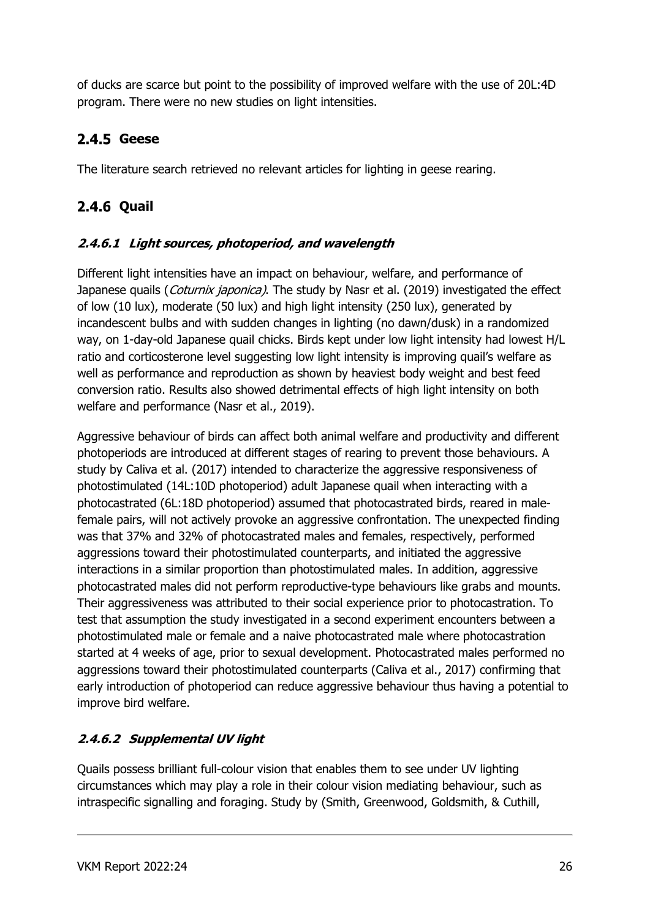of ducks are scarce but point to the possibility of improved welfare with the use of 20L:4D program. There were no new studies on light intensities.

### 2.4.5 Geese

The literature search retrieved no relevant articles for lighting in geese rearing.

### 2.4.6 Quail

#### *2.4.6.1 Light sources, photoperiod, and wavelength*

Different light intensities have an impact on behaviour, welfare, and performance of Japanese quails (*Coturnix japonica)*. The study by Nasr et al. (2019) investigated the effect of low (10 lux), moderate (50 lux) and high light intensity (250 lux), generated by incandescent bulbs and with sudden changes in lighting (no dawn/dusk) in a randomized way, on 1-day-old Japanese quail chicks. Birds kept under low light intensity had lowest H/L ratio and corticosterone level suggesting low light intensity is improving quail's welfare as well as performance and reproduction as shown by heaviest body weight and best feed conversion ratio. Results also showed detrimental effects of high light intensity on both welfare and performance (Nasr et al., 2019).

Aggressive behaviour of birds can affect both animal welfare and productivity and different photoperiods are introduced at different stages of rearing to prevent those behaviours. A study by Caliva et al. (2017) intended to characterize the aggressive responsiveness of photostimulated (14L:10D photoperiod) adult Japanese quail when interacting with a photocastrated (6L:18D photoperiod) assumed that photocastrated birds, reared in male-female pairs, will not actively provoke an aggressive confrontation. The unexpected finding was that 37% and 32% of photocastrated males and females, respectively, performed aggressions toward their photostimulated counterparts, and initiated the aggressive interactions in a similar proportion than photostimulated males. In addition, aggressive photocastrated males did not perform reproductive-type behaviours like grabs and mounts. Their aggressiveness was attributed to their social experience prior to photocastration. To test that assumption the study investigated in a second experiment encounters between a photostimulated male or female and a naive photocastrated male where photocastration started at 4 weeks of age, prior to sexual development. Photocastrated males performed no aggressions toward their photostimulated counterparts (Caliva et al., 2017) confirming that early introduction of photoperiod can reduce aggressive behaviour thus having a potential to improve bird welfare.

#### *2.4.6.2 Supplemental UV light*

Quails possess brilliant full-colour vision that enables them to see under UV lighting circumstances which may play a role in their colour vision mediating behaviour, such as intraspecific signalling and foraging. Study by (Smith, Greenwood, Goldsmith, & Cuthill,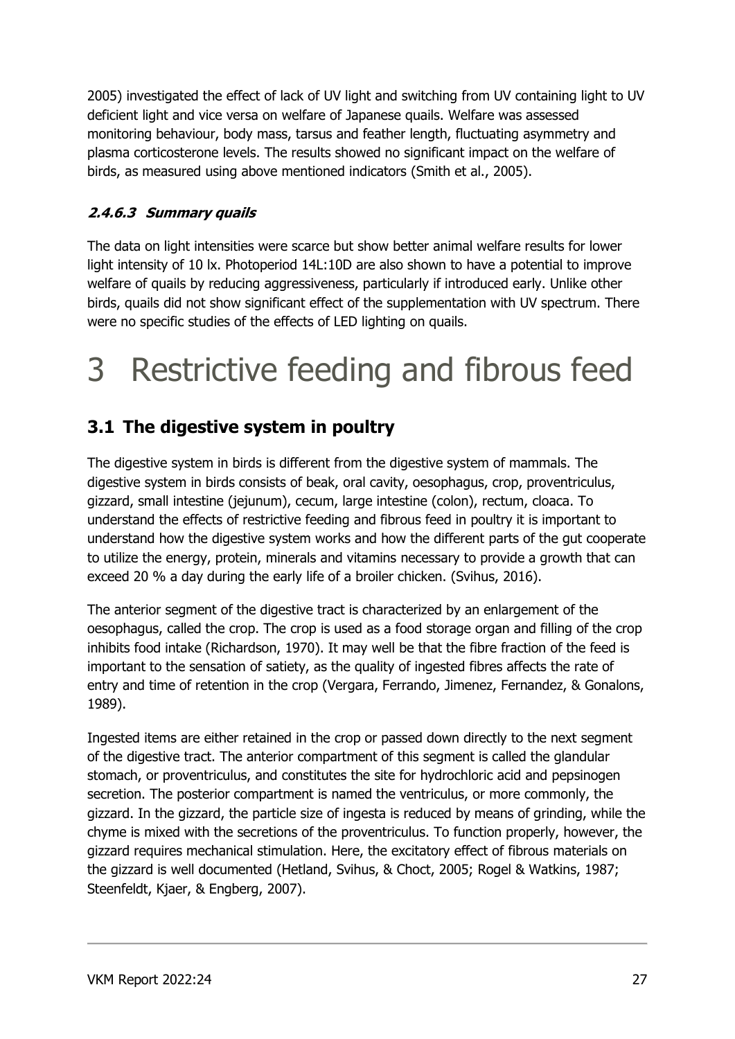2005) investigated the effect of lack of UV light and switching from UV containing light to UV deficient light and vice versa on welfare of Japanese quails. Welfare was assessed monitoring behaviour, body mass, tarsus and feather length, fluctuating asymmetry and plasma corticosterone levels. The results showed no significant impact on the welfare of birds, as measured using above mentioned indicators (Smith et al., 2005).

#### 2.4.6.3 Summary quails

The data on light intensities were scarce but show better animal welfare results for lower light intensity of 10 lx. Photoperiod 14L:10D are also shown to have a potential to improve welfare of quails by reducing aggressiveness, particularly if introduced early. Unlike other birds, quails did not show significant effect of the supplementation with UV spectrum. There were no specific studies of the effects of LED lighting on quails.

# 3 Restrictive feeding and fibrous feed

## 3.1 The digestive system in poultry

The digestive system in birds is different from the digestive system of mammals. The digestive system in birds consists of beak, oral cavity, oesophagus, crop, proventriculus, gizzard, small intestine (jejunum), cecum, large intestine (colon), rectum, cloaca. To understand the effects of restrictive feeding and fibrous feed in poultry it is important to understand how the digestive system works and how the different parts of the gut cooperate to utilize the energy, protein, minerals and vitamins necessary to provide a growth that can exceed 20 % a day during the early life of a broiler chicken. (Svihus, 2016).

The anterior segment of the digestive tract is characterized by an enlargement of the oesophagus, called the crop. The crop is used as a food storage organ and filling of the crop inhibits food intake (Richardson, 1970). It may well be that the fibre fraction of the feed is important to the sensation of satiety, as the quality of ingested fibres affects the rate of entry and time of retention in the crop (Vergara, Ferrando, Jimenez, Fernandez, & Gonalons, 1989).

Ingested items are either retained in the crop or passed down directly to the next segment of the digestive tract. The anterior compartment of this segment is called the glandular stomach, or proventriculus, and constitutes the site for hydrochloric acid and pepsinogen secretion. The posterior compartment is named the ventriculus, or more commonly, the gizzard. In the gizzard, the particle size of ingesta is reduced by means of grinding, while the chyme is mixed with the secretions of the proventriculus. To function properly, however, the gizzard requires mechanical stimulation. Here, the excitatory effect of fibrous materials on the gizzard is well documented (Hetland, Svihus, & Choct, 2005; Rogel & Watkins, 1987; Steenfeldt, Kjaer, & Engberg, 2007).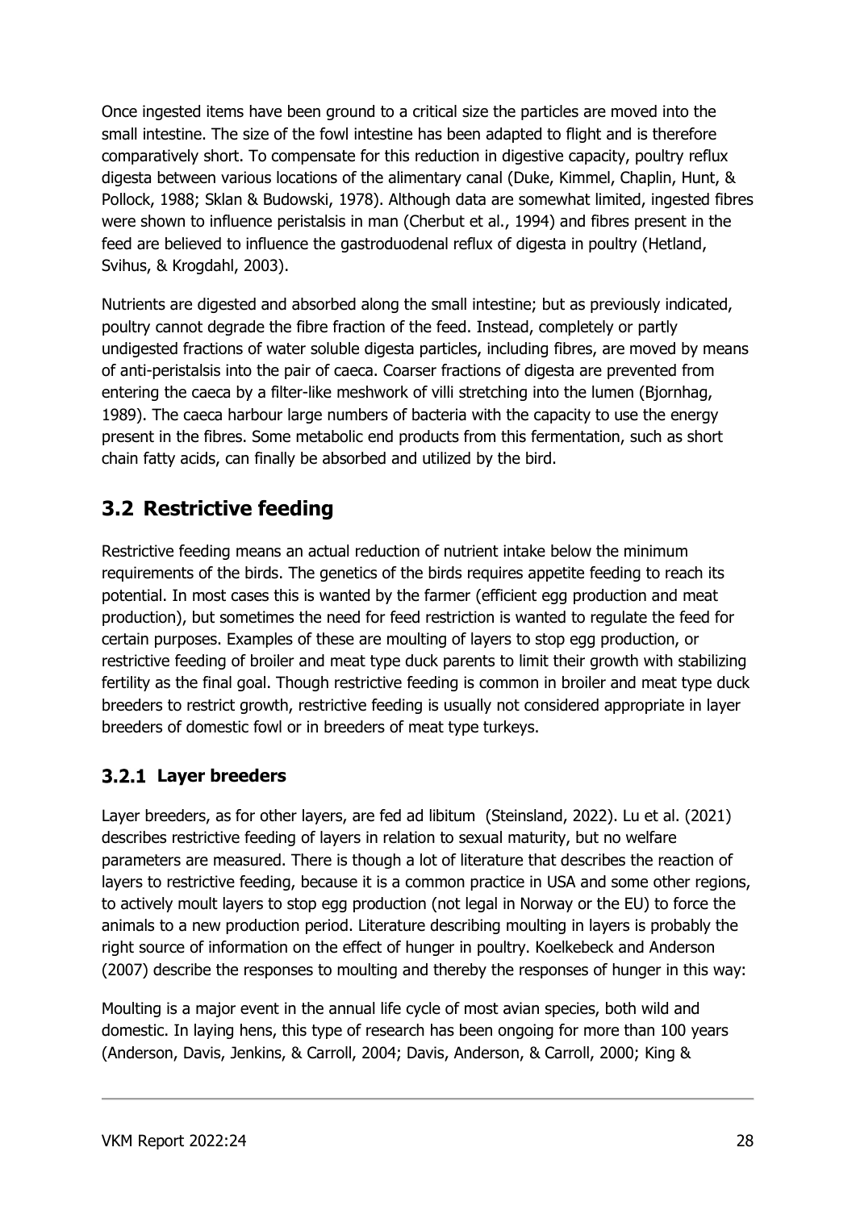Once ingested items have been ground to a critical size the particles are moved into the small intestine. The size of the fowl intestine has been adapted to flight and is therefore comparatively short. To compensate for this reduction in digestive capacity, poultry reflux digesta between various locations of the alimentary canal (Duke, Kimmel, Chaplin, Hunt, & Pollock, 1988; Sklan & Budowski, 1978). Although data are somewhat limited, ingested fibres were shown to influence peristalsis in man (Cherbut et al., 1994) and fibres present in the feed are believed to influence the gastroduodenal reflux of digesta in poultry (Hetland, Svihus, & Krogdahl, 2003).

Nutrients are digested and absorbed along the small intestine; but as previously indicated, poultry cannot degrade the fibre fraction of the feed. Instead, completely or partly undigested fractions of water soluble digesta particles, including fibres, are moved by means of anti-peristalsis into the pair of caeca. Coarser fractions of digesta are prevented from entering the caeca by a filter-like meshwork of villi stretching into the lumen (Bjornhag, 1989). The caeca harbour large numbers of bacteria with the capacity to use the energy present in the fibres. Some metabolic end products from this fermentation, such as short chain fatty acids, can finally be absorbed and utilized by the bird.

## 3.2 Restrictive feeding

Restrictive feeding means an actual reduction of nutrient intake below the minimum requirements of the birds. The genetics of the birds requires appetite feeding to reach its potential. In most cases this is wanted by the farmer (efficient egg production and meat production), but sometimes the need for feed restriction is wanted to regulate the feed for certain purposes. Examples of these are moulting of layers to stop egg production, or restrictive feeding of broiler and meat type duck parents to limit their growth with stabilizing fertility as the final goal. Though restrictive feeding is common in broiler and meat type duck breeders to restrict growth, restrictive feeding is usually not considered appropriate in layer breeders of domestic fowl or in breeders of meat type turkeys.

### 3.2.1 Layer breeders

Layer breeders, as for other layers, are fed ad libitum (Steinsland, 2022). Lu et al. (2021) describes restrictive feeding of layers in relation to sexual maturity, but no welfare parameters are measured. There is though a lot of literature that describes the reaction of layers to restrictive feeding, because it is a common practice in USA and some other regions, to actively moult layers to stop egg production (not legal in Norway or the EU) to force the animals to a new production period. Literature describing moulting in layers is probably the right source of information on the effect of hunger in poultry. Koelkebeck and Anderson (2007) describe the responses to moulting and thereby the responses of hunger in this way:

Moulting is a major event in the annual life cycle of most avian species, both wild and domestic. In laying hens, this type of research has been ongoing for more than 100 years (Anderson, Davis, Jenkins, & Carroll, 2004; Davis, Anderson, & Carroll, 2000; King &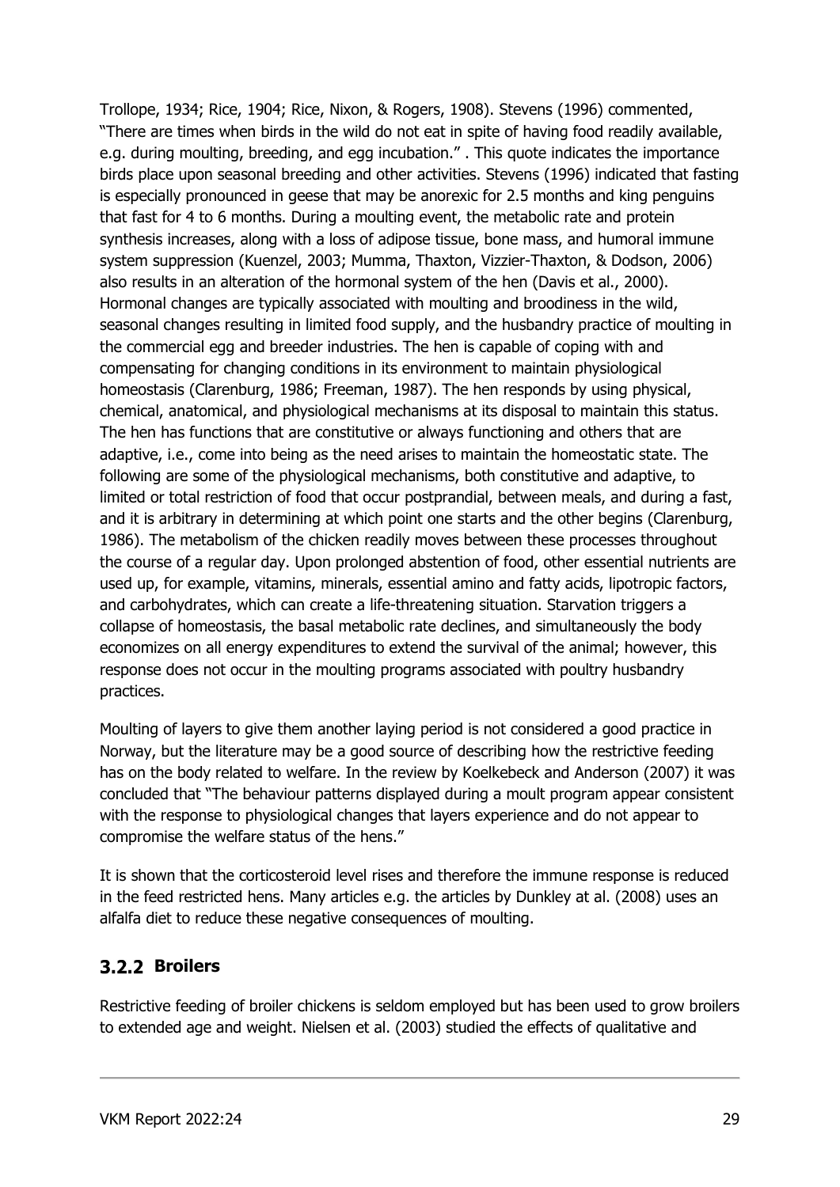Trollope, 1934; Rice, 1904; Rice, Nixon, & Rogers, 1908). Stevens (1996) commented, "There are times when birds in the wild do not eat in spite of having food readily available, e.g. during moulting, breeding, and egg incubation." . This quote indicates the importance birds place upon seasonal breeding and other activities. Stevens (1996) indicated that fasting is especially pronounced in geese that may be anorexic for 2.5 months and king penguins that fast for 4 to 6 months. During a moulting event, the metabolic rate and protein synthesis increases, along with a loss of adipose tissue, bone mass, and humoral immune system suppression (Kuenzel, 2003; Mumma, Thaxton, Vizzier-Thaxton, & Dodson, 2006) also results in an alteration of the hormonal system of the hen (Davis et al., 2000). Hormonal changes are typically associated with moulting and broodiness in the wild, seasonal changes resulting in limited food supply, and the husbandry practice of moulting in the commercial egg and breeder industries. The hen is capable of coping with and compensating for changing conditions in its environment to maintain physiological homeostasis (Clarenburg, 1986; Freeman, 1987). The hen responds by using physical, chemical, anatomical, and physiological mechanisms at its disposal to maintain this status. The hen has functions that are constitutive or always functioning and others that are adaptive, i.e., come into being as the need arises to maintain the homeostatic state. The following are some of the physiological mechanisms, both constitutive and adaptive, to limited or total restriction of food that occur postprandial, between meals, and during a fast, and it is arbitrary in determining at which point one starts and the other begins (Clarenburg, 1986). The metabolism of the chicken readily moves between these processes throughout the course of a regular day. Upon prolonged abstention of food, other essential nutrients are used up, for example, vitamins, minerals, essential amino and fatty acids, lipotropic factors, and carbohydrates, which can create a life-threatening situation. Starvation triggers a collapse of homeostasis, the basal metabolic rate declines, and simultaneously the body economizes on all energy expenditures to extend the survival of the animal; however, this response does not occur in the moulting programs associated with poultry husbandry practices.

Moulting of layers to give them another laying period is not considered a good practice in Norway, but the literature may be a good source of describing how the restrictive feeding has on the body related to welfare. In the review by Koelkebeck and Anderson (2007) it was concluded that "The behaviour patterns displayed during a moult program appear consistent with the response to physiological changes that layers experience and do not appear to compromise the welfare status of the hens."

It is shown that the corticosteroid level rises and therefore the immune response is reduced in the feed restricted hens. Many articles e.g. the articles by Dunkley at al. (2008) uses an alfalfa diet to reduce these negative consequences of moulting.

### 3.2.2 Broilers

Restrictive feeding of broiler chickens is seldom employed but has been used to grow broilers to extended age and weight. Nielsen et al. (2003) studied the effects of qualitative and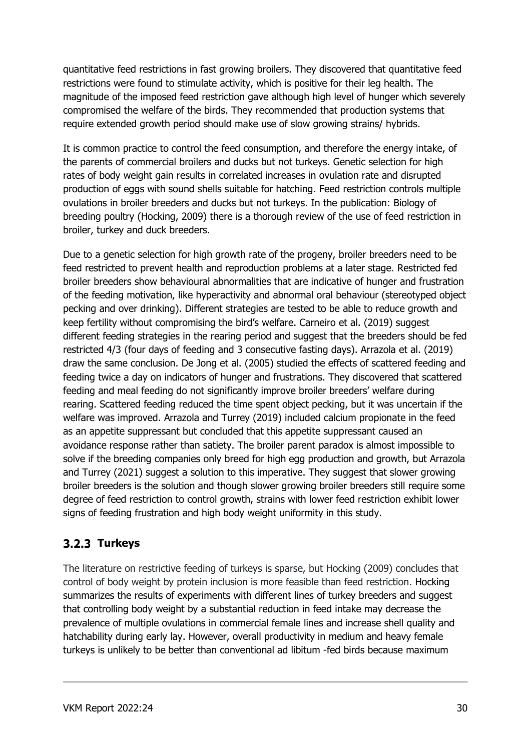quantitative feed restrictions in fast growing broilers. They discovered that quantitative feed restrictions were found to stimulate activity, which is positive for their leg health. The magnitude of the imposed feed restriction gave although high level of hunger which severely compromised the welfare of the birds. They recommended that production systems that require extended growth period should make use of slow growing strains/ hybrids.

It is common practice to control the feed consumption, and therefore the energy intake, of the parents of commercial broilers and ducks but not turkeys. Genetic selection for high rates of body weight gain results in correlated increases in ovulation rate and disrupted production of eggs with sound shells suitable for hatching. Feed restriction controls multiple ovulations in broiler breeders and ducks but not turkeys. In the publication: Biology of breeding poultry (Hocking, 2009) there is a thorough review of the use of feed restriction in broiler, turkey and duck breeders.

Due to a genetic selection for high growth rate of the progeny, broiler breeders need to be feed restricted to prevent health and reproduction problems at a later stage. Restricted fed broiler breeders show behavioural abnormalities that are indicative of hunger and frustration of the feeding motivation, like hyperactivity and abnormal oral behaviour (stereotyped object pecking and over drinking). Different strategies are tested to be able to reduce growth and keep fertility without compromising the bird's welfare. Carneiro et al. (2019) suggest different feeding strategies in the rearing period and suggest that the breeders should be fed restricted 4/3 (four days of feeding and 3 consecutive fasting days). Arrazola et al. (2019) draw the same conclusion. De Jong et al. (2005) studied the effects of scattered feeding and feeding twice a day on indicators of hunger and frustrations. They discovered that scattered feeding and meal feeding do not significantly improve broiler breeders' welfare during rearing. Scattered feeding reduced the time spent object pecking, but it was uncertain if the welfare was improved. Arrazola and Turrey (2019) included calcium propionate in the feed as an appetite suppressant but concluded that this appetite suppressant caused an avoidance response rather than satiety. The broiler parent paradox is almost impossible to solve if the breeding companies only breed for high egg production and growth, but Arrazola and Turrey (2021) suggest a solution to this imperative. They suggest that slower growing broiler breeders is the solution and though slower growing broiler breeders still require some degree of feed restriction to control growth, strains with lower feed restriction exhibit lower signs of feeding frustration and high body weight uniformity in this study.

### 3.2.3 Turkeys

The literature on restrictive feeding of turkeys is sparse, but Hocking (2009) concludes that control of body weight by protein inclusion is more feasible than feed restriction. Hocking summarizes the results of experiments with different lines of turkey breeders and suggest that controlling body weight by a substantial reduction in feed intake may decrease the prevalence of multiple ovulations in commercial female lines and increase shell quality and hatchability during early lay. However, overall productivity in medium and heavy female turkeys is unlikely to be better than conventional ad libitum -fed birds because maximum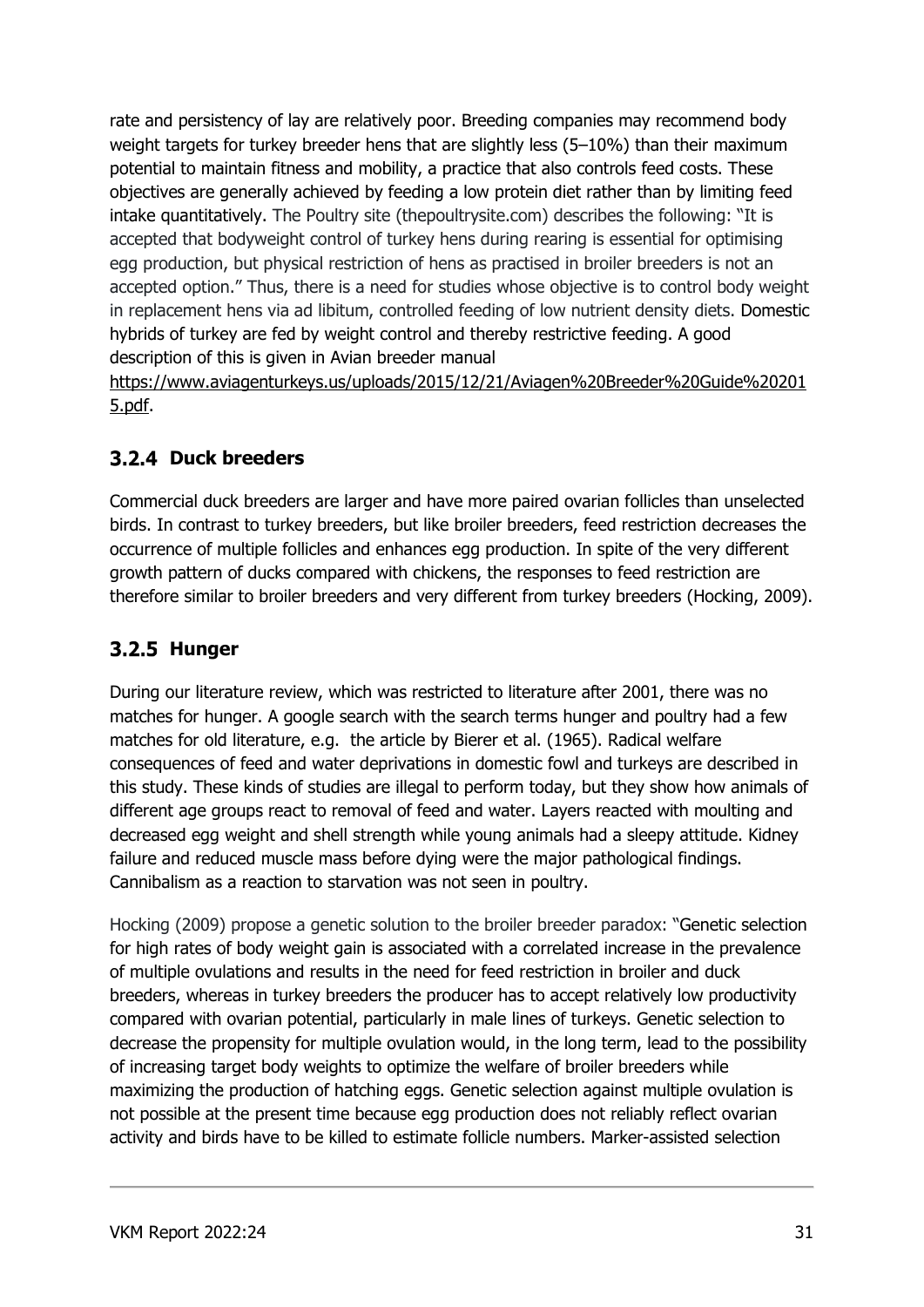rate and persistency of lay are relatively poor. Breeding companies may recommend body weight targets for turkey breeder hens that are slightly less (5–10%) than their maximum potential to maintain fitness and mobility, a practice that also controls feed costs. These objectives are generally achieved by feeding a low protein diet rather than by limiting feed intake quantitatively. The Poultry site (thepoultrysite.com) describes the following: "It is accepted that bodyweight control of turkey hens during rearing is essential for optimising egg production, but physical restriction of hens as practised in broiler breeders is not an accepted option." Thus, there is a need for studies whose objective is to control body weight in replacement hens via ad libitum, controlled feeding of low nutrient density diets. Domestic hybrids of turkey are fed by weight control and thereby restrictive feeding. A good description of this is given in Avian breeder manual https://www.aviagenturkeys.us/uploads/2015/12/21/Aviagen%20Breeder%20Guide%202015.pdf.

### 3.2.4 Duck breeders

Commercial duck breeders are larger and have more paired ovarian follicles than unselected birds. In contrast to turkey breeders, but like broiler breeders, feed restriction decreases the occurrence of multiple follicles and enhances egg production. In spite of the very different growth pattern of ducks compared with chickens, the responses to feed restriction are therefore similar to broiler breeders and very different from turkey breeders (Hocking, 2009).

### 3.2.5 Hunger

During our literature review, which was restricted to literature after 2001, there was no matches for hunger. A google search with the search terms hunger and poultry had a few matches for old literature, e.g. the article by Bierer et al. (1965). Radical welfare consequences of feed and water deprivations in domestic fowl and turkeys are described in this study. These kinds of studies are illegal to perform today, but they show how animals of different age groups react to removal of feed and water. Layers reacted with moulting and decreased egg weight and shell strength while young animals had a sleepy attitude. Kidney failure and reduced muscle mass before dying were the major pathological findings. Cannibalism as a reaction to starvation was not seen in poultry.

Hocking (2009) propose a genetic solution to the broiler breeder paradox: "Genetic selection for high rates of body weight gain is associated with a correlated increase in the prevalence of multiple ovulations and results in the need for feed restriction in broiler and duck breeders, whereas in turkey breeders the producer has to accept relatively low productivity compared with ovarian potential, particularly in male lines of turkeys. Genetic selection to decrease the propensity for multiple ovulation would, in the long term, lead to the possibility of increasing target body weights to optimize the welfare of broiler breeders while maximizing the production of hatching eggs. Genetic selection against multiple ovulation is not possible at the present time because egg production does not reliably reflect ovarian activity and birds have to be killed to estimate follicle numbers. Marker-assisted selection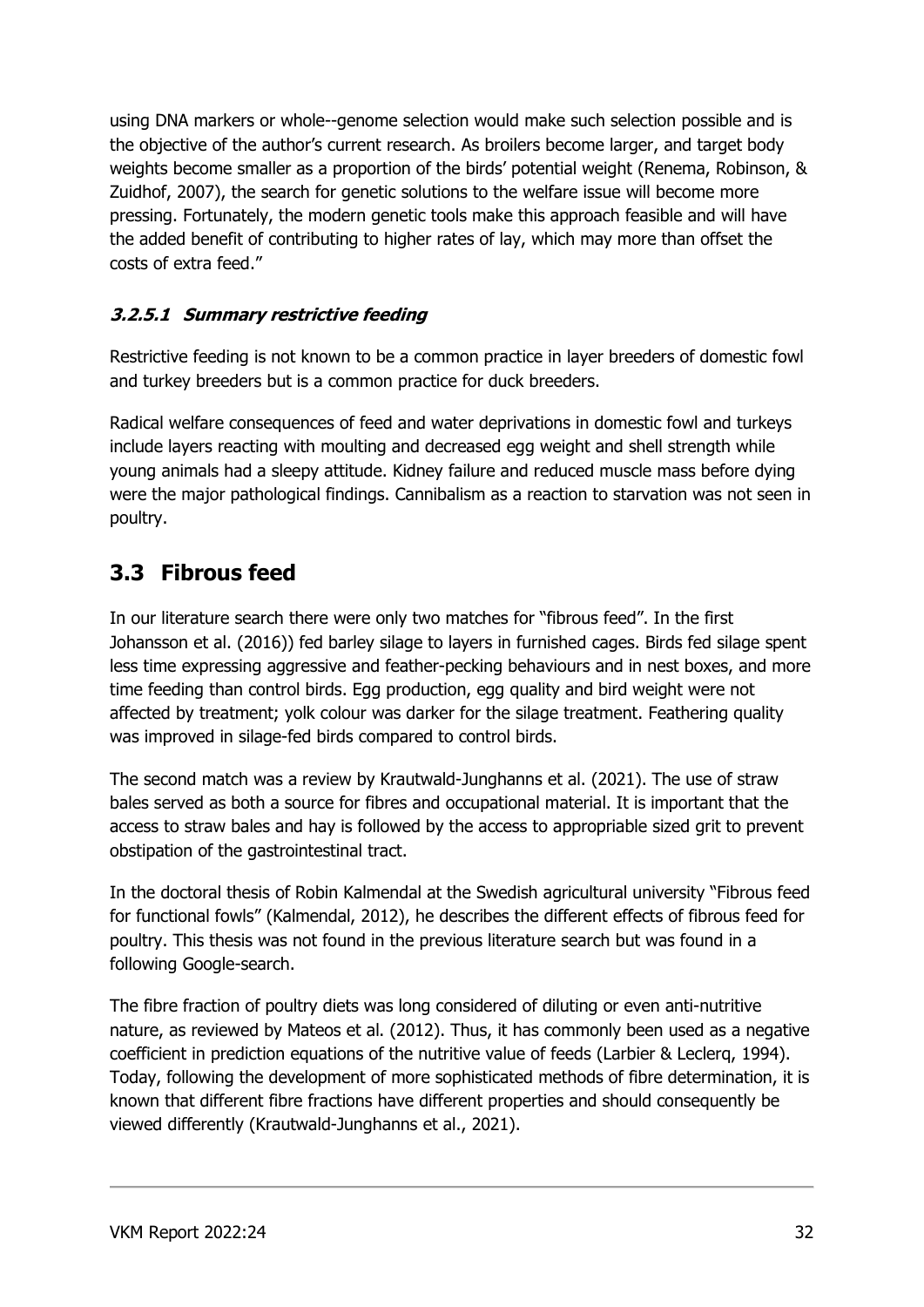using DNA markers or whole--genome selection would make such selection possible and is the objective of the author's current research. As broilers become larger, and target body weights become smaller as a proportion of the birds' potential weight (Renema, Robinson, & Zuidhof, 2007), the search for genetic solutions to the welfare issue will become more pressing. Fortunately, the modern genetic tools make this approach feasible and will have the added benefit of contributing to higher rates of lay, which may more than offset the costs of extra feed."

#### ***3.2.5.1 Summary restrictive feeding***

Restrictive feeding is not known to be a common practice in layer breeders of domestic fowl and turkey breeders but is a common practice for duck breeders.

Radical welfare consequences of feed and water deprivations in domestic fowl and turkeys include layers reacting with moulting and decreased egg weight and shell strength while young animals had a sleepy attitude. Kidney failure and reduced muscle mass before dying were the major pathological findings. Cannibalism as a reaction to starvation was not seen in poultry.

## 3.3 Fibrous feed

In our literature search there were only two matches for "fibrous feed". In the first Johansson et al. (2016)) fed barley silage to layers in furnished cages. Birds fed silage spent less time expressing aggressive and feather-pecking behaviours and in nest boxes, and more time feeding than control birds. Egg production, egg quality and bird weight were not affected by treatment; yolk colour was darker for the silage treatment. Feathering quality was improved in silage-fed birds compared to control birds.

The second match was a review by Krautwald-Junghanns et al. (2021). The use of straw bales served as both a source for fibres and occupational material. It is important that the access to straw bales and hay is followed by the access to appropriable sized grit to prevent obstipation of the gastrointestinal tract.

In the doctoral thesis of Robin Kalmendal at the Swedish agricultural university "Fibrous feed for functional fowls" (Kalmendal, 2012), he describes the different effects of fibrous feed for poultry. This thesis was not found in the previous literature search but was found in a following Google-search.

The fibre fraction of poultry diets was long considered of diluting or even anti-nutritive nature, as reviewed by Mateos et al. (2012). Thus, it has commonly been used as a negative coefficient in prediction equations of the nutritive value of feeds (Larbier & Leclerq, 1994). Today, following the development of more sophisticated methods of fibre determination, it is known that different fibre fractions have different properties and should consequently be viewed differently (Krautwald-Junghanns et al., 2021).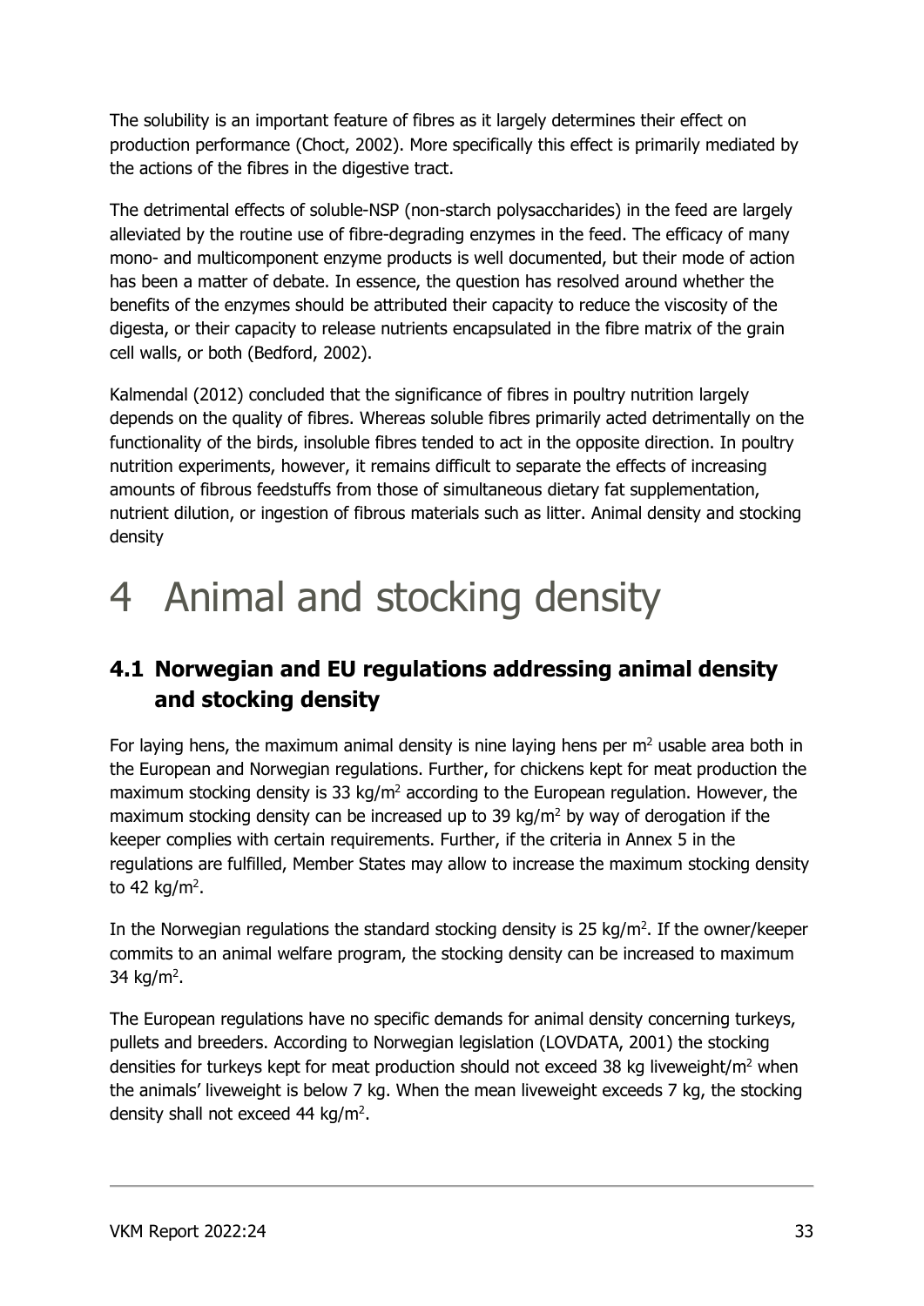The solubility is an important feature of fibres as it largely determines their effect on production performance (Choct, 2002). More specifically this effect is primarily mediated by the actions of the fibres in the digestive tract.

The detrimental effects of soluble-NSP (non-starch polysaccharides) in the feed are largely alleviated by the routine use of fibre-degrading enzymes in the feed. The efficacy of many mono- and multicomponent enzyme products is well documented, but their mode of action has been a matter of debate. In essence, the question has resolved around whether the benefits of the enzymes should be attributed their capacity to reduce the viscosity of the digesta, or their capacity to release nutrients encapsulated in the fibre matrix of the grain cell walls, or both (Bedford, 2002).

Kalmendal (2012) concluded that the significance of fibres in poultry nutrition largely depends on the quality of fibres. Whereas soluble fibres primarily acted detrimentally on the functionality of the birds, insoluble fibres tended to act in the opposite direction. In poultry nutrition experiments, however, it remains difficult to separate the effects of increasing amounts of fibrous feedstuffs from those of simultaneous dietary fat supplementation, nutrient dilution, or ingestion of fibrous materials such as litter. Animal density and stocking density

# 4 Animal and stocking density

## 4.1 Norwegian and EU regulations addressing animal density and stocking density

For laying hens, the maximum animal density is nine laying hens per $m^2$ usable area both in the European and Norwegian regulations. Further, for chickens kept for meat production the maximum stocking density is 33 kg/$m^2$ according to the European regulation. However, the maximum stocking density can be increased up to 39 kg/$m^2$ by way of derogation if the keeper complies with certain requirements. Further, if the criteria in Annex 5 in the regulations are fulfilled, Member States may allow to increase the maximum stocking density to 42 kg/$m^2$.

In the Norwegian regulations the standard stocking density is 25 kg/$m^2$. If the owner/keeper commits to an animal welfare program, the stocking density can be increased to maximum 34 kg/$m^2$.

The European regulations have no specific demands for animal density concerning turkeys, pullets and breeders. According to Norwegian legislation (LOVDATA, 2001) the stocking densities for turkeys kept for meat production should not exceed 38 kg liveweight/$m^2$ when the animals' liveweight is below 7 kg. When the mean liveweight exceeds 7 kg, the stocking density shall not exceed 44 kg/$m^2$.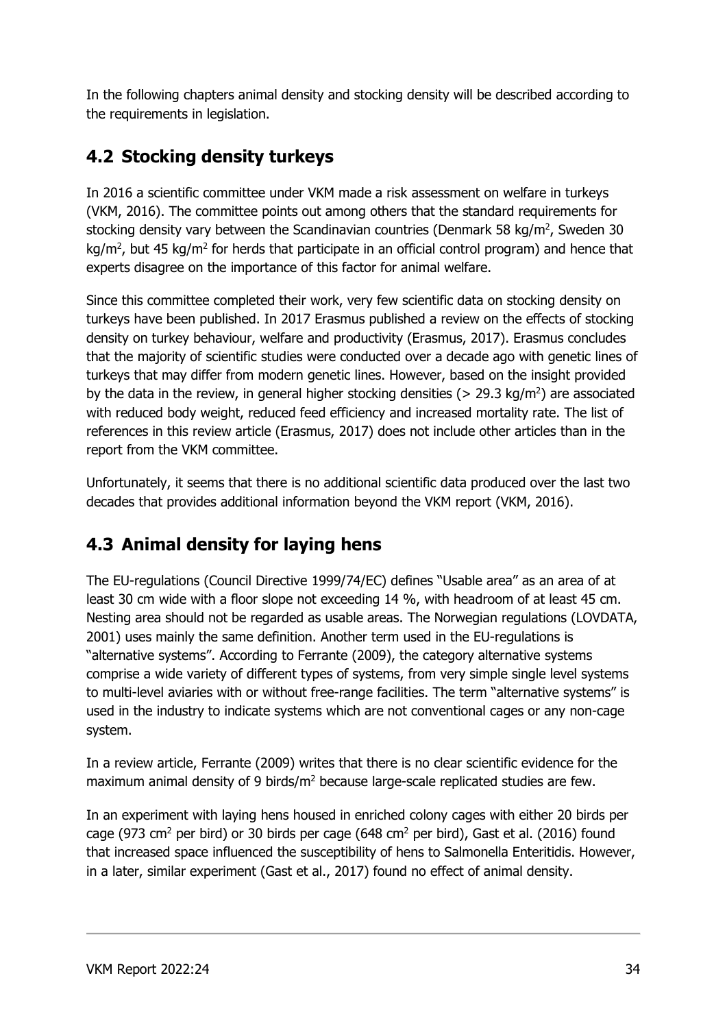In the following chapters animal density and stocking density will be described according to the requirements in legislation.

## 4.2 Stocking density turkeys

In 2016 a scientific committee under VKM made a risk assessment on welfare in turkeys (VKM, 2016). The committee points out among others that the standard requirements for stocking density vary between the Scandinavian countries (Denmark 58 kg/m$^2$, Sweden 30 kg/m$^2$, but 45 kg/m$^2$ for herds that participate in an official control program) and hence that experts disagree on the importance of this factor for animal welfare.

Since this committee completed their work, very few scientific data on stocking density on turkeys have been published. In 2017 Erasmus published a review on the effects of stocking density on turkey behaviour, welfare and productivity (Erasmus, 2017). Erasmus concludes that the majority of scientific studies were conducted over a decade ago with genetic lines of turkeys that may differ from modern genetic lines. However, based on the insight provided by the data in the review, in general higher stocking densities (> 29.3 kg/m$^2$) are associated with reduced body weight, reduced feed efficiency and increased mortality rate. The list of references in this review article (Erasmus, 2017) does not include other articles than in the report from the VKM committee.

Unfortunately, it seems that there is no additional scientific data produced over the last two decades that provides additional information beyond the VKM report (VKM, 2016).

## 4.3 Animal density for laying hens

The EU-regulations (Council Directive 1999/74/EC) defines "Usable area" as an area of at least 30 cm wide with a floor slope not exceeding 14 %, with headroom of at least 45 cm. Nesting area should not be regarded as usable areas. The Norwegian regulations (LOVDATA, 2001) uses mainly the same definition. Another term used in the EU-regulations is "alternative systems". According to Ferrante (2009), the category alternative systems comprise a wide variety of different types of systems, from very simple single level systems to multi-level aviaries with or without free-range facilities. The term "alternative systems" is used in the industry to indicate systems which are not conventional cages or any non-cage system.

In a review article, Ferrante (2009) writes that there is no clear scientific evidence for the maximum animal density of 9 birds/m$^2$ because large-scale replicated studies are few.

In an experiment with laying hens housed in enriched colony cages with either 20 birds per cage (973 cm$^2$ per bird) or 30 birds per cage (648 cm$^2$ per bird), Gast et al. (2016) found that increased space influenced the susceptibility of hens to Salmonella Enteritidis. However, in a later, similar experiment (Gast et al., 2017) found no effect of animal density.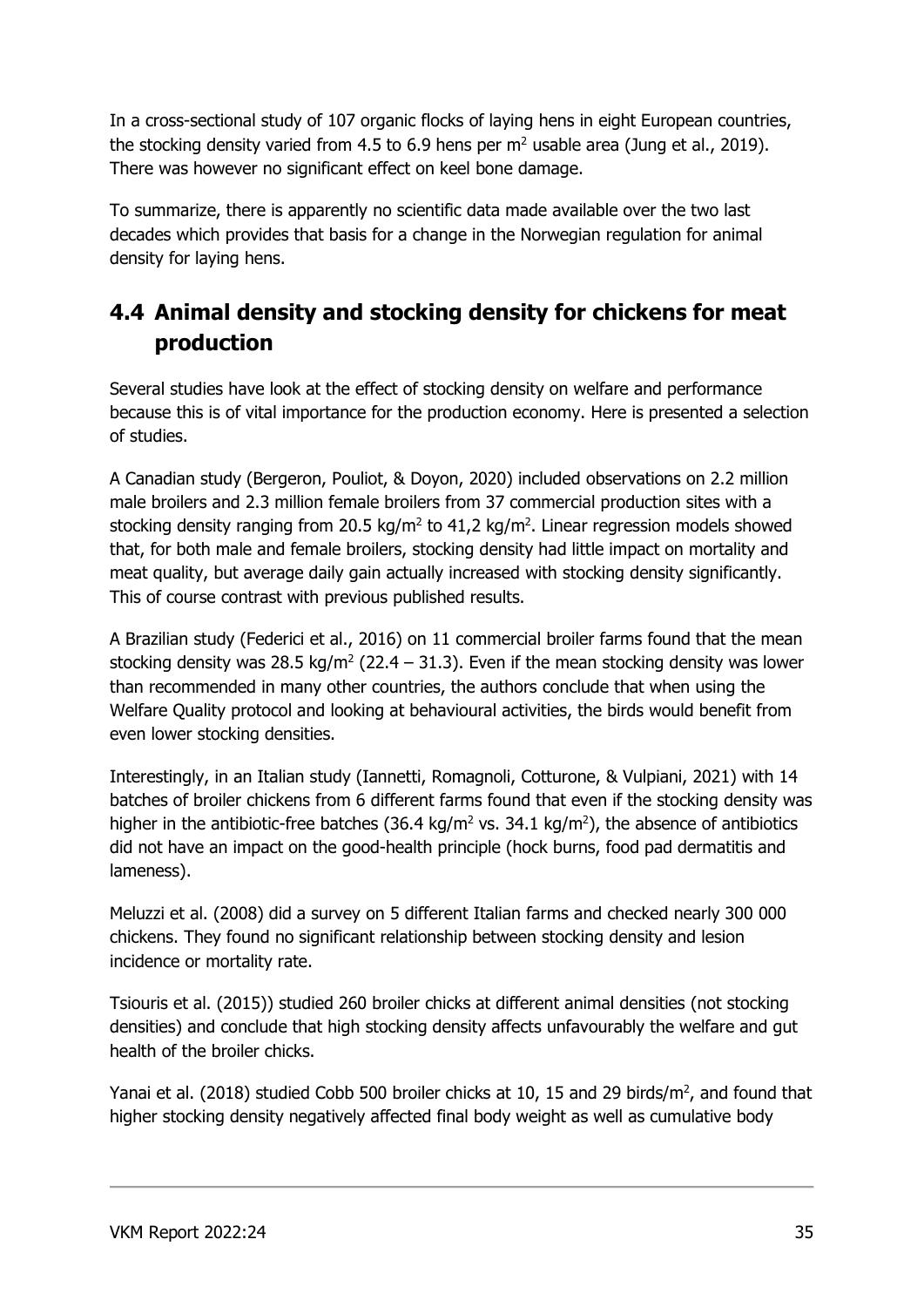In a cross-sectional study of 107 organic flocks of laying hens in eight European countries, the stocking density varied from 4.5 to 6.9 hens per $m^2$ usable area (Jung et al., 2019). There was however no significant effect on keel bone damage.

To summarize, there is apparently no scientific data made available over the two last decades which provides that basis for a change in the Norwegian regulation for animal density for laying hens.

## 4.4 Animal density and stocking density for chickens for meat production

Several studies have look at the effect of stocking density on welfare and performance because this is of vital importance for the production economy. Here is presented a selection of studies.

A Canadian study (Bergeron, Pouliot, & Doyon, 2020) included observations on 2.2 million male broilers and 2.3 million female broilers from 37 commercial production sites with a stocking density ranging from 20.5 kg/$m^2$ to 41,2 kg/$m^2$. Linear regression models showed that, for both male and female broilers, stocking density had little impact on mortality and meat quality, but average daily gain actually increased with stocking density significantly. This of course contrast with previous published results.

A Brazilian study (Federici et al., 2016) on 11 commercial broiler farms found that the mean stocking density was 28.5 kg/$m^2$ (22.4 – 31.3). Even if the mean stocking density was lower than recommended in many other countries, the authors conclude that when using the Welfare Quality protocol and looking at behavioural activities, the birds would benefit from even lower stocking densities.

Interestingly, in an Italian study (Iannetti, Romagnoli, Cotturone, & Vulpiani, 2021) with 14 batches of broiler chickens from 6 different farms found that even if the stocking density was higher in the antibiotic-free batches (36.4 kg/$m^2$ vs. 34.1 kg/$m^2$), the absence of antibiotics did not have an impact on the good-health principle (hock burns, food pad dermatitis and lameness).

Meluzzi et al. (2008) did a survey on 5 different Italian farms and checked nearly 300 000 chickens. They found no significant relationship between stocking density and lesion incidence or mortality rate.

Tsiouris et al. (2015)) studied 260 broiler chicks at different animal densities (not stocking densities) and conclude that high stocking density affects unfavourably the welfare and gut health of the broiler chicks.

Yanai et al. (2018) studied Cobb 500 broiler chicks at 10, 15 and 29 birds/$m^2$, and found that higher stocking density negatively affected final body weight as well as cumulative body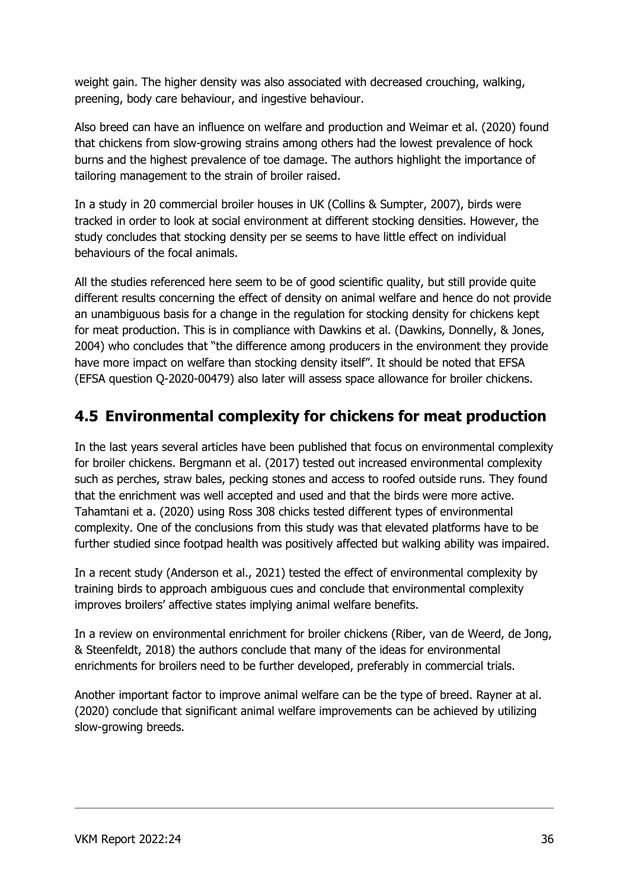weight gain. The higher density was also associated with decreased crouching, walking, preening, body care behaviour, and ingestive behaviour.

Also breed can have an influence on welfare and production and Weimar et al. (2020) found that chickens from slow-growing strains among others had the lowest prevalence of hock burns and the highest prevalence of toe damage. The authors highlight the importance of tailoring management to the strain of broiler raised.

In a study in 20 commercial broiler houses in UK (Collins & Sumpter, 2007), birds were tracked in order to look at social environment at different stocking densities. However, the study concludes that stocking density per se seems to have little effect on individual behaviours of the focal animals.

All the studies referenced here seem to be of good scientific quality, but still provide quite different results concerning the effect of density on animal welfare and hence do not provide an unambiguous basis for a change in the regulation for stocking density for chickens kept for meat production. This is in compliance with Dawkins et al. (Dawkins, Donnelly, & Jones, 2004) who concludes that "the difference among producers in the environment they provide have more impact on welfare than stocking density itself". It should be noted that EFSA (EFSA question Q-2020-00479) also later will assess space allowance for broiler chickens.

## 4.5 Environmental complexity for chickens for meat production

In the last years several articles have been published that focus on environmental complexity for broiler chickens. Bergmann et al. (2017) tested out increased environmental complexity such as perches, straw bales, pecking stones and access to roofed outside runs. They found that the enrichment was well accepted and used and that the birds were more active. Tahamtani et a. (2020) using Ross 308 chicks tested different types of environmental complexity. One of the conclusions from this study was that elevated platforms have to be further studied since footpad health was positively affected but walking ability was impaired.

In a recent study (Anderson et al., 2021) tested the effect of environmental complexity by training birds to approach ambiguous cues and conclude that environmental complexity improves broilers' affective states implying animal welfare benefits.

In a review on environmental enrichment for broiler chickens (Riber, van de Weerd, de Jong, & Steenfeldt, 2018) the authors conclude that many of the ideas for environmental enrichments for broilers need to be further developed, preferably in commercial trials.

Another important factor to improve animal welfare can be the type of breed. Rayner at al. (2020) conclude that significant animal welfare improvements can be achieved by utilizing slow-growing breeds.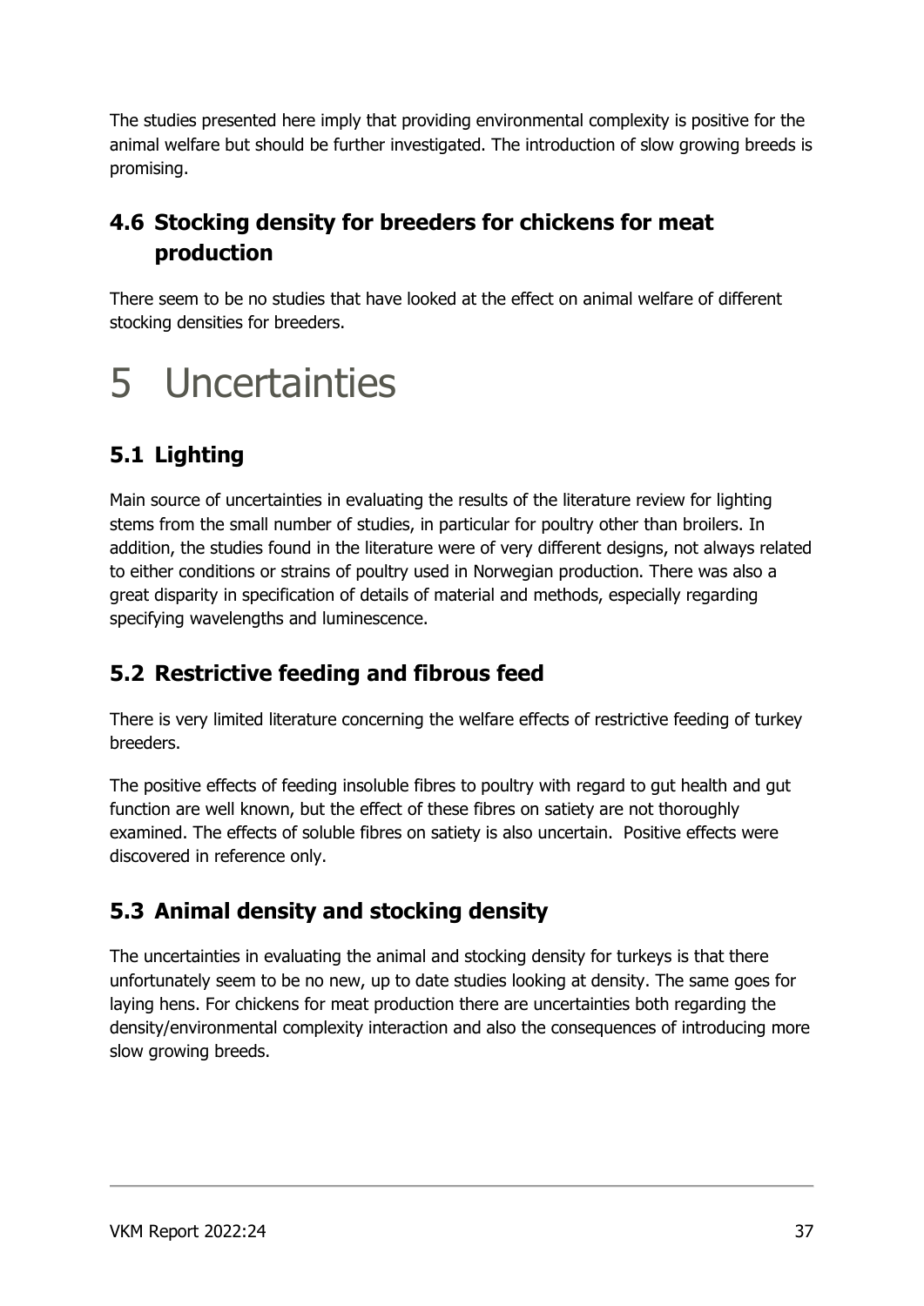The studies presented here imply that providing environmental complexity is positive for the animal welfare but should be further investigated. The introduction of slow growing breeds is promising.

## 4.6 Stocking density for breeders for chickens for meat production

There seem to be no studies that have looked at the effect on animal welfare of different stocking densities for breeders.

# 5 Uncertainties

## 5.1 Lighting

Main source of uncertainties in evaluating the results of the literature review for lighting stems from the small number of studies, in particular for poultry other than broilers. In addition, the studies found in the literature were of very different designs, not always related to either conditions or strains of poultry used in Norwegian production. There was also a great disparity in specification of details of material and methods, especially regarding specifying wavelengths and luminescence.

## 5.2 Restrictive feeding and fibrous feed

There is very limited literature concerning the welfare effects of restrictive feeding of turkey breeders.

The positive effects of feeding insoluble fibres to poultry with regard to gut health and gut function are well known, but the effect of these fibres on satiety are not thoroughly examined. The effects of soluble fibres on satiety is also uncertain. Positive effects were discovered in reference only.

## 5.3 Animal density and stocking density

The uncertainties in evaluating the animal and stocking density for turkeys is that there unfortunately seem to be no new, up to date studies looking at density. The same goes for laying hens. For chickens for meat production there are uncertainties both regarding the density/environmental complexity interaction and also the consequences of introducing more slow growing breeds.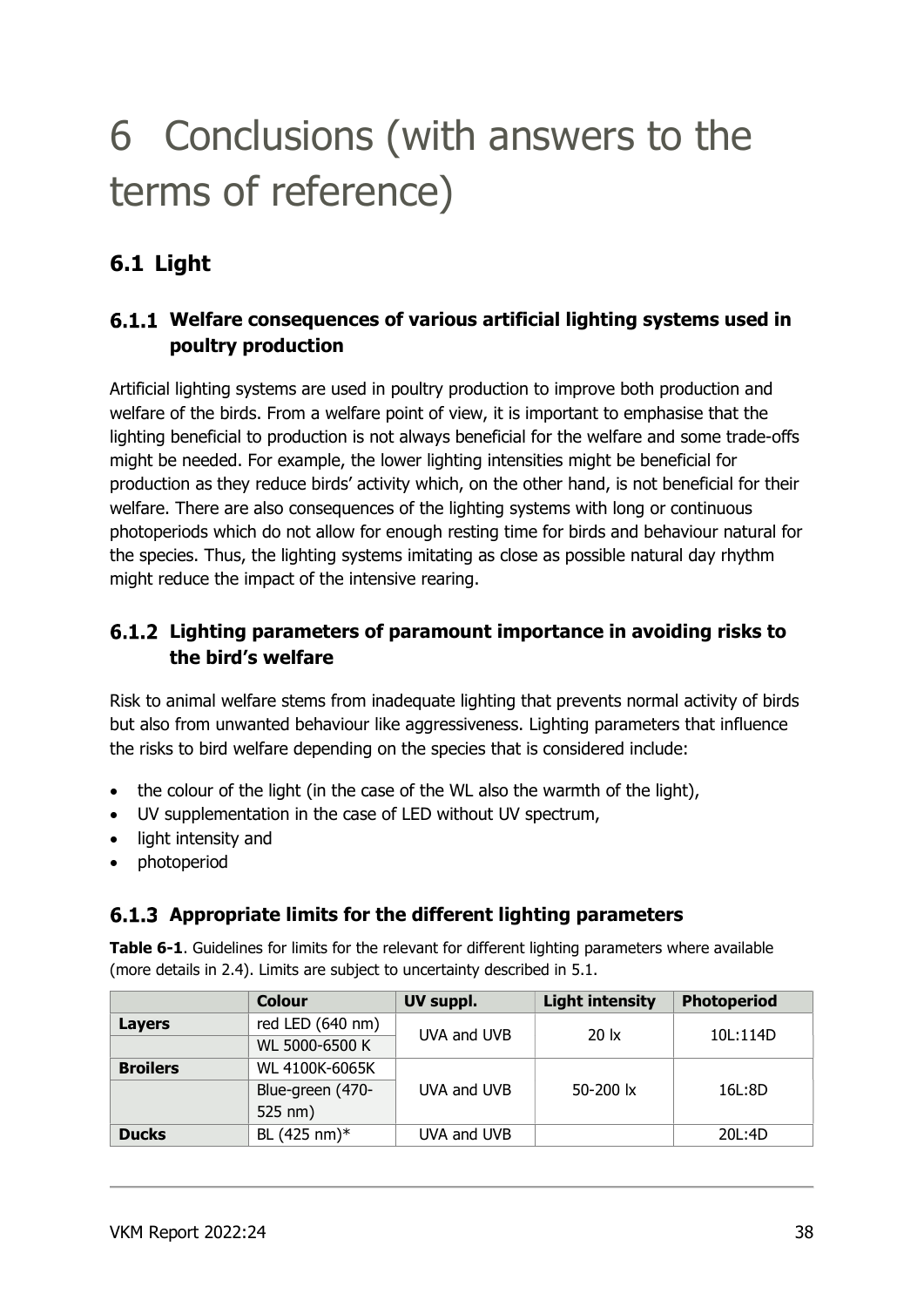# 6 Conclusions (with answers to the terms of reference)

## 6.1 Light

### 6.1.1 Welfare consequences of various artificial lighting systems used in poultry production

Artificial lighting systems are used in poultry production to improve both production and welfare of the birds. From a welfare point of view, it is important to emphasise that the lighting beneficial to production is not always beneficial for the welfare and some trade-offs might be needed. For example, the lower lighting intensities might be beneficial for production as they reduce birds' activity which, on the other hand, is not beneficial for their welfare. There are also consequences of the lighting systems with long or continuous photoperiods which do not allow for enough resting time for birds and behaviour natural for the species. Thus, the lighting systems imitating as close as possible natural day rhythm might reduce the impact of the intensive rearing.

### 6.1.2 Lighting parameters of paramount importance in avoiding risks to the bird's welfare

Risk to animal welfare stems from inadequate lighting that prevents normal activity of birds but also from unwanted behaviour like aggressiveness. Lighting parameters that influence the risks to bird welfare depending on the species that is considered include:

- the colour of the light (in the case of the WL also the warmth of the light),
- UV supplementation in the case of LED without UV spectrum,
- light intensity and
- photoperiod

### 6.1.3 Appropriate limits for the different lighting parameters

**Table 6-1**. Guidelines for limits for the relevant for different lighting parameters where available (more details in 2.4). Limits are subject to uncertainty described in 5.1.

| | Colour | UV suppl. | Light intensity | Photoperiod |
|---|---|---|---|---|
| **Layers** | red LED (640 nm) | UVA and UVB | 20 lx | 10L:114D |
| | WL 5000-6500 K | | | |
| **Broilers** | WL 4100K-6065K | UVA and UVB | 50-200 lx | 16L:8D |
| | Blue-green (470-525 nm) | | | |
| **Ducks** | BL (425 nm)* | UVA and UVB | | 20L:4D |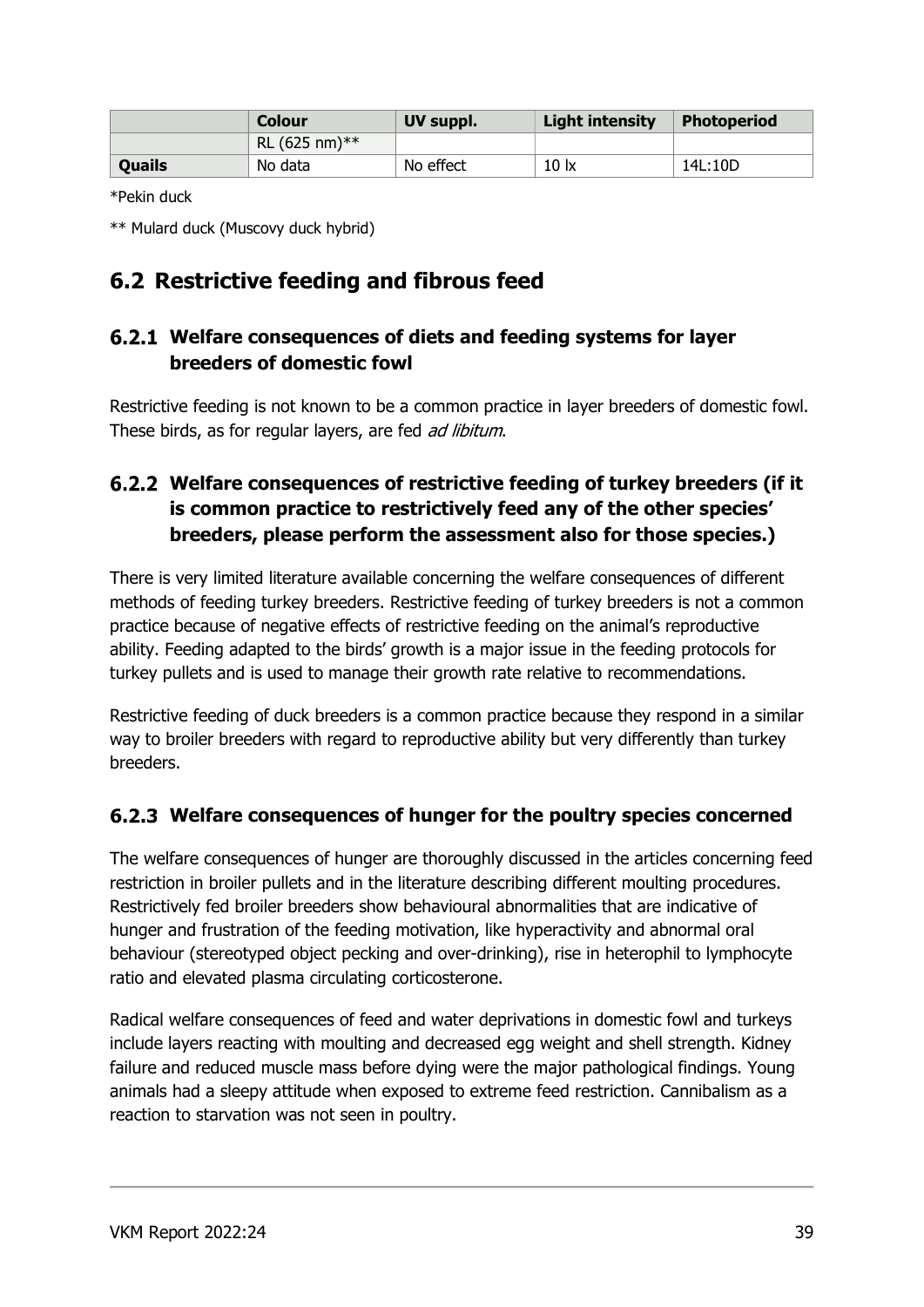| | Colour | UV suppl. | Light intensity | Photoperiod |
|---|---|---|---|---|
| | RL (625 nm)** | | | |
| **Quails** | No data | No effect | 10 lx | 14L:10D |

*Pekin duck

** Mulard duck (Muscovy duck hybrid)

## 6.2 Restrictive feeding and fibrous feed

### 6.2.1 Welfare consequences of diets and feeding systems for layer breeders of domestic fowl

Restrictive feeding is not known to be a common practice in layer breeders of domestic fowl. These birds, as for regular layers, are fed *ad libitum*.

### 6.2.2 Welfare consequences of restrictive feeding of turkey breeders (if it is common practice to restrictively feed any of the other species' breeders, please perform the assessment also for those species.)

There is very limited literature available concerning the welfare consequences of different methods of feeding turkey breeders. Restrictive feeding of turkey breeders is not a common practice because of negative effects of restrictive feeding on the animal's reproductive ability. Feeding adapted to the birds' growth is a major issue in the feeding protocols for turkey pullets and is used to manage their growth rate relative to recommendations.

Restrictive feeding of duck breeders is a common practice because they respond in a similar way to broiler breeders with regard to reproductive ability but very differently than turkey breeders.

### 6.2.3 Welfare consequences of hunger for the poultry species concerned

The welfare consequences of hunger are thoroughly discussed in the articles concerning feed restriction in broiler pullets and in the literature describing different moulting procedures. Restrictively fed broiler breeders show behavioural abnormalities that are indicative of hunger and frustration of the feeding motivation, like hyperactivity and abnormal oral behaviour (stereotyped object pecking and over-drinking), rise in heterophil to lymphocyte ratio and elevated plasma circulating corticosterone.

Radical welfare consequences of feed and water deprivations in domestic fowl and turkeys include layers reacting with moulting and decreased egg weight and shell strength. Kidney failure and reduced muscle mass before dying were the major pathological findings. Young animals had a sleepy attitude when exposed to extreme feed restriction. Cannibalism as a reaction to starvation was not seen in poultry.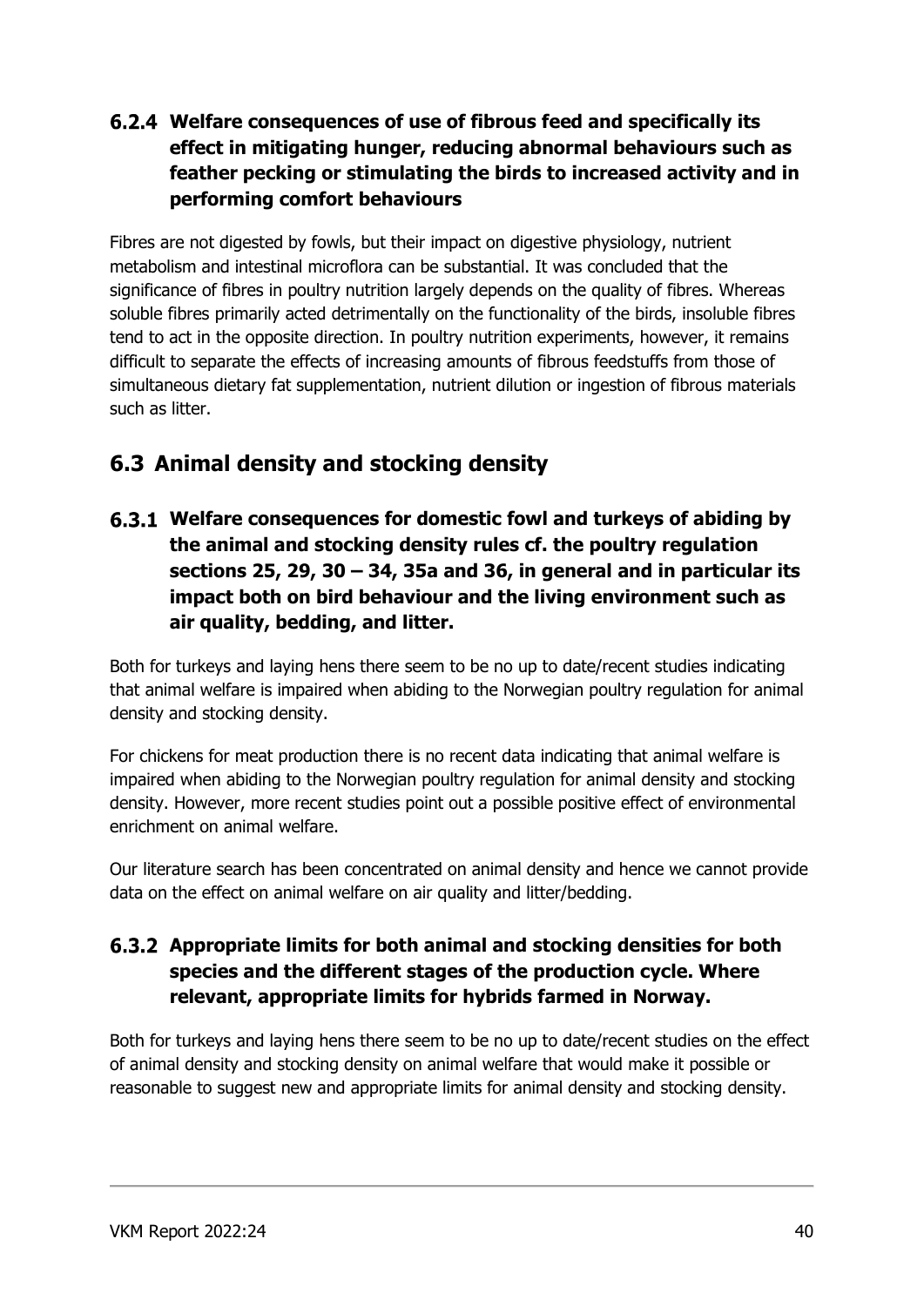### 6.2.4 Welfare consequences of use of fibrous feed and specifically its effect in mitigating hunger, reducing abnormal behaviours such as feather pecking or stimulating the birds to increased activity and in performing comfort behaviours

Fibres are not digested by fowls, but their impact on digestive physiology, nutrient metabolism and intestinal microflora can be substantial. It was concluded that the significance of fibres in poultry nutrition largely depends on the quality of fibres. Whereas soluble fibres primarily acted detrimentally on the functionality of the birds, insoluble fibres tend to act in the opposite direction. In poultry nutrition experiments, however, it remains difficult to separate the effects of increasing amounts of fibrous feedstuffs from those of simultaneous dietary fat supplementation, nutrient dilution or ingestion of fibrous materials such as litter.

## 6.3 Animal density and stocking density

### 6.3.1 Welfare consequences for domestic fowl and turkeys of abiding by the animal and stocking density rules cf. the poultry regulation sections 25, 29, 30 – 34, 35a and 36, in general and in particular its impact both on bird behaviour and the living environment such as air quality, bedding, and litter.

Both for turkeys and laying hens there seem to be no up to date/recent studies indicating that animal welfare is impaired when abiding to the Norwegian poultry regulation for animal density and stocking density.

For chickens for meat production there is no recent data indicating that animal welfare is impaired when abiding to the Norwegian poultry regulation for animal density and stocking density. However, more recent studies point out a possible positive effect of environmental enrichment on animal welfare.

Our literature search has been concentrated on animal density and hence we cannot provide data on the effect on animal welfare on air quality and litter/bedding.

### 6.3.2 Appropriate limits for both animal and stocking densities for both species and the different stages of the production cycle. Where relevant, appropriate limits for hybrids farmed in Norway.

Both for turkeys and laying hens there seem to be no up to date/recent studies on the effect of animal density and stocking density on animal welfare that would make it possible or reasonable to suggest new and appropriate limits for animal density and stocking density.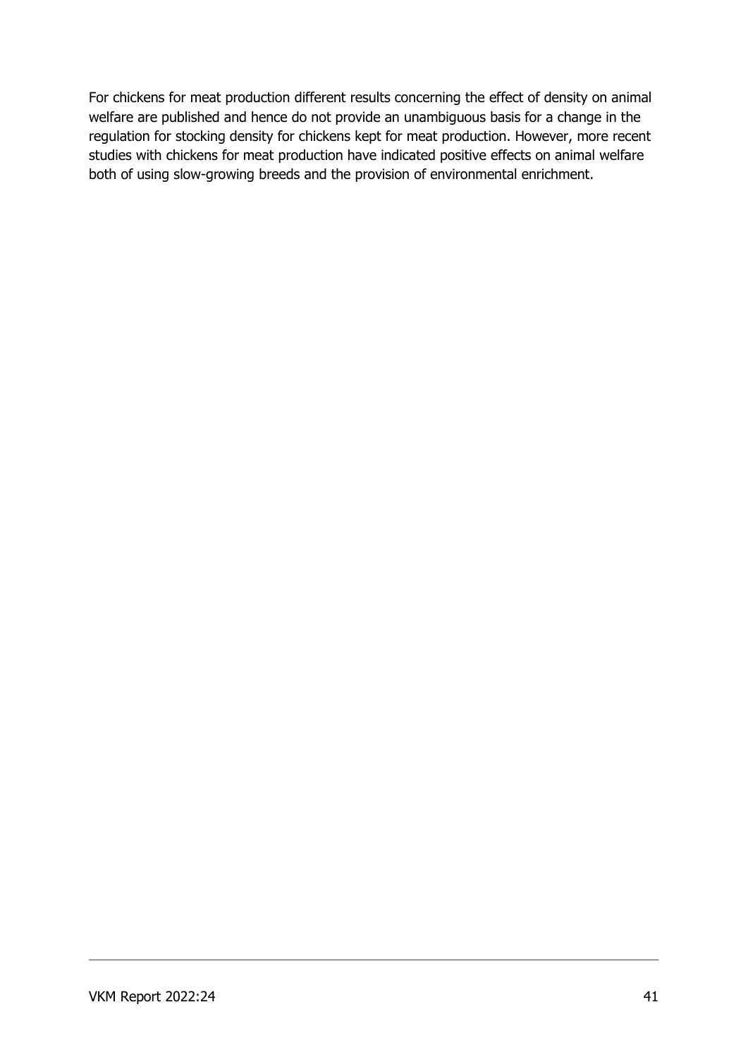For chickens for meat production different results concerning the effect of density on animal welfare are published and hence do not provide an unambiguous basis for a change in the regulation for stocking density for chickens kept for meat production. However, more recent studies with chickens for meat production have indicated positive effects on animal welfare both of using slow-growing breeds and the provision of environmental enrichment.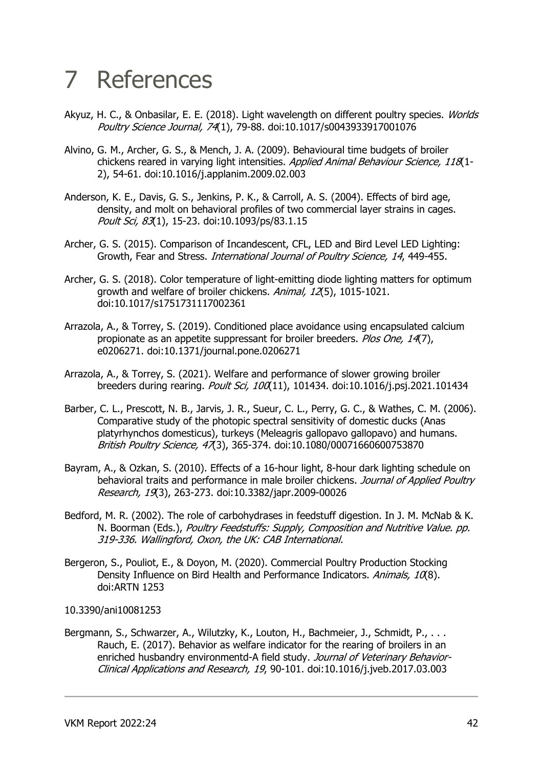# 7 References

Akyuz, H. C., & Onbasilar, E. E. (2018). Light wavelength on different poultry species. *Worlds Poultry Science Journal, 74*(1), 79-88. doi:10.1017/s0043933917001076

Alvino, G. M., Archer, G. S., & Mench, J. A. (2009). Behavioural time budgets of broiler chickens reared in varying light intensities. *Applied Animal Behaviour Science, 118*(1-2), 54-61. doi:10.1016/j.applanim.2009.02.003

Anderson, K. E., Davis, G. S., Jenkins, P. K., & Carroll, A. S. (2004). Effects of bird age, density, and molt on behavioral profiles of two commercial layer strains in cages. *Poult Sci, 83*(1), 15-23. doi:10.1093/ps/83.1.15

Archer, G. S. (2015). Comparison of Incandescent, CFL, LED and Bird Level LED Lighting: Growth, Fear and Stress. *International Journal of Poultry Science, 14*, 449-455.

Archer, G. S. (2018). Color temperature of light-emitting diode lighting matters for optimum growth and welfare of broiler chickens. *Animal, 12*(5), 1015-1021. doi:10.1017/s1751731117002361

Arrazola, A., & Torrey, S. (2019). Conditioned place avoidance using encapsulated calcium propionate as an appetite suppressant for broiler breeders. *Plos One, 14*(7), e0206271. doi:10.1371/journal.pone.0206271

Arrazola, A., & Torrey, S. (2021). Welfare and performance of slower growing broiler breeders during rearing. *Poult Sci, 100*(11), 101434. doi:10.1016/j.psj.2021.101434

Barber, C. L., Prescott, N. B., Jarvis, J. R., Sueur, C. L., Perry, G. C., & Wathes, C. M. (2006). Comparative study of the photopic spectral sensitivity of domestic ducks (Anas platyrhynchos domesticus), turkeys (Meleagris gallopavo gallopavo) and humans. *British Poultry Science, 47*(3), 365-374. doi:10.1080/00071660600753870

Bayram, A., & Ozkan, S. (2010). Effects of a 16-hour light, 8-hour dark lighting schedule on behavioral traits and performance in male broiler chickens. *Journal of Applied Poultry Research, 19*(3), 263-273. doi:10.3382/japr.2009-00026

Bedford, M. R. (2002). The role of carbohydrases in feedstuff digestion. In J. M. McNab & K. N. Boorman (Eds.), *Poultry Feedstuffs: Supply, Composition and Nutritive Value. pp. 319-336. Wallingford, Oxon, the UK: CAB International.*

Bergeron, S., Pouliot, E., & Doyon, M. (2020). Commercial Poultry Production Stocking Density Influence on Bird Health and Performance Indicators. *Animals, 10*(8). doi:ARTN 1253

10.3390/ani10081253

Bergmann, S., Schwarzer, A., Wilutzky, K., Louton, H., Bachmeier, J., Schmidt, P., . . . Rauch, E. (2017). Behavior as welfare indicator for the rearing of broilers in an enriched husbandry environmentd-A field study. *Journal of Veterinary Behavior-Clinical Applications and Research, 19*, 90-101. doi:10.1016/j.jveb.2017.03.003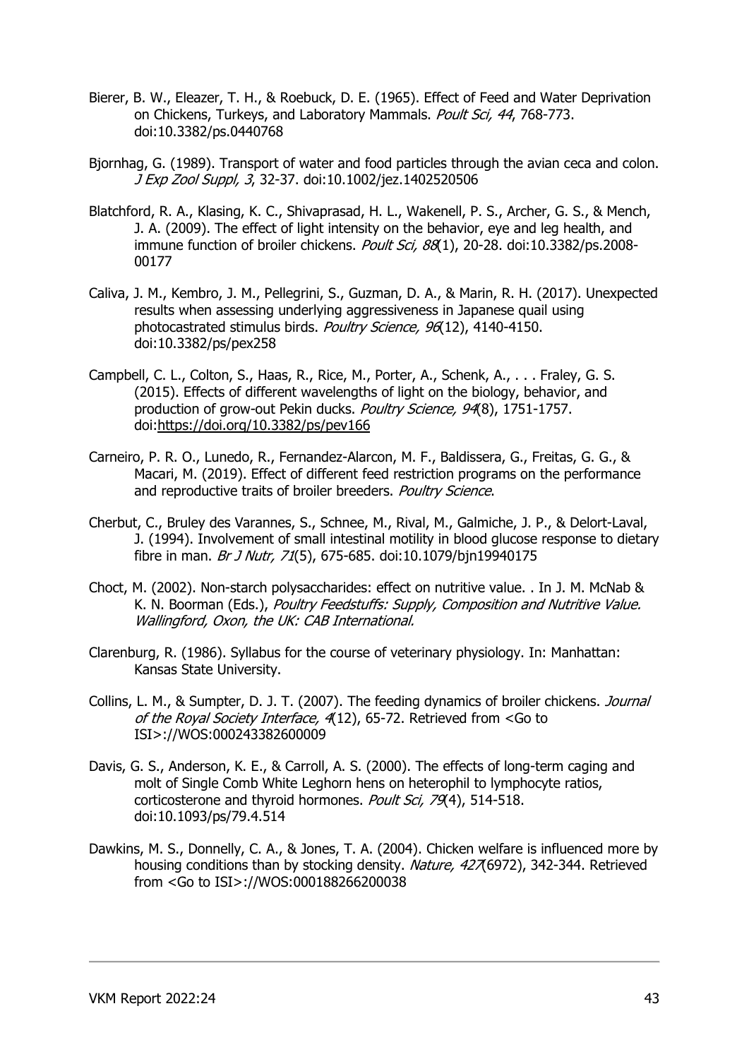Bierer, B. W., Eleazer, T. H., & Roebuck, D. E. (1965). Effect of Feed and Water Deprivation on Chickens, Turkeys, and Laboratory Mammals. *Poult Sci, 44*, 768-773. doi:10.3382/ps.0440768

Bjornhag, G. (1989). Transport of water and food particles through the avian ceca and colon. *J Exp Zool Suppl, 3*, 32-37. doi:10.1002/jez.1402520506

Blatchford, R. A., Klasing, K. C., Shivaprasad, H. L., Wakenell, P. S., Archer, G. S., & Mench, J. A. (2009). The effect of light intensity on the behavior, eye and leg health, and immune function of broiler chickens. *Poult Sci, 88*(1), 20-28. doi:10.3382/ps.2008-00177

Caliva, J. M., Kembro, J. M., Pellegrini, S., Guzman, D. A., & Marin, R. H. (2017). Unexpected results when assessing underlying aggressiveness in Japanese quail using photocastrated stimulus birds. *Poultry Science, 96*(12), 4140-4150. doi:10.3382/ps/pex258

Campbell, C. L., Colton, S., Haas, R., Rice, M., Porter, A., Schenk, A., . . . Fraley, G. S. (2015). Effects of different wavelengths of light on the biology, behavior, and production of grow-out Pekin ducks. *Poultry Science, 94*(8), 1751-1757. doi:https://doi.org/10.3382/ps/pev166

Carneiro, P. R. O., Lunedo, R., Fernandez-Alarcon, M. F., Baldissera, G., Freitas, G. G., & Macari, M. (2019). Effect of different feed restriction programs on the performance and reproductive traits of broiler breeders. *Poultry Science*.

Cherbut, C., Bruley des Varannes, S., Schnee, M., Rival, M., Galmiche, J. P., & Delort-Laval, J. (1994). Involvement of small intestinal motility in blood glucose response to dietary fibre in man. *Br J Nutr, 71*(5), 675-685. doi:10.1079/bjn19940175

Choct, M. (2002). Non-starch polysaccharides: effect on nutritive value. . In J. M. McNab & K. N. Boorman (Eds.), *Poultry Feedstuffs: Supply, Composition and Nutritive Value. Wallingford, Oxon, the UK: CAB International.*

Clarenburg, R. (1986). Syllabus for the course of veterinary physiology. In: Manhattan: Kansas State University.

Collins, L. M., & Sumpter, D. J. T. (2007). The feeding dynamics of broiler chickens. *Journal of the Royal Society Interface, 4*(12), 65-72. Retrieved from <Go to ISI>://WOS:000243382600009

Davis, G. S., Anderson, K. E., & Carroll, A. S. (2000). The effects of long-term caging and molt of Single Comb White Leghorn hens on heterophil to lymphocyte ratios, corticosterone and thyroid hormones. *Poult Sci, 79*(4), 514-518. doi:10.1093/ps/79.4.514

Dawkins, M. S., Donnelly, C. A., & Jones, T. A. (2004). Chicken welfare is influenced more by housing conditions than by stocking density. *Nature, 427*(6972), 342-344. Retrieved from <Go to ISI>://WOS:000188266200038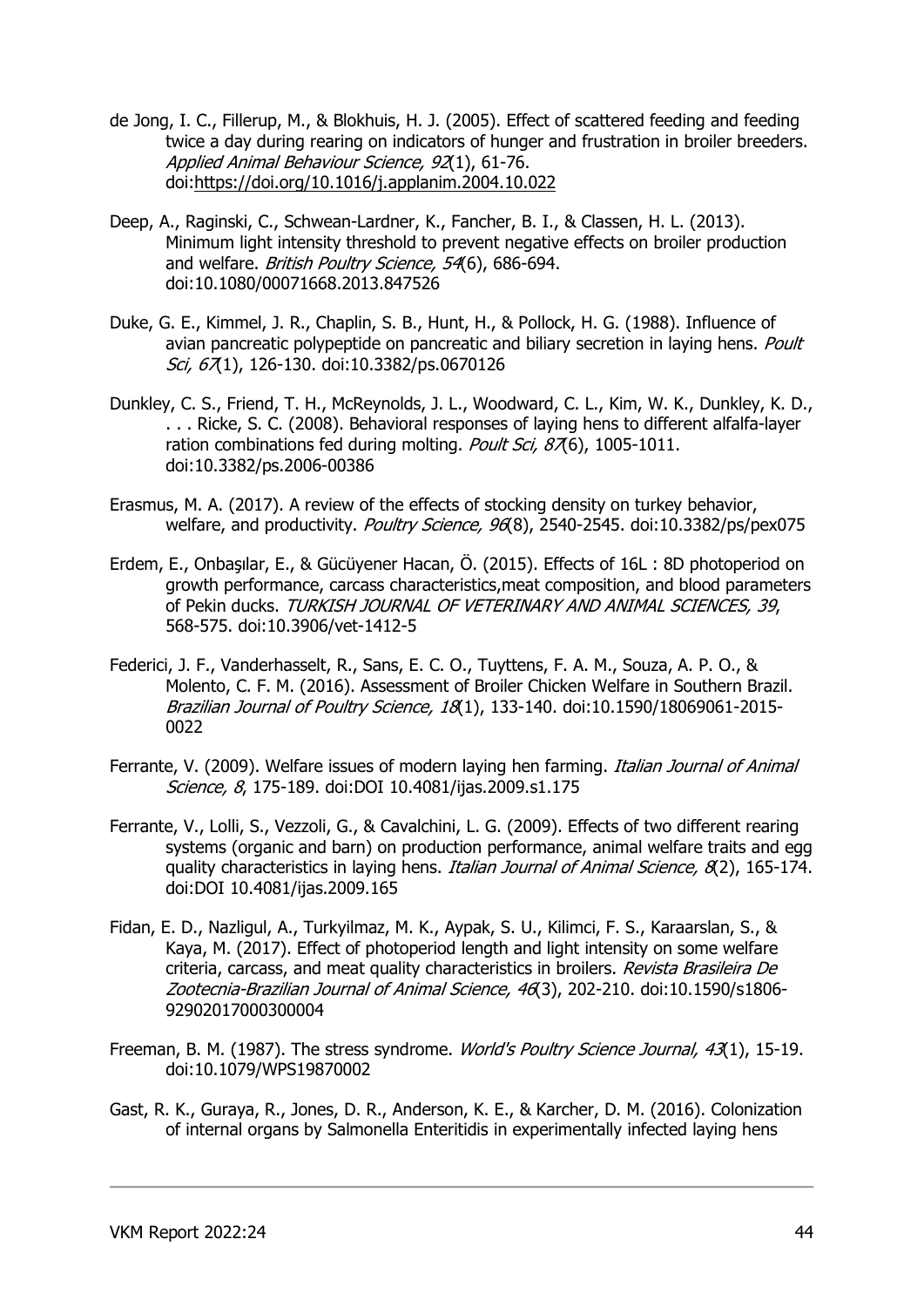de Jong, I. C., Fillerup, M., & Blokhuis, H. J. (2005). Effect of scattered feeding and feeding twice a day during rearing on indicators of hunger and frustration in broiler breeders. *Applied Animal Behaviour Science, 92*(1), 61-76. doi:https://doi.org/10.1016/j.applanim.2004.10.022

Deep, A., Raginski, C., Schwean-Lardner, K., Fancher, B. I., & Classen, H. L. (2013). Minimum light intensity threshold to prevent negative effects on broiler production and welfare. *British Poultry Science, 54*(6), 686-694. doi:10.1080/00071668.2013.847526

Duke, G. E., Kimmel, J. R., Chaplin, S. B., Hunt, H., & Pollock, H. G. (1988). Influence of avian pancreatic polypeptide on pancreatic and biliary secretion in laying hens. *Poult Sci, 67*(1), 126-130. doi:10.3382/ps.0670126

Dunkley, C. S., Friend, T. H., McReynolds, J. L., Woodward, C. L., Kim, W. K., Dunkley, K. D., . . . Ricke, S. C. (2008). Behavioral responses of laying hens to different alfalfa-layer ration combinations fed during molting. *Poult Sci, 87*(6), 1005-1011. doi:10.3382/ps.2006-00386

Erasmus, M. A. (2017). A review of the effects of stocking density on turkey behavior, welfare, and productivity. *Poultry Science, 96*(8), 2540-2545. doi:10.3382/ps/pex075

Erdem, E., Onbaşılar, E., & Gücüyener Hacan, Ö. (2015). Effects of 16L : 8D photoperiod on growth performance, carcass characteristics,meat composition, and blood parameters of Pekin ducks. *TURKISH JOURNAL OF VETERINARY AND ANIMAL SCIENCES, 39*, 568-575. doi:10.3906/vet-1412-5

Federici, J. F., Vanderhasselt, R., Sans, E. C. O., Tuyttens, F. A. M., Souza, A. P. O., & Molento, C. F. M. (2016). Assessment of Broiler Chicken Welfare in Southern Brazil. *Brazilian Journal of Poultry Science, 18*(1), 133-140. doi:10.1590/18069061-2015-0022

Ferrante, V. (2009). Welfare issues of modern laying hen farming. *Italian Journal of Animal Science, 8*, 175-189. doi:DOI 10.4081/ijas.2009.s1.175

Ferrante, V., Lolli, S., Vezzoli, G., & Cavalchini, L. G. (2009). Effects of two different rearing systems (organic and barn) on production performance, animal welfare traits and egg quality characteristics in laying hens. *Italian Journal of Animal Science, 8*(2), 165-174. doi:DOI 10.4081/ijas.2009.165

Fidan, E. D., Nazligul, A., Turkyilmaz, M. K., Aypak, S. U., Kilimci, F. S., Karaarslan, S., & Kaya, M. (2017). Effect of photoperiod length and light intensity on some welfare criteria, carcass, and meat quality characteristics in broilers. *Revista Brasileira De Zootecnia-Brazilian Journal of Animal Science, 46*(3), 202-210. doi:10.1590/s1806-92902017000300004

Freeman, B. M. (1987). The stress syndrome. *World's Poultry Science Journal, 43*(1), 15-19. doi:10.1079/WPS19870002

Gast, R. K., Guraya, R., Jones, D. R., Anderson, K. E., & Karcher, D. M. (2016). Colonization of internal organs by Salmonella Enteritidis in experimentally infected laying hens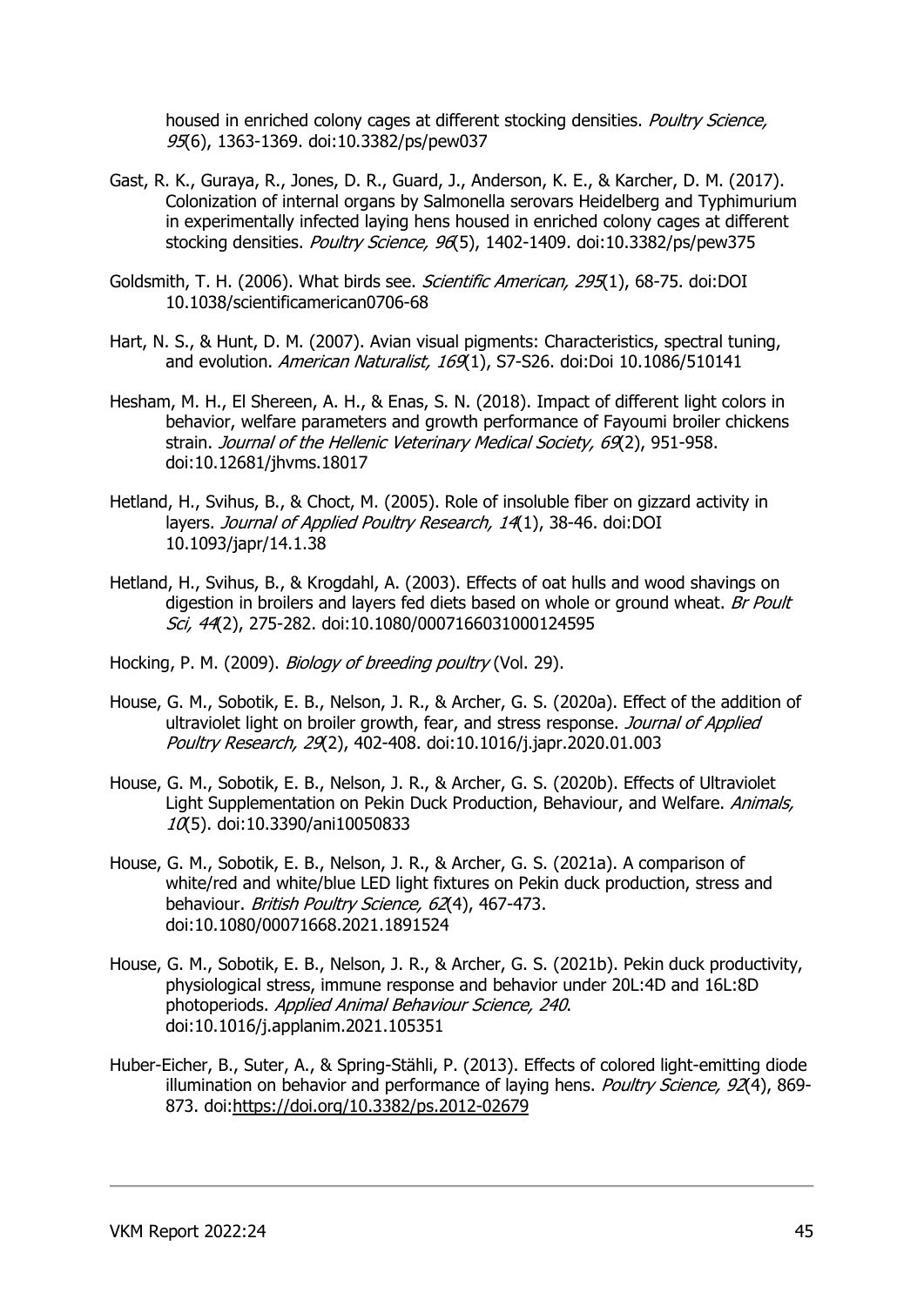housed in enriched colony cages at different stocking densities. *Poultry Science, 95*(6), 1363-1369. doi:10.3382/ps/pew037

Gast, R. K., Guraya, R., Jones, D. R., Guard, J., Anderson, K. E., & Karcher, D. M. (2017). Colonization of internal organs by Salmonella serovars Heidelberg and Typhimurium in experimentally infected laying hens housed in enriched colony cages at different stocking densities. *Poultry Science, 96*(5), 1402-1409. doi:10.3382/ps/pew375

Goldsmith, T. H. (2006). What birds see. *Scientific American, 295*(1), 68-75. doi:DOI 10.1038/scientificamerican0706-68

Hart, N. S., & Hunt, D. M. (2007). Avian visual pigments: Characteristics, spectral tuning, and evolution. *American Naturalist, 169*(1), S7-S26. doi:Doi 10.1086/510141

Hesham, M. H., El Shereen, A. H., & Enas, S. N. (2018). Impact of different light colors in behavior, welfare parameters and growth performance of Fayoumi broiler chickens strain. *Journal of the Hellenic Veterinary Medical Society, 69*(2), 951-958. doi:10.12681/jhvms.18017

Hetland, H., Svihus, B., & Choct, M. (2005). Role of insoluble fiber on gizzard activity in layers. *Journal of Applied Poultry Research, 14*(1), 38-46. doi:DOI 10.1093/japr/14.1.38

Hetland, H., Svihus, B., & Krogdahl, A. (2003). Effects of oat hulls and wood shavings on digestion in broilers and layers fed diets based on whole or ground wheat. *Br Poult Sci, 44*(2), 275-282. doi:10.1080/0007166031000124595

Hocking, P. M. (2009). *Biology of breeding poultry* (Vol. 29).

House, G. M., Sobotik, E. B., Nelson, J. R., & Archer, G. S. (2020a). Effect of the addition of ultraviolet light on broiler growth, fear, and stress response. *Journal of Applied Poultry Research, 29*(2), 402-408. doi:10.1016/j.japr.2020.01.003

House, G. M., Sobotik, E. B., Nelson, J. R., & Archer, G. S. (2020b). Effects of Ultraviolet Light Supplementation on Pekin Duck Production, Behaviour, and Welfare. *Animals, 10*(5). doi:10.3390/ani10050833

House, G. M., Sobotik, E. B., Nelson, J. R., & Archer, G. S. (2021a). A comparison of white/red and white/blue LED light fixtures on Pekin duck production, stress and behaviour. *British Poultry Science, 62*(4), 467-473. doi:10.1080/00071668.2021.1891524

House, G. M., Sobotik, E. B., Nelson, J. R., & Archer, G. S. (2021b). Pekin duck productivity, physiological stress, immune response and behavior under 20L:4D and 16L:8D photoperiods. *Applied Animal Behaviour Science, 240*. doi:10.1016/j.applanim.2021.105351

Huber-Eicher, B., Suter, A., & Spring-Stähli, P. (2013). Effects of colored light-emitting diode illumination on behavior and performance of laying hens. *Poultry Science, 92*(4), 869-873. doi:https://doi.org/10.3382/ps.2012-02679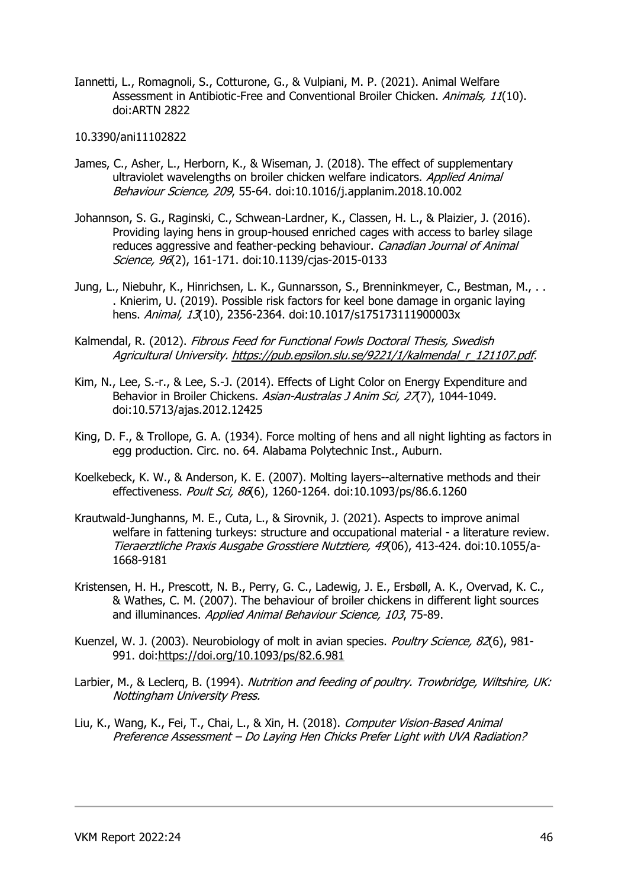Iannetti, L., Romagnoli, S., Cotturone, G., & Vulpiani, M. P. (2021). Animal Welfare Assessment in Antibiotic-Free and Conventional Broiler Chicken. *Animals, 11*(10). doi:ARTN 2822

10.3390/ani11102822

James, C., Asher, L., Herborn, K., & Wiseman, J. (2018). The effect of supplementary ultraviolet wavelengths on broiler chicken welfare indicators. *Applied Animal Behaviour Science, 209*, 55-64. doi:10.1016/j.applanim.2018.10.002

Johannson, S. G., Raginski, C., Schwean-Lardner, K., Classen, H. L., & Plaizier, J. (2016). Providing laying hens in group-housed enriched cages with access to barley silage reduces aggressive and feather-pecking behaviour. *Canadian Journal of Animal Science, 96*(2), 161-171. doi:10.1139/cjas-2015-0133

Jung, L., Niebuhr, K., Hinrichsen, L. K., Gunnarsson, S., Brenninkmeyer, C., Bestman, M., . . . Knierim, U. (2019). Possible risk factors for keel bone damage in organic laying hens. *Animal, 13*(10), 2356-2364. doi:10.1017/s175173111900003x

Kalmendal, R. (2012). *Fibrous Feed for Functional Fowls Doctoral Thesis, Swedish Agricultural University. https://pub.epsilon.slu.se/9221/1/kalmendal_r_121107.pdf.*

Kim, N., Lee, S.-r., & Lee, S.-J. (2014). Effects of Light Color on Energy Expenditure and Behavior in Broiler Chickens. *Asian-Australas J Anim Sci, 27*(7), 1044-1049. doi:10.5713/ajas.2012.12425

King, D. F., & Trollope, G. A. (1934). Force molting of hens and all night lighting as factors in egg production. Circ. no. 64. Alabama Polytechnic Inst., Auburn.

Koelkebeck, K. W., & Anderson, K. E. (2007). Molting layers--alternative methods and their effectiveness. *Poult Sci, 86*(6), 1260-1264. doi:10.1093/ps/86.6.1260

Krautwald-Junghanns, M. E., Cuta, L., & Sirovnik, J. (2021). Aspects to improve animal welfare in fattening turkeys: structure and occupational material - a literature review. *Tieraerztliche Praxis Ausgabe Grosstiere Nutztiere, 49*(06), 413-424. doi:10.1055/a-1668-9181

Kristensen, H. H., Prescott, N. B., Perry, G. C., Ladewig, J. E., Ersbøll, A. K., Overvad, K. C., & Wathes, C. M. (2007). The behaviour of broiler chickens in different light sources and illuminances. *Applied Animal Behaviour Science, 103*, 75-89.

Kuenzel, W. J. (2003). Neurobiology of molt in avian species. *Poultry Science, 82*(6), 981-991. doi:https://doi.org/10.1093/ps/82.6.981

Larbier, M., & Leclerq, B. (1994). *Nutrition and feeding of poultry. Trowbridge, Wiltshire, UK: Nottingham University Press.*

Liu, K., Wang, K., Fei, T., Chai, L., & Xin, H. (2018). *Computer Vision-Based Animal Preference Assessment – Do Laying Hen Chicks Prefer Light with UVA Radiation?*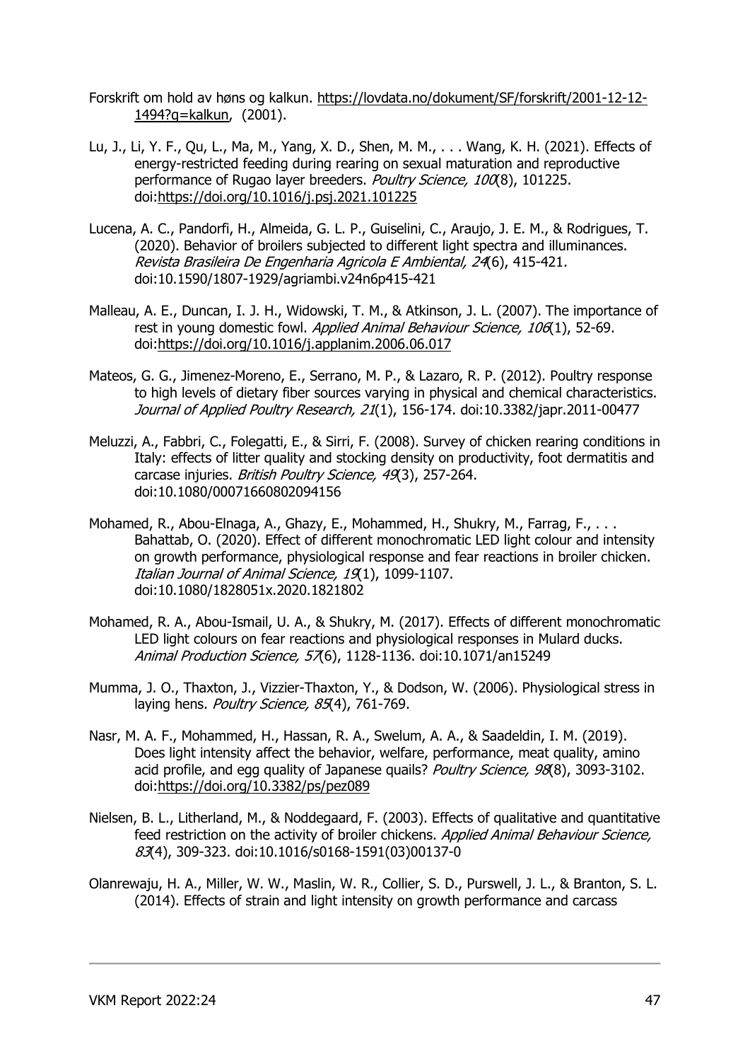Forskrift om hold av høns og kalkun. https://lovdata.no/dokument/SF/forskrift/2001-12-12-1494?q=kalkun, (2001).

Lu, J., Li, Y. F., Qu, L., Ma, M., Yang, X. D., Shen, M. M., . . . Wang, K. H. (2021). Effects of energy-restricted feeding during rearing on sexual maturation and reproductive performance of Rugao layer breeders. *Poultry Science, 100*(8), 101225. doi:https://doi.org/10.1016/j.psj.2021.101225

Lucena, A. C., Pandorfi, H., Almeida, G. L. P., Guiselini, C., Araujo, J. E. M., & Rodrigues, T. (2020). Behavior of broilers subjected to different light spectra and illuminances. *Revista Brasileira De Engenharia Agricola E Ambiental, 24*(6), 415-421. doi:10.1590/1807-1929/agriambi.v24n6p415-421

Malleau, A. E., Duncan, I. J. H., Widowski, T. M., & Atkinson, J. L. (2007). The importance of rest in young domestic fowl. *Applied Animal Behaviour Science, 106*(1), 52-69. doi:https://doi.org/10.1016/j.applanim.2006.06.017

Mateos, G. G., Jimenez-Moreno, E., Serrano, M. P., & Lazaro, R. P. (2012). Poultry response to high levels of dietary fiber sources varying in physical and chemical characteristics. *Journal of Applied Poultry Research, 21*(1), 156-174. doi:10.3382/japr.2011-00477

Meluzzi, A., Fabbri, C., Folegatti, E., & Sirri, F. (2008). Survey of chicken rearing conditions in Italy: effects of litter quality and stocking density on productivity, foot dermatitis and carcase injuries. *British Poultry Science, 49*(3), 257-264. doi:10.1080/00071660802094156

Mohamed, R., Abou-Elnaga, A., Ghazy, E., Mohammed, H., Shukry, M., Farrag, F., . . . Bahattab, O. (2020). Effect of different monochromatic LED light colour and intensity on growth performance, physiological response and fear reactions in broiler chicken. *Italian Journal of Animal Science, 19*(1), 1099-1107. doi:10.1080/1828051x.2020.1821802

Mohamed, R. A., Abou-Ismail, U. A., & Shukry, M. (2017). Effects of different monochromatic LED light colours on fear reactions and physiological responses in Mulard ducks. *Animal Production Science, 57*(6), 1128-1136. doi:10.1071/an15249

Mumma, J. O., Thaxton, J., Vizzier-Thaxton, Y., & Dodson, W. (2006). Physiological stress in laying hens. *Poultry Science, 85*(4), 761-769.

Nasr, M. A. F., Mohammed, H., Hassan, R. A., Swelum, A. A., & Saadeldin, I. M. (2019). Does light intensity affect the behavior, welfare, performance, meat quality, amino acid profile, and egg quality of Japanese quails? *Poultry Science, 98*(8), 3093-3102. doi:https://doi.org/10.3382/ps/pez089

Nielsen, B. L., Litherland, M., & Noddegaard, F. (2003). Effects of qualitative and quantitative feed restriction on the activity of broiler chickens. *Applied Animal Behaviour Science, 83*(4), 309-323. doi:10.1016/s0168-1591(03)00137-0

Olanrewaju, H. A., Miller, W. W., Maslin, W. R., Collier, S. D., Purswell, J. L., & Branton, S. L. (2014). Effects of strain and light intensity on growth performance and carcass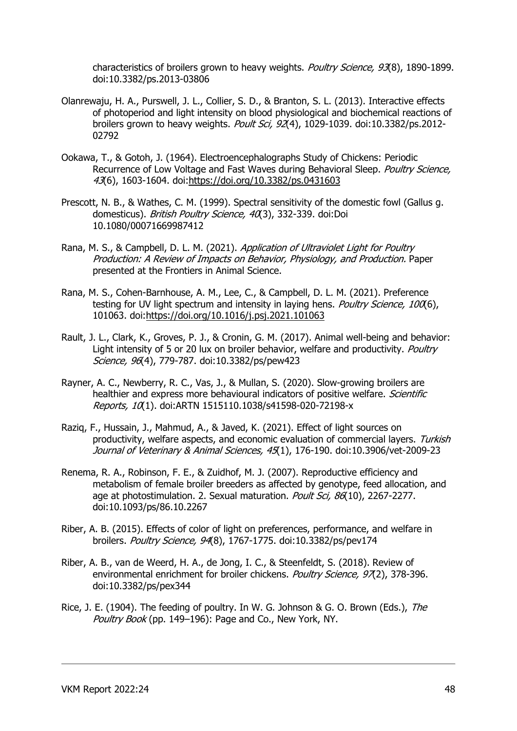characteristics of broilers grown to heavy weights. *Poultry Science, 93*(8), 1890-1899. doi:10.3382/ps.2013-03806

Olanrewaju, H. A., Purswell, J. L., Collier, S. D., & Branton, S. L. (2013). Interactive effects of photoperiod and light intensity on blood physiological and biochemical reactions of broilers grown to heavy weights. *Poult Sci, 92*(4), 1029-1039. doi:10.3382/ps.2012-02792

Ookawa, T., & Gotoh, J. (1964). Electroencephalographs Study of Chickens: Periodic Recurrence of Low Voltage and Fast Waves during Behavioral Sleep. *Poultry Science, 43*(6), 1603-1604. doi:https://doi.org/10.3382/ps.0431603

Prescott, N. B., & Wathes, C. M. (1999). Spectral sensitivity of the domestic fowl (Gallus g. domesticus). *British Poultry Science, 40*(3), 332-339. doi:Doi 10.1080/00071669987412

Rana, M. S., & Campbell, D. L. M. (2021). *Application of Ultraviolet Light for Poultry Production: A Review of Impacts on Behavior, Physiology, and Production.* Paper presented at the Frontiers in Animal Science.

Rana, M. S., Cohen-Barnhouse, A. M., Lee, C., & Campbell, D. L. M. (2021). Preference testing for UV light spectrum and intensity in laying hens. *Poultry Science, 100*(6), 101063. doi:https://doi.org/10.1016/j.psj.2021.101063

Rault, J. L., Clark, K., Groves, P. J., & Cronin, G. M. (2017). Animal well-being and behavior: Light intensity of 5 or 20 lux on broiler behavior, welfare and productivity. *Poultry Science, 96*(4), 779-787. doi:10.3382/ps/pew423

Rayner, A. C., Newberry, R. C., Vas, J., & Mullan, S. (2020). Slow-growing broilers are healthier and express more behavioural indicators of positive welfare. *Scientific Reports, 10*(1). doi:ARTN 1515110.1038/s41598-020-72198-x

Raziq, F., Hussain, J., Mahmud, A., & Javed, K. (2021). Effect of light sources on productivity, welfare aspects, and economic evaluation of commercial layers. *Turkish Journal of Veterinary & Animal Sciences, 45*(1), 176-190. doi:10.3906/vet-2009-23

Renema, R. A., Robinson, F. E., & Zuidhof, M. J. (2007). Reproductive efficiency and metabolism of female broiler breeders as affected by genotype, feed allocation, and age at photostimulation. 2. Sexual maturation. *Poult Sci, 86*(10), 2267-2277. doi:10.1093/ps/86.10.2267

Riber, A. B. (2015). Effects of color of light on preferences, performance, and welfare in broilers. *Poultry Science, 94*(8), 1767-1775. doi:10.3382/ps/pev174

Riber, A. B., van de Weerd, H. A., de Jong, I. C., & Steenfeldt, S. (2018). Review of environmental enrichment for broiler chickens. *Poultry Science, 97*(2), 378-396. doi:10.3382/ps/pex344

Rice, J. E. (1904). The feeding of poultry. In W. G. Johnson & G. O. Brown (Eds.), *The Poultry Book* (pp. 149–196): Page and Co., New York, NY.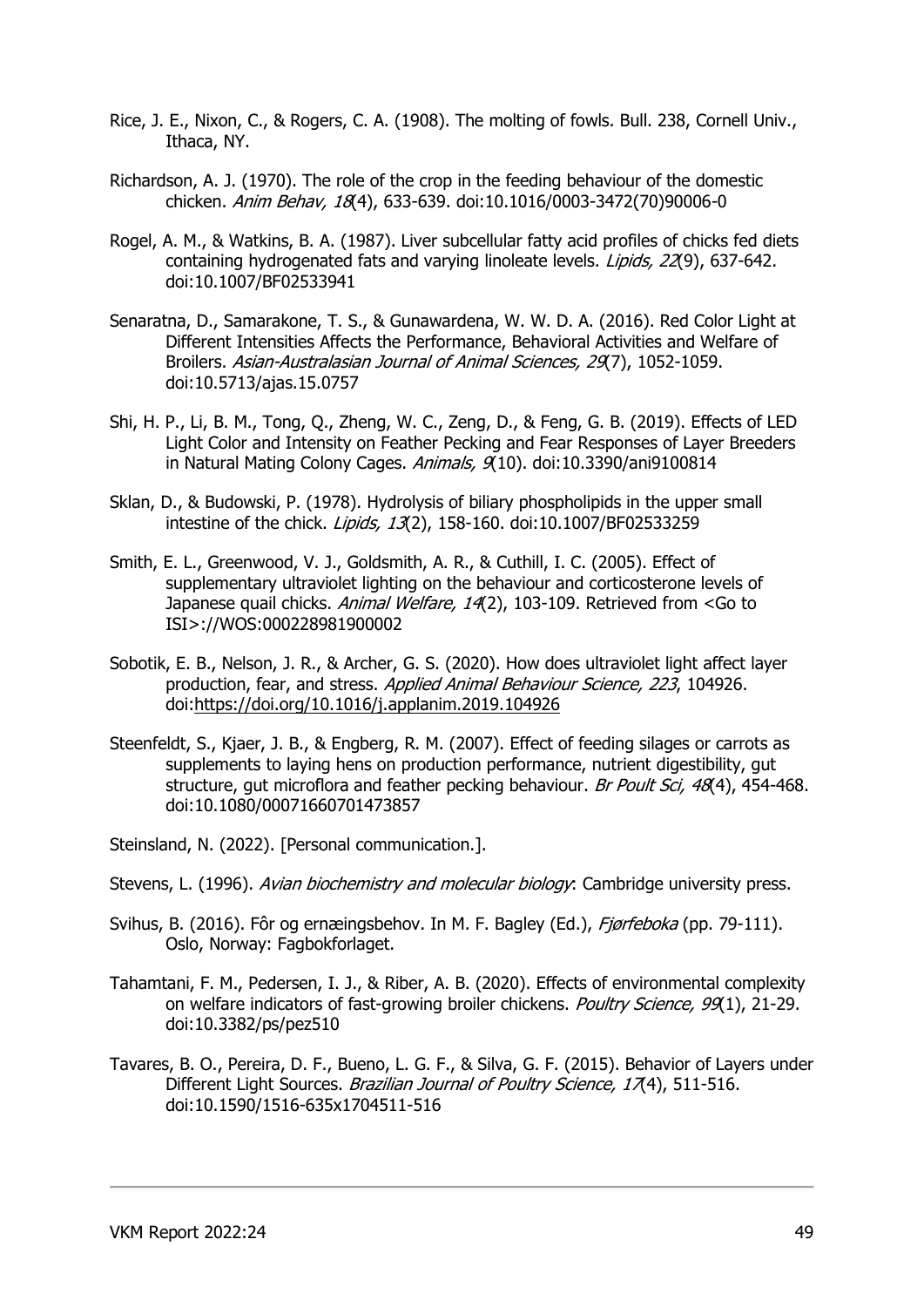Rice, J. E., Nixon, C., & Rogers, C. A. (1908). The molting of fowls. Bull. 238, Cornell Univ., Ithaca, NY.

Richardson, A. J. (1970). The role of the crop in the feeding behaviour of the domestic chicken. *Anim Behav, 18*(4), 633-639. doi:10.1016/0003-3472(70)90006-0

Rogel, A. M., & Watkins, B. A. (1987). Liver subcellular fatty acid profiles of chicks fed diets containing hydrogenated fats and varying linoleate levels. *Lipids, 22*(9), 637-642. doi:10.1007/BF02533941

Senaratna, D., Samarakone, T. S., & Gunawardena, W. W. D. A. (2016). Red Color Light at Different Intensities Affects the Performance, Behavioral Activities and Welfare of Broilers. *Asian-Australasian Journal of Animal Sciences, 29*(7), 1052-1059. doi:10.5713/ajas.15.0757

Shi, H. P., Li, B. M., Tong, Q., Zheng, W. C., Zeng, D., & Feng, G. B. (2019). Effects of LED Light Color and Intensity on Feather Pecking and Fear Responses of Layer Breeders in Natural Mating Colony Cages. *Animals, 9*(10). doi:10.3390/ani9100814

Sklan, D., & Budowski, P. (1978). Hydrolysis of biliary phospholipids in the upper small intestine of the chick. *Lipids, 13*(2), 158-160. doi:10.1007/BF02533259

Smith, E. L., Greenwood, V. J., Goldsmith, A. R., & Cuthill, I. C. (2005). Effect of supplementary ultraviolet lighting on the behaviour and corticosterone levels of Japanese quail chicks. *Animal Welfare, 14*(2), 103-109. Retrieved from <Go to ISI>://WOS:000228981900002

Sobotik, E. B., Nelson, J. R., & Archer, G. S. (2020). How does ultraviolet light affect layer production, fear, and stress. *Applied Animal Behaviour Science, 223*, 104926. doi:https://doi.org/10.1016/j.applanim.2019.104926

Steenfeldt, S., Kjaer, J. B., & Engberg, R. M. (2007). Effect of feeding silages or carrots as supplements to laying hens on production performance, nutrient digestibility, gut structure, gut microflora and feather pecking behaviour. *Br Poult Sci, 48*(4), 454-468. doi:10.1080/00071660701473857

Steinsland, N. (2022). [Personal communication.].

Stevens, L. (1996). *Avian biochemistry and molecular biology*: Cambridge university press.

Svihus, B. (2016). Fôr og ernæingsbehov. In M. F. Bagley (Ed.), *Fjørfeboka* (pp. 79-111). Oslo, Norway: Fagbokforlaget.

Tahamtani, F. M., Pedersen, I. J., & Riber, A. B. (2020). Effects of environmental complexity on welfare indicators of fast-growing broiler chickens. *Poultry Science, 99*(1), 21-29. doi:10.3382/ps/pez510

Tavares, B. O., Pereira, D. F., Bueno, L. G. F., & Silva, G. F. (2015). Behavior of Layers under Different Light Sources. *Brazilian Journal of Poultry Science, 17*(4), 511-516. doi:10.1590/1516-635x1704511-516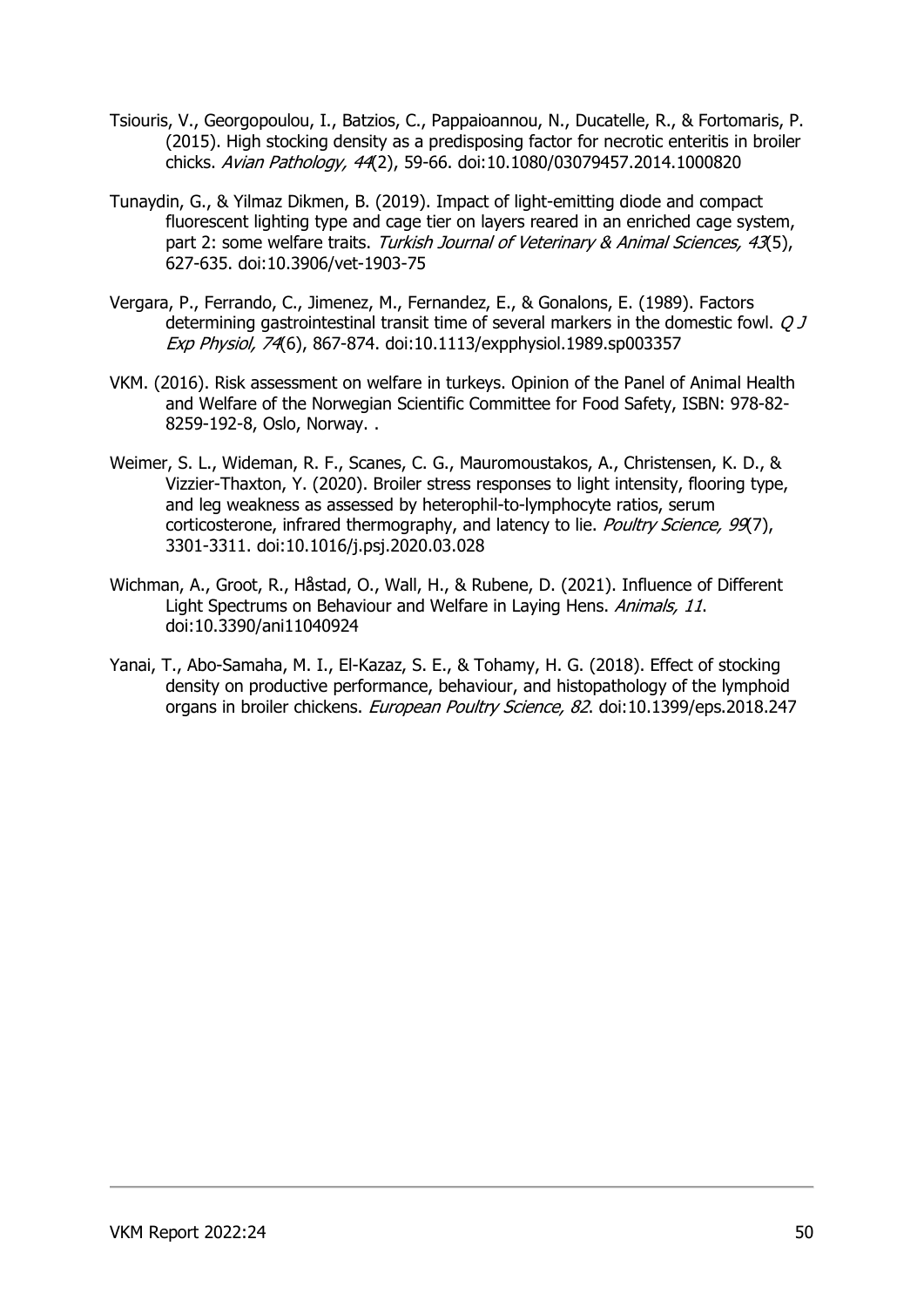Tsiouris, V., Georgopoulou, I., Batzios, C., Pappaioannou, N., Ducatelle, R., & Fortomaris, P. (2015). High stocking density as a predisposing factor for necrotic enteritis in broiler chicks. *Avian Pathology, 44*(2), 59-66. doi:10.1080/03079457.2014.1000820

Tunaydin, G., & Yilmaz Dikmen, B. (2019). Impact of light-emitting diode and compact fluorescent lighting type and cage tier on layers reared in an enriched cage system, part 2: some welfare traits. *Turkish Journal of Veterinary & Animal Sciences, 43*(5), 627-635. doi:10.3906/vet-1903-75

Vergara, P., Ferrando, C., Jimenez, M., Fernandez, E., & Gonalons, E. (1989). Factors determining gastrointestinal transit time of several markers in the domestic fowl. *Q J Exp Physiol, 74*(6), 867-874. doi:10.1113/expphysiol.1989.sp003357

VKM. (2016). Risk assessment on welfare in turkeys. Opinion of the Panel of Animal Health and Welfare of the Norwegian Scientific Committee for Food Safety, ISBN: 978-82-8259-192-8, Oslo, Norway. .

Weimer, S. L., Wideman, R. F., Scanes, C. G., Mauromoustakos, A., Christensen, K. D., & Vizzier-Thaxton, Y. (2020). Broiler stress responses to light intensity, flooring type, and leg weakness as assessed by heterophil-to-lymphocyte ratios, serum corticosterone, infrared thermography, and latency to lie. *Poultry Science, 99*(7), 3301-3311. doi:10.1016/j.psj.2020.03.028

Wichman, A., Groot, R., Håstad, O., Wall, H., & Rubene, D. (2021). Influence of Different Light Spectrums on Behaviour and Welfare in Laying Hens. *Animals, 11*. doi:10.3390/ani11040924

Yanai, T., Abo-Samaha, M. I., El-Kazaz, S. E., & Tohamy, H. G. (2018). Effect of stocking density on productive performance, behaviour, and histopathology of the lymphoid organs in broiler chickens. *European Poultry Science, 82*. doi:10.1399/eps.2018.247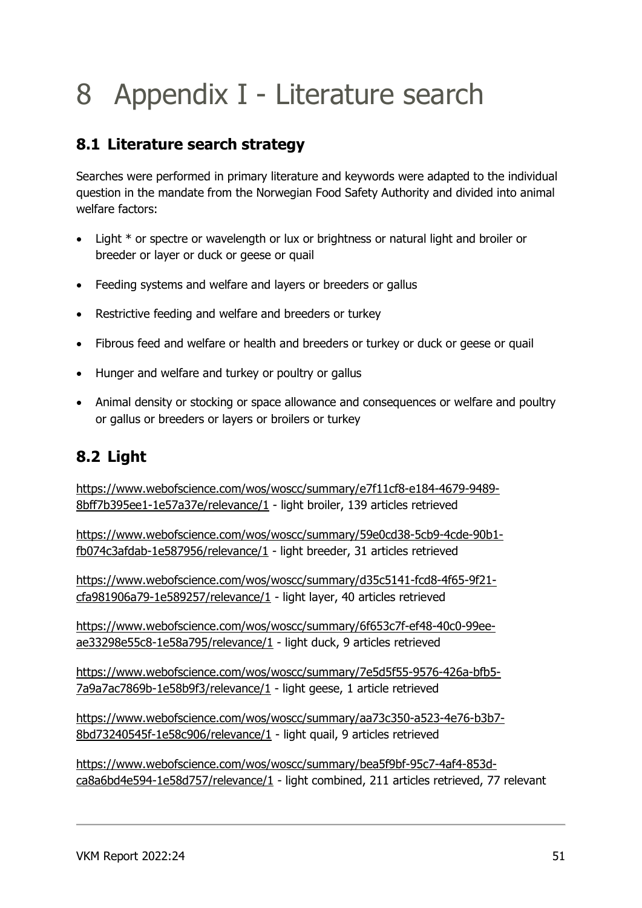# 8 Appendix I - Literature search

## 8.1 Literature search strategy

Searches were performed in primary literature and keywords were adapted to the individual question in the mandate from the Norwegian Food Safety Authority and divided into animal welfare factors:

- Light * or spectre or wavelength or lux or brightness or natural light and broiler or breeder or layer or duck or geese or quail
- Feeding systems and welfare and layers or breeders or gallus
- Restrictive feeding and welfare and breeders or turkey
- Fibrous feed and welfare or health and breeders or turkey or duck or geese or quail
- Hunger and welfare and turkey or poultry or gallus
- Animal density or stocking or space allowance and consequences or welfare and poultry or gallus or breeders or layers or broilers or turkey

## 8.2 Light

https://www.webofscience.com/wos/woscc/summary/e7f11cf8-e184-4679-9489-8bff7b395ee1-1e57a37e/relevance/1 - light broiler, 139 articles retrieved

https://www.webofscience.com/wos/woscc/summary/59e0cd38-5cb9-4cde-90b1-fb074c3afdab-1e587956/relevance/1 - light breeder, 31 articles retrieved

https://www.webofscience.com/wos/woscc/summary/d35c5141-fcd8-4f65-9f21-cfa981906a79-1e589257/relevance/1 - light layer, 40 articles retrieved

https://www.webofscience.com/wos/woscc/summary/6f653c7f-ef48-40c0-99ee-ae33298e55c8-1e58a795/relevance/1 - light duck, 9 articles retrieved

https://www.webofscience.com/wos/woscc/summary/7e5d5f55-9576-426a-bfb5-7a9a7ac7869b-1e58b9f3/relevance/1 - light geese, 1 article retrieved

https://www.webofscience.com/wos/woscc/summary/aa73c350-a523-4e76-b3b7-8bd73240545f-1e58c906/relevance/1 - light quail, 9 articles retrieved

https://www.webofscience.com/wos/woscc/summary/bea5f9bf-95c7-4af4-853d-ca8a6bd4e594-1e58d757/relevance/1 - light combined, 211 articles retrieved, 77 relevant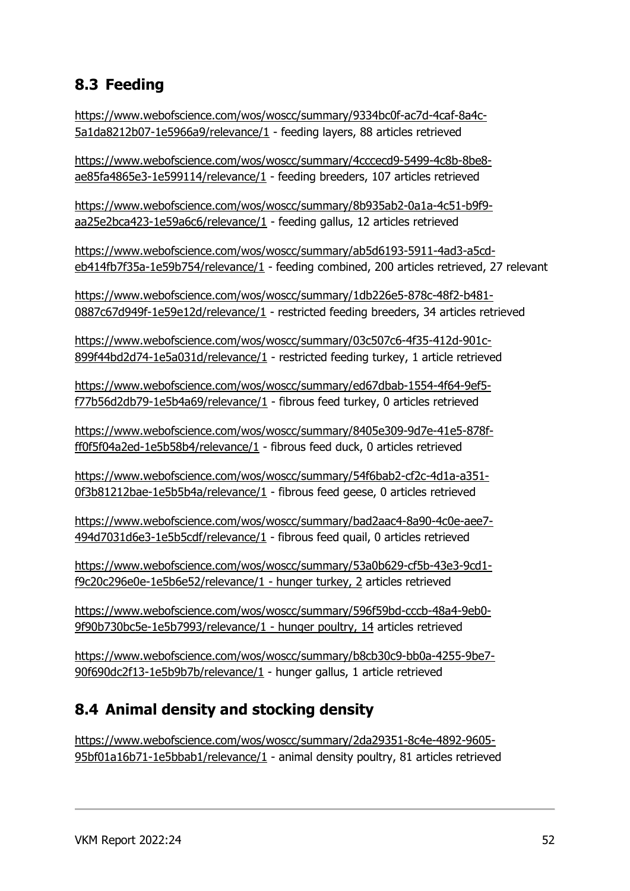## 8.3 Feeding

https://www.webofscience.com/wos/woscc/summary/9334bc0f-ac7d-4caf-8a4c-5a1da8212b07-1e5966a9/relevance/1 - feeding layers, 88 articles retrieved

https://www.webofscience.com/wos/woscc/summary/4cccecd9-5499-4c8b-8be8-ae85fa4865e3-1e599114/relevance/1 - feeding breeders, 107 articles retrieved

https://www.webofscience.com/wos/woscc/summary/8b935ab2-0a1a-4c51-b9f9-aa25e2bca423-1e59a6c6/relevance/1 - feeding gallus, 12 articles retrieved

https://www.webofscience.com/wos/woscc/summary/ab5d6193-5911-4ad3-a5cd-eb414fb7f35a-1e59b754/relevance/1 - feeding combined, 200 articles retrieved, 27 relevant

https://www.webofscience.com/wos/woscc/summary/1db226e5-878c-48f2-b481-0887c67d949f-1e59e12d/relevance/1 - restricted feeding breeders, 34 articles retrieved

https://www.webofscience.com/wos/woscc/summary/03c507c6-4f35-412d-901c-899f44bd2d74-1e5a031d/relevance/1 - restricted feeding turkey, 1 article retrieved

https://www.webofscience.com/wos/woscc/summary/ed67dbab-1554-4f64-9ef5-f77b56d2db79-1e5b4a69/relevance/1 - fibrous feed turkey, 0 articles retrieved

https://www.webofscience.com/wos/woscc/summary/8405e309-9d7e-41e5-878f-ff0f5f04a2ed-1e5b58b4/relevance/1 - fibrous feed duck, 0 articles retrieved

https://www.webofscience.com/wos/woscc/summary/54f6bab2-cf2c-4d1a-a351-0f3b81212bae-1e5b5b4a/relevance/1 - fibrous feed geese, 0 articles retrieved

https://www.webofscience.com/wos/woscc/summary/bad2aac4-8a90-4c0e-aee7-494d7031d6e3-1e5b5cdf/relevance/1 - fibrous feed quail, 0 articles retrieved

https://www.webofscience.com/wos/woscc/summary/53a0b629-cf5b-43e3-9cd1-f9c20c296e0e-1e5b6e52/relevance/1 - hunger turkey, 2 articles retrieved

https://www.webofscience.com/wos/woscc/summary/596f59bd-cccb-48a4-9eb0-9f90b730bc5e-1e5b7993/relevance/1 - hunger poultry, 14 articles retrieved

https://www.webofscience.com/wos/woscc/summary/b8cb30c9-bb0a-4255-9be7-90f690dc2f13-1e5b9b7b/relevance/1 - hunger gallus, 1 article retrieved

## 8.4 Animal density and stocking density

https://www.webofscience.com/wos/woscc/summary/2da29351-8c4e-4892-9605-95bf01a16b71-1e5bbab1/relevance/1 - animal density poultry, 81 articles retrieved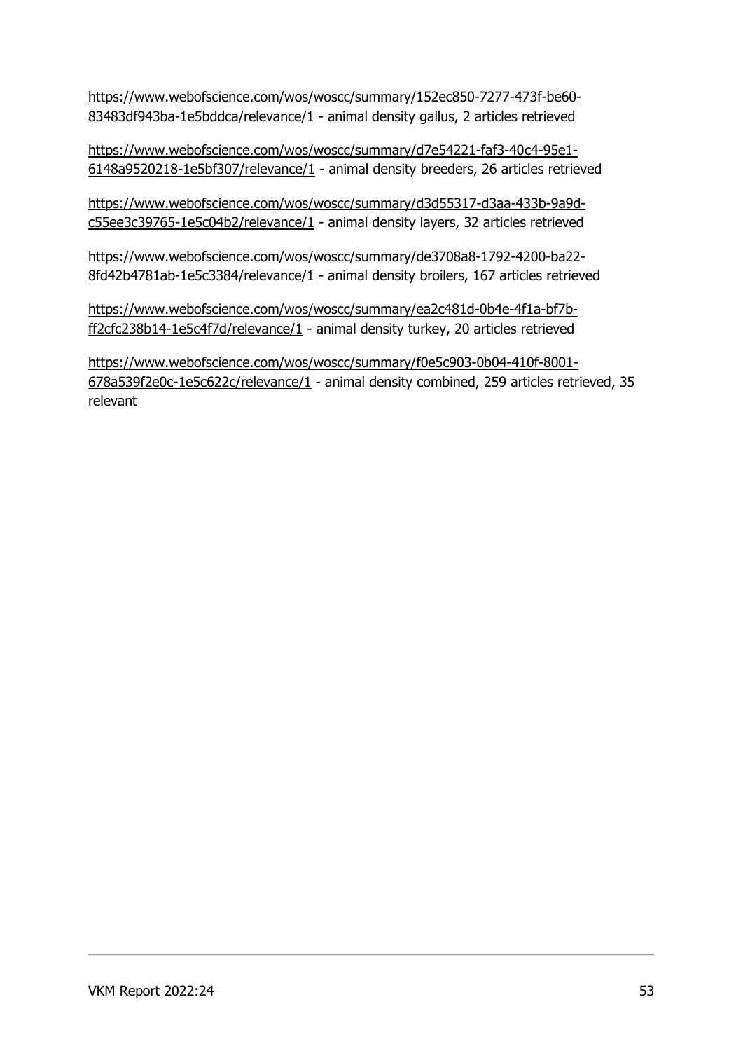https://www.webofscience.com/wos/woscc/summary/152ec850-7277-473f-be60-83483df943ba-1e5bddca/relevance/1 - animal density gallus, 2 articles retrieved

https://www.webofscience.com/wos/woscc/summary/d7e54221-faf3-40c4-95e1-6148a9520218-1e5bf307/relevance/1 - animal density breeders, 26 articles retrieved

https://www.webofscience.com/wos/woscc/summary/d3d55317-d3aa-433b-9a9d-c55ee3c39765-1e5c04b2/relevance/1 - animal density layers, 32 articles retrieved

https://www.webofscience.com/wos/woscc/summary/de3708a8-1792-4200-ba22-8fd42b4781ab-1e5c3384/relevance/1 - animal density broilers, 167 articles retrieved

https://www.webofscience.com/wos/woscc/summary/ea2c481d-0b4e-4f1a-bf7b-ff2cfc238b14-1e5c4f7d/relevance/1 - animal density turkey, 20 articles retrieved

https://www.webofscience.com/wos/woscc/summary/f0e5c903-0b04-410f-8001-678a539f2e0c-1e5c622c/relevance/1 - animal density combined, 259 articles retrieved, 35 relevant